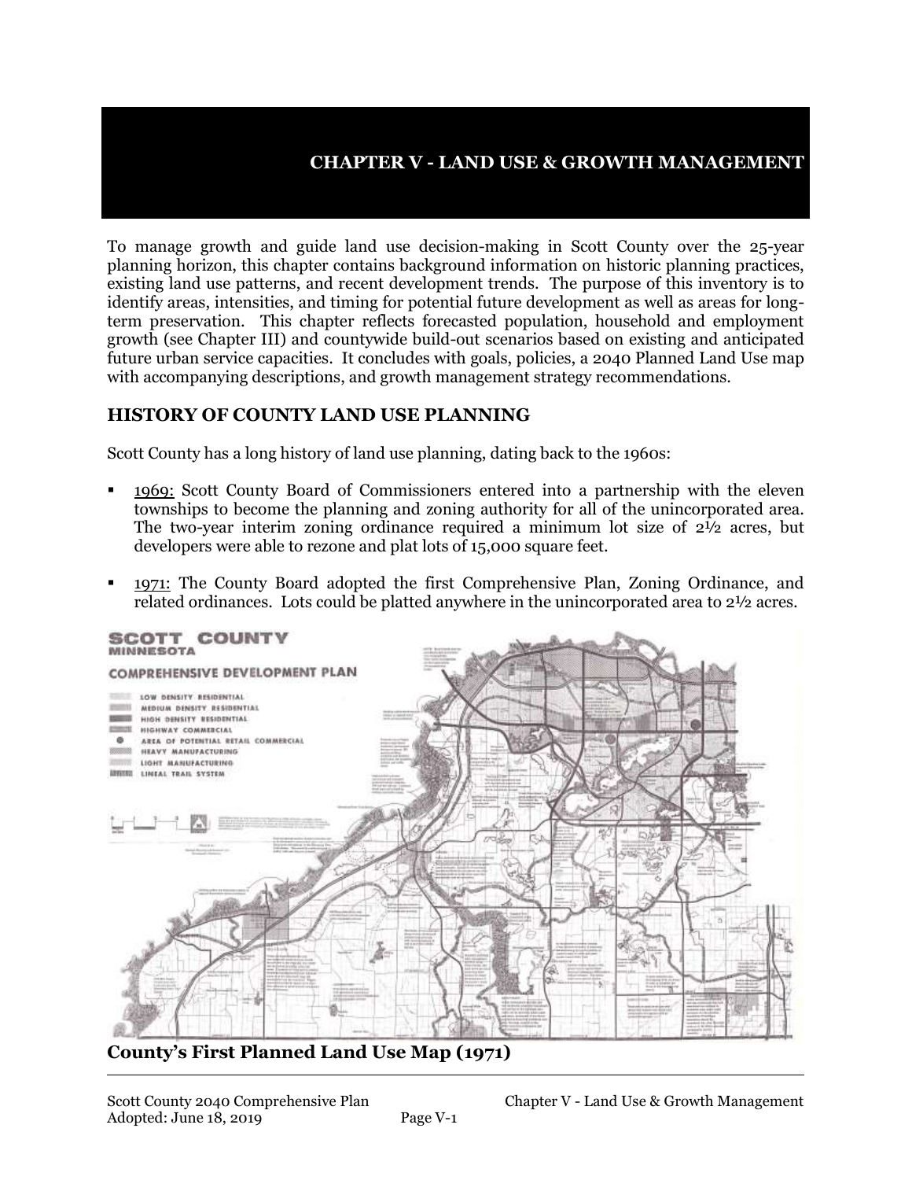# CHAPTER V - LAND USE & GROWTH MANAGEMENT

To manage growth and guide land use decision-making in Scott County over the 25-year planning horizon, this chapter contains background information on historic planning practices, existing land use patterns, and recent development trends. The purpose of this inventory is to identify areas, intensities, and timing for potential future development as well as areas for long-term preservation. This chapter reflects forecasted population, household and employment growth (see Chapter III) and countywide build-out scenarios based on existing and anticipated future urban service capacities. It concludes with goals, policies, a 2040 Planned Land Use map with accompanying descriptions, and growth management strategy recommendations.

## HISTORY OF COUNTY LAND USE PLANNING

Scott County has a long history of land use planning, dating back to the 1960s:

- 1969: Scott County Board of Commissioners entered into a partnership with the eleven townships to become the planning and zoning authority for all of the unincorporated area. The two-year interim zoning ordinance required a minimum lot size of 2½ acres, but developers were able to rezone and plat lots of 15,000 square feet.
- 1971: The County Board adopted the first Comprehensive Plan, Zoning Ordinance, and related ordinances. Lots could be platted anywhere in the unincorporated area to 2½ acres.

SCOTT COUNTY
MINNESOTA
COMPREHENSIVE DEVELOPMENT PLAN
LOW DENSITY RESIDENTIAL
MEDIUM DENSITY RESIDENTIAL
HIGH DENSITY RESIDENTIAL
HIGHWAY COMMERCIAL
AREA OF POTENTIAL RETAIL COMMERCIAL
HEAVY MANUFACTURING
LIGHT MANUFACTURING
LINEAL TRAIL SYSTEM

**County's First Planned Land Use Map (1971)**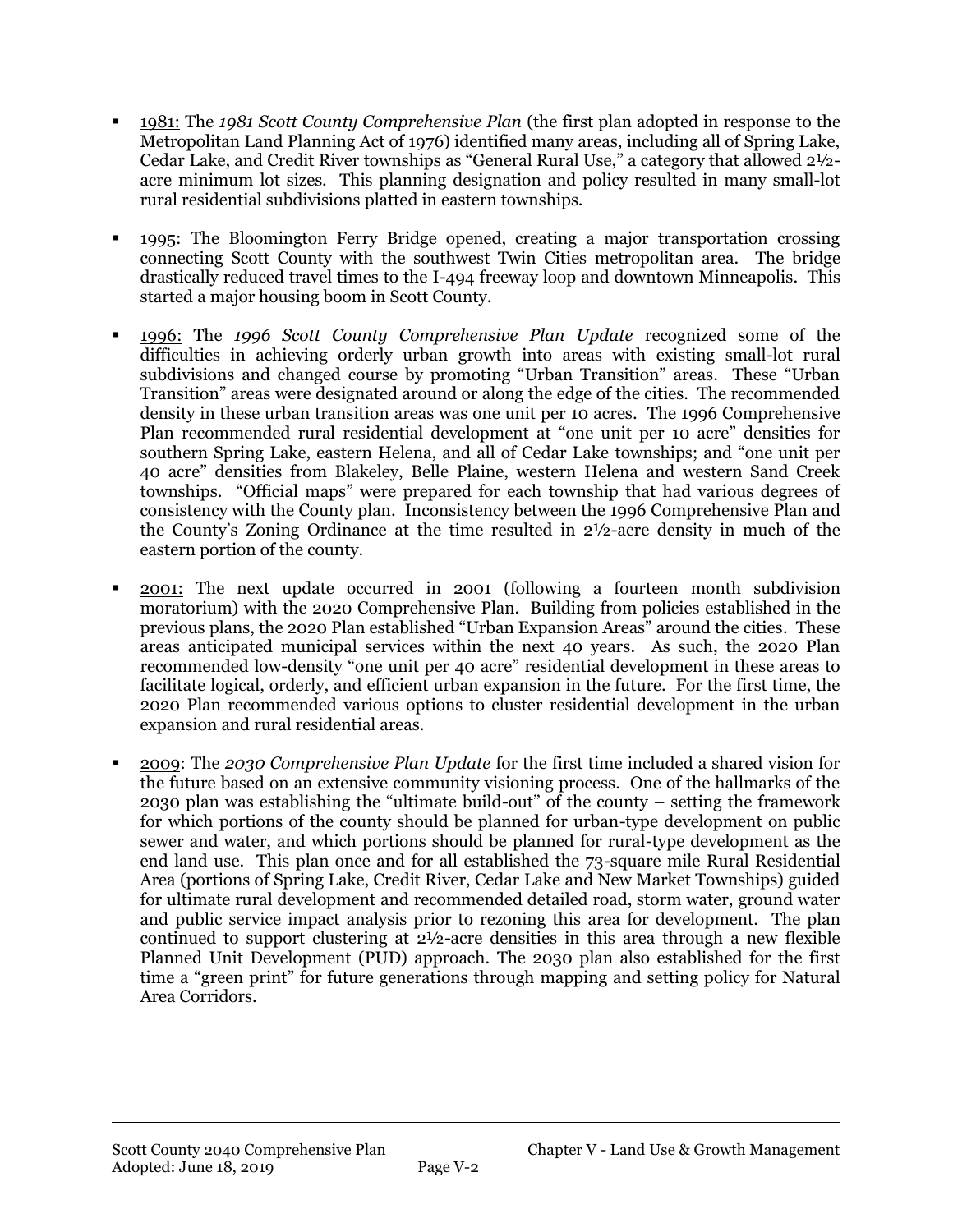- 1981: The *1981 Scott County Comprehensive Plan* (the first plan adopted in response to the Metropolitan Land Planning Act of 1976) identified many areas, including all of Spring Lake, Cedar Lake, and Credit River townships as "General Rural Use," a category that allowed 2½-acre minimum lot sizes. This planning designation and policy resulted in many small-lot rural residential subdivisions platted in eastern townships.

- 1995: The Bloomington Ferry Bridge opened, creating a major transportation crossing connecting Scott County with the southwest Twin Cities metropolitan area. The bridge drastically reduced travel times to the I-494 freeway loop and downtown Minneapolis. This started a major housing boom in Scott County.

- 1996: The *1996 Scott County Comprehensive Plan Update* recognized some of the difficulties in achieving orderly urban growth into areas with existing small-lot rural subdivisions and changed course by promoting "Urban Transition" areas. These "Urban Transition" areas were designated around or along the edge of the cities. The recommended density in these urban transition areas was one unit per 10 acres. The 1996 Comprehensive Plan recommended rural residential development at "one unit per 10 acre" densities for southern Spring Lake, eastern Helena, and all of Cedar Lake townships; and "one unit per 40 acre" densities from Blakeley, Belle Plaine, western Helena and western Sand Creek townships. "Official maps" were prepared for each township that had various degrees of consistency with the County plan. Inconsistency between the 1996 Comprehensive Plan and the County's Zoning Ordinance at the time resulted in 2½-acre density in much of the eastern portion of the county.

- 2001: The next update occurred in 2001 (following a fourteen month subdivision moratorium) with the 2020 Comprehensive Plan. Building from policies established in the previous plans, the 2020 Plan established "Urban Expansion Areas" around the cities. These areas anticipated municipal services within the next 40 years. As such, the 2020 Plan recommended low-density "one unit per 40 acre" residential development in these areas to facilitate logical, orderly, and efficient urban expansion in the future. For the first time, the 2020 Plan recommended various options to cluster residential development in the urban expansion and rural residential areas.

- 2009: The *2030 Comprehensive Plan Update* for the first time included a shared vision for the future based on an extensive community visioning process. One of the hallmarks of the 2030 plan was establishing the "ultimate build-out" of the county – setting the framework for which portions of the county should be planned for urban-type development on public sewer and water, and which portions should be planned for rural-type development as the end land use. This plan once and for all established the 73-square mile Rural Residential Area (portions of Spring Lake, Credit River, Cedar Lake and New Market Townships) guided for ultimate rural development and recommended detailed road, storm water, ground water and public service impact analysis prior to rezoning this area for development. The plan continued to support clustering at 2½-acre densities in this area through a new flexible Planned Unit Development (PUD) approach. The 2030 plan also established for the first time a "green print" for future generations through mapping and setting policy for Natural Area Corridors.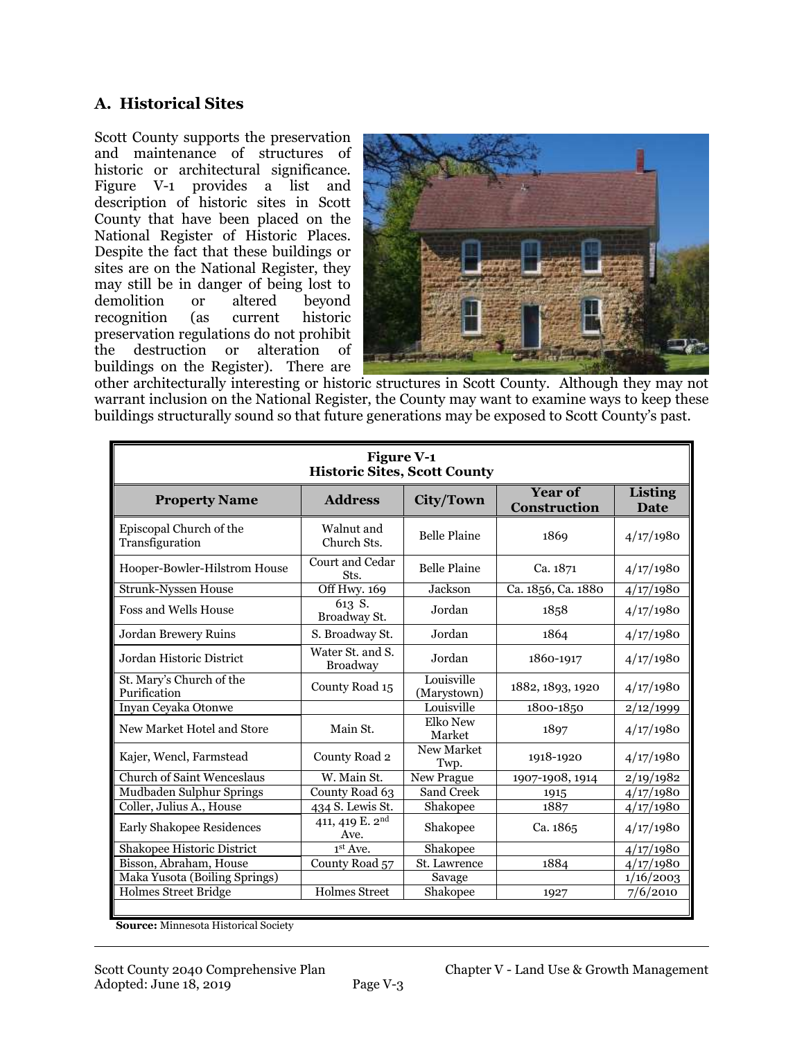## A. Historical Sites

Scott County supports the preservation and maintenance of structures of historic or architectural significance. Figure V-1 provides a list and description of historic sites in Scott County that have been placed on the National Register of Historic Places. Despite the fact that these buildings or sites are on the National Register, they may still be in danger of being lost to demolition or altered beyond recognition (as current historic preservation regulations do not prohibit the destruction or alteration of buildings on the Register). There are other architecturally interesting or historic structures in Scott County. Although they may not warrant inclusion on the National Register, the County may want to examine ways to keep these buildings structurally sound so that future generations may be exposed to Scott County's past.

**Figure V-1**
**Historic Sites, Scott County**

| Property Name | Address | City/Town | Year of Construction | Listing Date |
|---|---|---|---|---|
| Episcopal Church of the Transfiguration | Walnut and Church Sts. | Belle Plaine | 1869 | 4/17/1980 |
| Hooper-Bowler-Hilstrom House | Court and Cedar Sts. | Belle Plaine | Ca. 1871 | 4/17/1980 |
| Strunk-Nyssen House | Off Hwy. 169 | Jackson | Ca. 1856, Ca. 1880 | 4/17/1980 |
| Foss and Wells House | 613 S. Broadway St. | Jordan | 1858 | 4/17/1980 |
| Jordan Brewery Ruins | S. Broadway St. | Jordan | 1864 | 4/17/1980 |
| Jordan Historic District | Water St. and S. Broadway | Jordan | 1860-1917 | 4/17/1980 |
| St. Mary's Church of the Purification | County Road 15 | Louisville (Marystown) | 1882, 1893, 1920 | 4/17/1980 |
| Inyan Ceyaka Otonwe | | Louisville | 1800-1850 | 2/12/1999 |
| New Market Hotel and Store | Main St. | Elko New Market | 1897 | 4/17/1980 |
| Kajer, Wencl, Farmstead | County Road 2 | New Market Twp. | 1918-1920 | 4/17/1980 |
| Church of Saint Wenceslaus | W. Main St. | New Prague | 1907-1908, 1914 | 2/19/1982 |
| Mudbaden Sulphur Springs | County Road 63 | Sand Creek | 1915 | 4/17/1980 |
| Coller, Julius A., House | 434 S. Lewis St. | Shakopee | 1887 | 4/17/1980 |
| Early Shakopee Residences | 411, 419 E. 2nd Ave. | Shakopee | Ca. 1865 | 4/17/1980 |
| Shakopee Historic District | 1st Ave. | Shakopee | | 4/17/1980 |
| Bisson, Abraham, House | County Road 57 | St. Lawrence | 1884 | 4/17/1980 |
| Maka Yusota (Boiling Springs) | | Savage | | 1/16/2003 |
| Holmes Street Bridge | Holmes Street | Shakopee | 1927 | 7/6/2010 |

**Source:** Minnesota Historical Society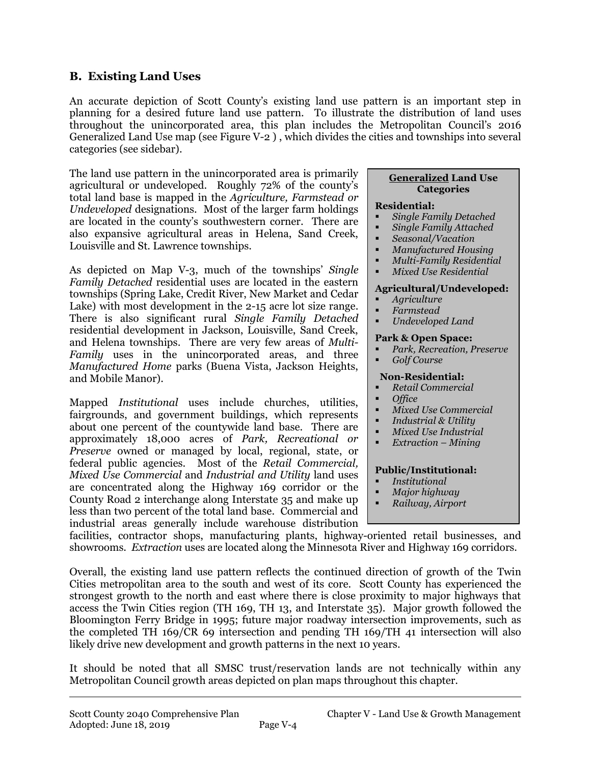## B. Existing Land Uses

An accurate depiction of Scott County's existing land use pattern is an important step in planning for a desired future land use pattern. To illustrate the distribution of land uses throughout the unincorporated area, this plan includes the Metropolitan Council's 2016 Generalized Land Use map (see Figure V-2 ) , which divides the cities and townships into several categories (see sidebar).

The land use pattern in the unincorporated area is primarily agricultural or undeveloped. Roughly 72% of the county's total land base is mapped in the *Agriculture, Farmstead or Undeveloped* designations. Most of the larger farm holdings are located in the county's southwestern corner. There are also expansive agricultural areas in Helena, Sand Creek, Louisville and St. Lawrence townships.

As depicted on Map V-3, much of the townships' *Single Family Detached* residential uses are located in the eastern townships (Spring Lake, Credit River, New Market and Cedar Lake) with most development in the 2-15 acre lot size range. There is also significant rural *Single Family Detached* residential development in Jackson, Louisville, Sand Creek, and Helena townships. There are very few areas of *Multi-Family* uses in the unincorporated areas, and three *Manufactured Home* parks (Buena Vista, Jackson Heights, and Mobile Manor).

Mapped *Institutional* uses include churches, utilities, fairgrounds, and government buildings, which represents about one percent of the countywide land base. There are approximately 18,000 acres of *Park, Recreational or Preserve* owned or managed by local, regional, state, or federal public agencies. Most of the *Retail Commercial, Mixed Use Commercial* and *Industrial and Utility* land uses are concentrated along the Highway 169 corridor or the County Road 2 interchange along Interstate 35 and make up less than two percent of the total land base. Commercial and industrial areas generally include warehouse distribution facilities, contractor shops, manufacturing plants, highway-oriented retail businesses, and showrooms. *Extraction* uses are located along the Minnesota River and Highway 169 corridors.

> **Generalized Land Use Categories**
>
> **Residential:**
> - *Single Family Detached*
> - *Single Family Attached*
> - *Seasonal/Vacation*
> - *Manufactured Housing*
> - *Multi-Family Residential*
> - *Mixed Use Residential*
>
> **Agricultural/Undeveloped:**
> - *Agriculture*
> - *Farmstead*
> - *Undeveloped Land*
>
> **Park & Open Space:**
> - *Park, Recreation, Preserve*
> - *Golf Course*
>
> **Non-Residential:**
> - *Retail Commercial*
> - *Office*
> - *Mixed Use Commercial*
> - *Industrial & Utility*
> - *Mixed Use Industrial*
> - *Extraction – Mining*
>
> **Public/Institutional:**
> - *Institutional*
> - *Major highway*
> - *Railway, Airport*

Overall, the existing land use pattern reflects the continued direction of growth of the Twin Cities metropolitan area to the south and west of its core. Scott County has experienced the strongest growth to the north and east where there is close proximity to major highways that access the Twin Cities region (TH 169, TH 13, and Interstate 35). Major growth followed the Bloomington Ferry Bridge in 1995; future major roadway intersection improvements, such as the completed TH 169/CR 69 intersection and pending TH 169/TH 41 intersection will also likely drive new development and growth patterns in the next 10 years.

It should be noted that all SMSC trust/reservation lands are not technically within any Metropolitan Council growth areas depicted on plan maps throughout this chapter.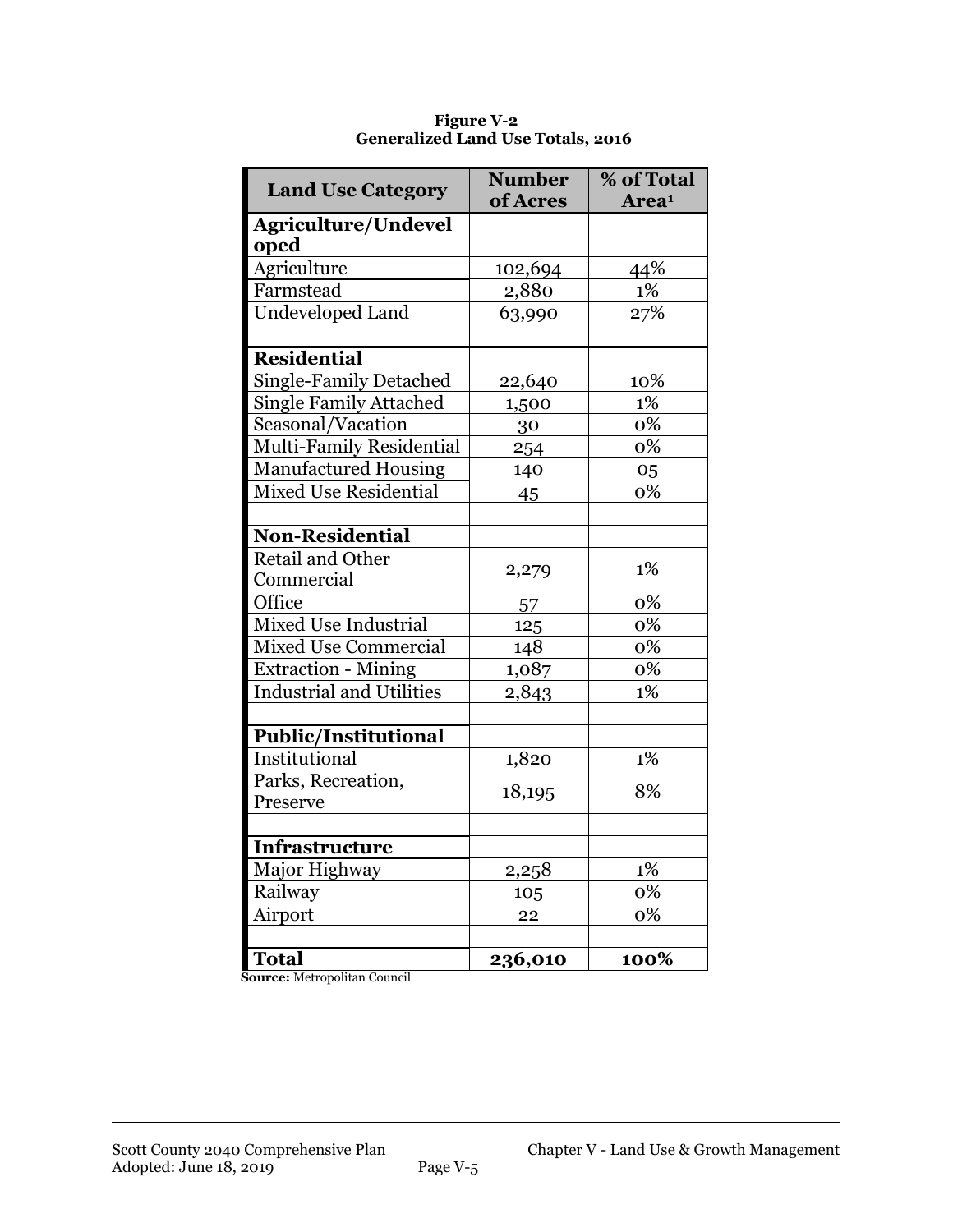**Figure V-2**
**Generalized Land Use Totals, 2016**

| Land Use Category | Number of Acres | % of Total Area[1] |
|---|---|---|
| **Agriculture/Undeveloped** | | |
| Agriculture | 102,694 | 44% |
| Farmstead | 2,880 | 1% |
| Undeveloped Land | 63,990 | 27% |
| | | |
| **Residential** | | |
| Single-Family Detached | 22,640 | 10% |
| Single Family Attached | 1,500 | 1% |
| Seasonal/Vacation | 30 | 0% |
| Multi-Family Residential | 254 | 0% |
| Manufactured Housing | 140 | 05 |
| Mixed Use Residential | 45 | 0% |
| | | |
| **Non-Residential** | | |
| Retail and Other Commercial | 2,279 | 1% |
| Office | 57 | 0% |
| Mixed Use Industrial | 125 | 0% |
| Mixed Use Commercial | 148 | 0% |
| Extraction - Mining | 1,087 | 0% |
| Industrial and Utilities | 2,843 | 1% |
| | | |
| **Public/Institutional** | | |
| Institutional | 1,820 | 1% |
| Parks, Recreation, Preserve | 18,195 | 8% |
| | | |
| **Infrastructure** | | |
| Major Highway | 2,258 | 1% |
| Railway | 105 | 0% |
| Airport | 22 | 0% |
| | | |
| **Total** | **236,010** | **100%** |

**Source:** Metropolitan Council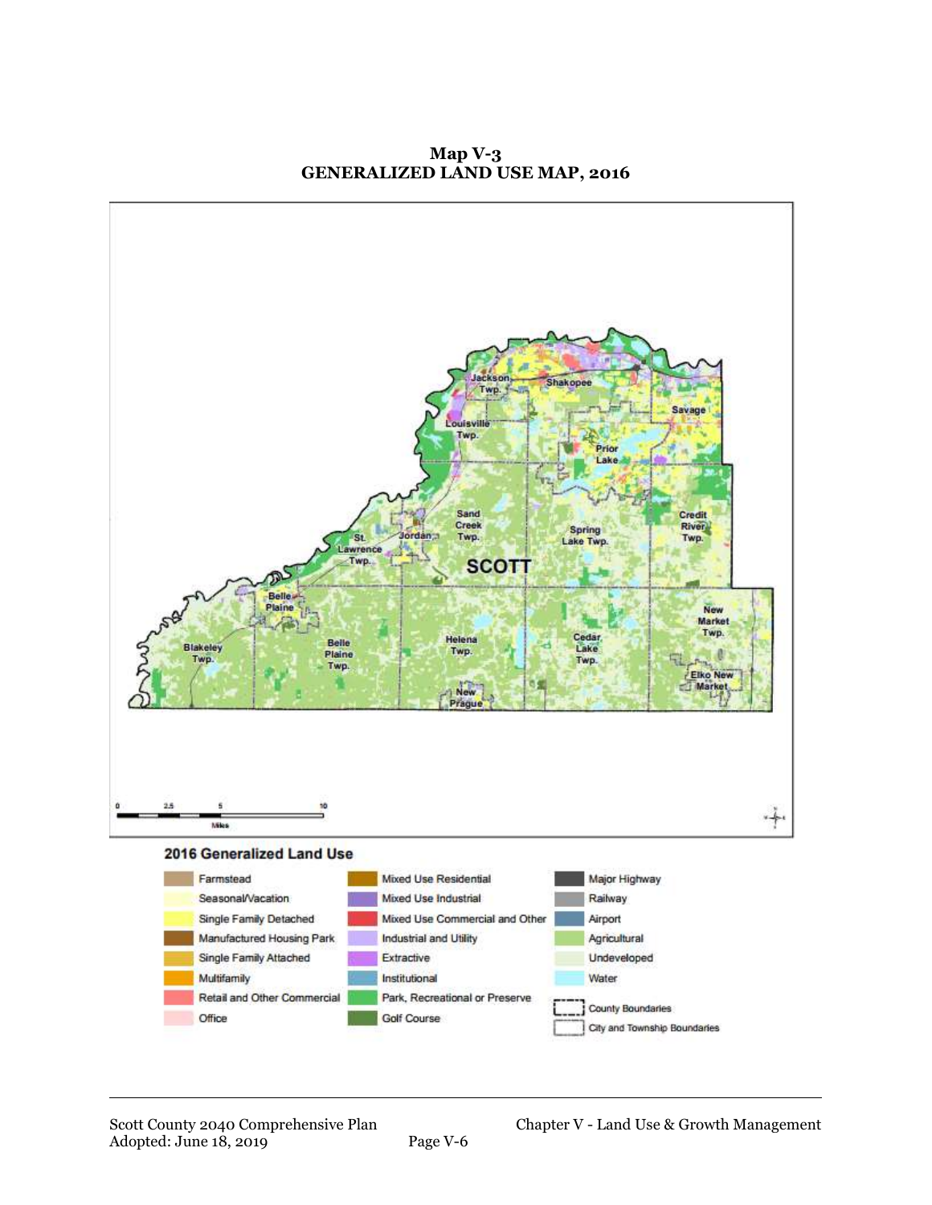**Map V-3**
**GENERALIZED LAND USE MAP, 2016**

Jackson Twp.
Shakopee
Savage
Louisville Twp.
Prior Lake
Sand Creek Twp.
Spring Lake Twp.
Credit River Twp.
St. Lawrence Twp.
Jordan
SCOTT
Belle Plaine
New Market Twp.
Blakeley Twp.
Belle Plaine Twp.
Helena Twp.
Cedar Lake Twp.
Elko New Market
New Prague

0 2.5 5 10
Miles

**2016 Generalized Land Use**

Farmstead
Seasonal/Vacation
Single Family Detached
Manufactured Housing Park
Single Family Attached
Multifamily
Retail and Other Commercial
Office
Mixed Use Residential
Mixed Use Industrial
Mixed Use Commercial and Other
Industrial and Utility
Extractive
Institutional
Park, Recreational or Preserve
Golf Course
Major Highway
Railway
Airport
Agricultural
Undeveloped
Water
County Boundaries
City and Township Boundaries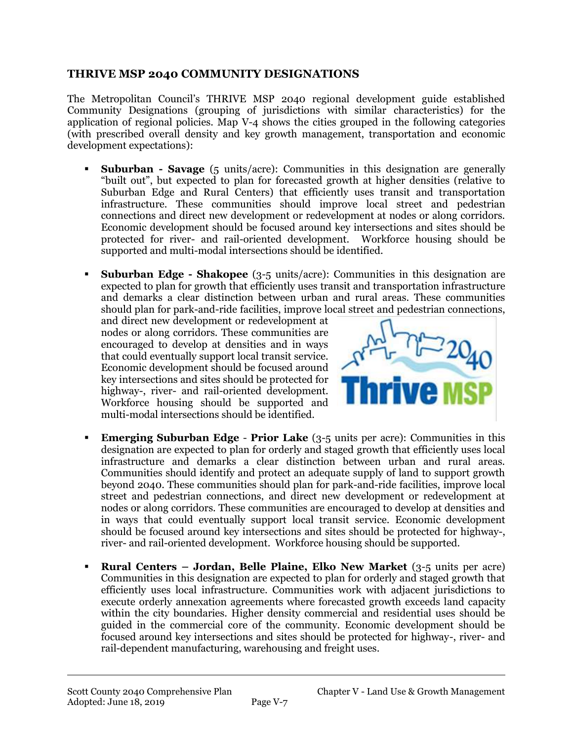## THRIVE MSP 2040 COMMUNITY DESIGNATIONS

The Metropolitan Council's THRIVE MSP 2040 regional development guide established Community Designations (grouping of jurisdictions with similar characteristics) for the application of regional policies. Map V-4 shows the cities grouped in the following categories (with prescribed overall density and key growth management, transportation and economic development expectations):

- **Suburban - Savage** (5 units/acre): Communities in this designation are generally "built out", but expected to plan for forecasted growth at higher densities (relative to Suburban Edge and Rural Centers) that efficiently uses transit and transportation infrastructure. These communities should improve local street and pedestrian connections and direct new development or redevelopment at nodes or along corridors. Economic development should be focused around key intersections and sites should be protected for river- and rail-oriented development. Workforce housing should be supported and multi-modal intersections should be identified.

- **Suburban Edge - Shakopee** (3-5 units/acre): Communities in this designation are expected to plan for growth that efficiently uses transit and transportation infrastructure and demarks a clear distinction between urban and rural areas. These communities should plan for park-and-ride facilities, improve local street and pedestrian connections, and direct new development or redevelopment at nodes or along corridors. These communities are encouraged to develop at densities and in ways that could eventually support local transit service. Economic development should be focused around key intersections and sites should be protected for highway-, river- and rail-oriented development. Workforce housing should be supported and multi-modal intersections should be identified.

- **Emerging Suburban Edge** - **Prior Lake** (3-5 units per acre): Communities in this designation are expected to plan for orderly and staged growth that efficiently uses local infrastructure and demarks a clear distinction between urban and rural areas. Communities should identify and protect an adequate supply of land to support growth beyond 2040. These communities should plan for park-and-ride facilities, improve local street and pedestrian connections, and direct new development or redevelopment at nodes or along corridors. These communities are encouraged to develop at densities and in ways that could eventually support local transit service. Economic development should be focused around key intersections and sites should be protected for highway-, river- and rail-oriented development. Workforce housing should be supported.

- **Rural Centers – Jordan, Belle Plaine, Elko New Market** (3-5 units per acre) Communities in this designation are expected to plan for orderly and staged growth that efficiently uses local infrastructure. Communities work with adjacent jurisdictions to execute orderly annexation agreements where forecasted growth exceeds land capacity within the city boundaries. Higher density commercial and residential uses should be guided in the commercial core of the community. Economic development should be focused around key intersections and sites should be protected for highway-, river- and rail-dependent manufacturing, warehousing and freight uses.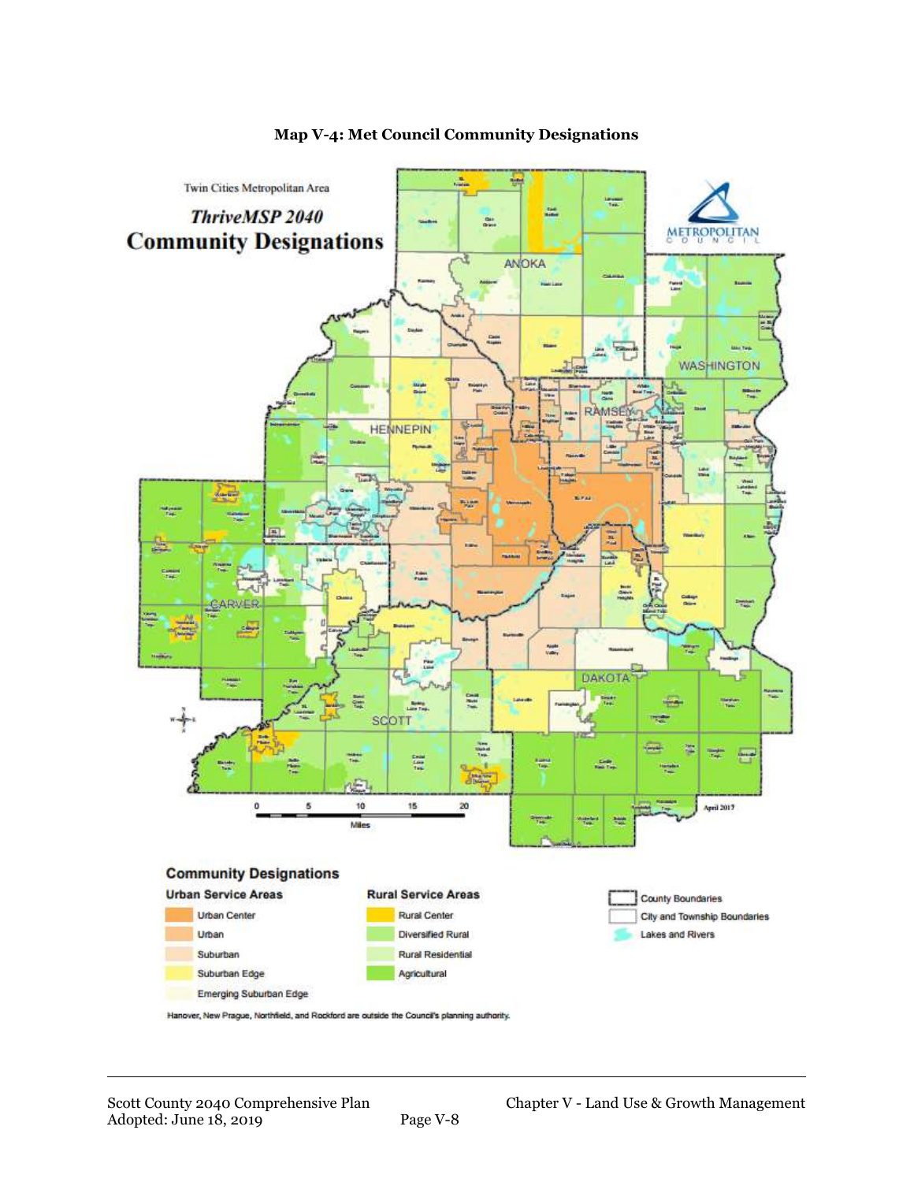**Map V-4: Met Council Community Designations**

Twin Cities Metropolitan Area

*ThriveMSP 2040*

**Community Designations**

METROPOLITAN COUNCIL

ANOKA

HENNEPIN

RAMSEY

WASHINGTON

CARVER

SCOTT

DAKOTA

0 5 10 15 20

Miles

April 2017

**Community Designations**

**Urban Service Areas**

- Urban Center
- Urban
- Suburban
- Suburban Edge
- Emerging Suburban Edge

**Rural Service Areas**

- Rural Center
- Diversified Rural
- Rural Residential
- Agricultural

- County Boundaries
- City and Township Boundaries
- Lakes and Rivers

Hanover, New Prague, Northfield, and Rockford are outside the Council's planning authority.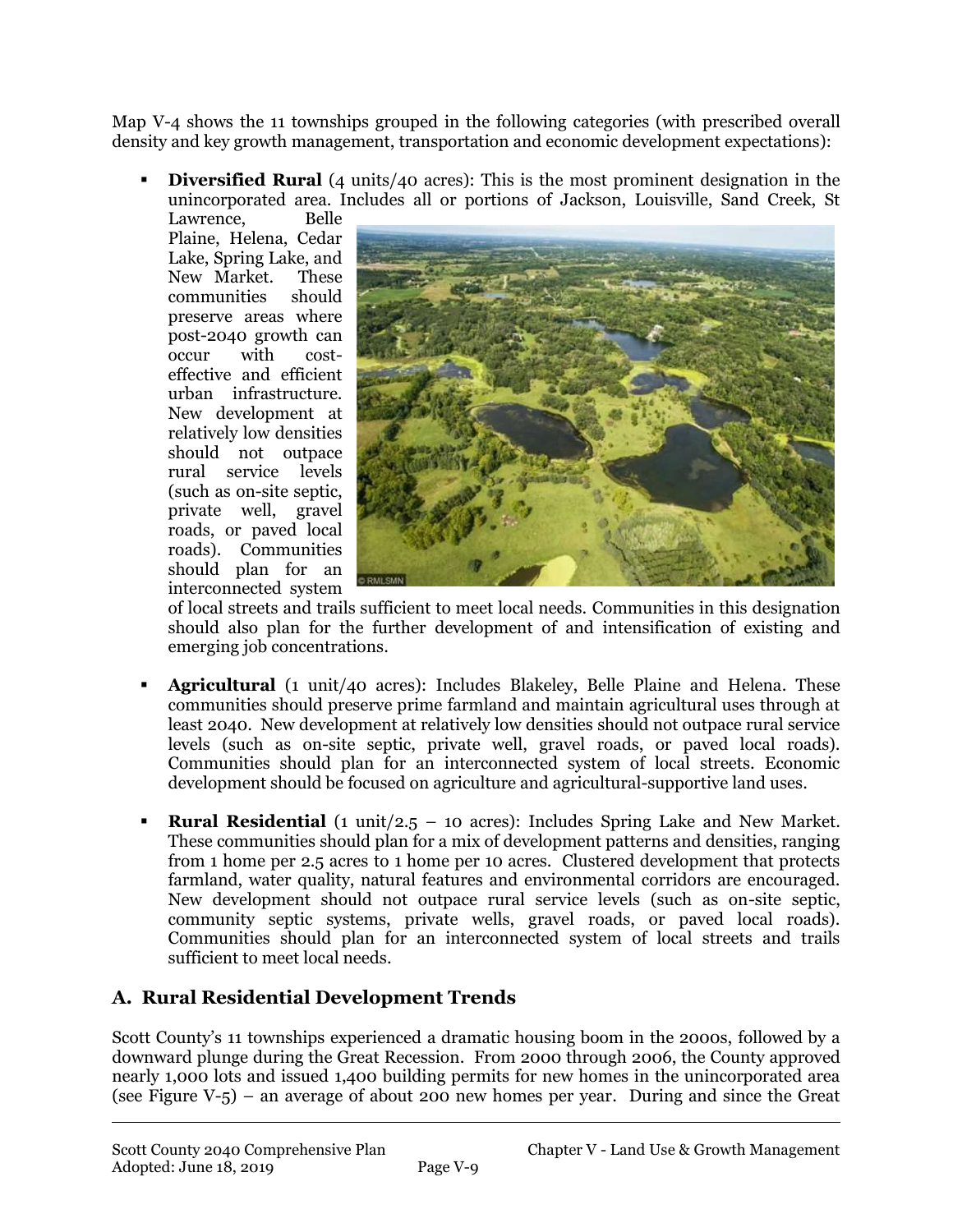Map V-4 shows the 11 townships grouped in the following categories (with prescribed overall density and key growth management, transportation and economic development expectations):

- **Diversified Rural** (4 units/40 acres): This is the most prominent designation in the unincorporated area. Includes all or portions of Jackson, Louisville, Sand Creek, St Lawrence, Belle Plaine, Helena, Cedar Lake, Spring Lake, and New Market. These communities should preserve areas where post-2040 growth can occur with cost-effective and efficient urban infrastructure. New development at relatively low densities should not outpace rural service levels (such as on-site septic, private well, gravel roads, or paved local roads). Communities should plan for an interconnected system of local streets and trails sufficient to meet local needs. Communities in this designation should also plan for the further development of and intensification of existing and emerging job concentrations.

- **Agricultural** (1 unit/40 acres): Includes Blakeley, Belle Plaine and Helena. These communities should preserve prime farmland and maintain agricultural uses through at least 2040. New development at relatively low densities should not outpace rural service levels (such as on-site septic, private well, gravel roads, or paved local roads). Communities should plan for an interconnected system of local streets. Economic development should be focused on agriculture and agricultural-supportive land uses.

- **Rural Residential** (1 unit/2.5 – 10 acres): Includes Spring Lake and New Market. These communities should plan for a mix of development patterns and densities, ranging from 1 home per 2.5 acres to 1 home per 10 acres. Clustered development that protects farmland, water quality, natural features and environmental corridors are encouraged. New development should not outpace rural service levels (such as on-site septic, community septic systems, private wells, gravel roads, or paved local roads). Communities should plan for an interconnected system of local streets and trails sufficient to meet local needs.

## A. Rural Residential Development Trends

Scott County's 11 townships experienced a dramatic housing boom in the 2000s, followed by a downward plunge during the Great Recession. From 2000 through 2006, the County approved nearly 1,000 lots and issued 1,400 building permits for new homes in the unincorporated area (see Figure V-5) – an average of about 200 new homes per year. During and since the Great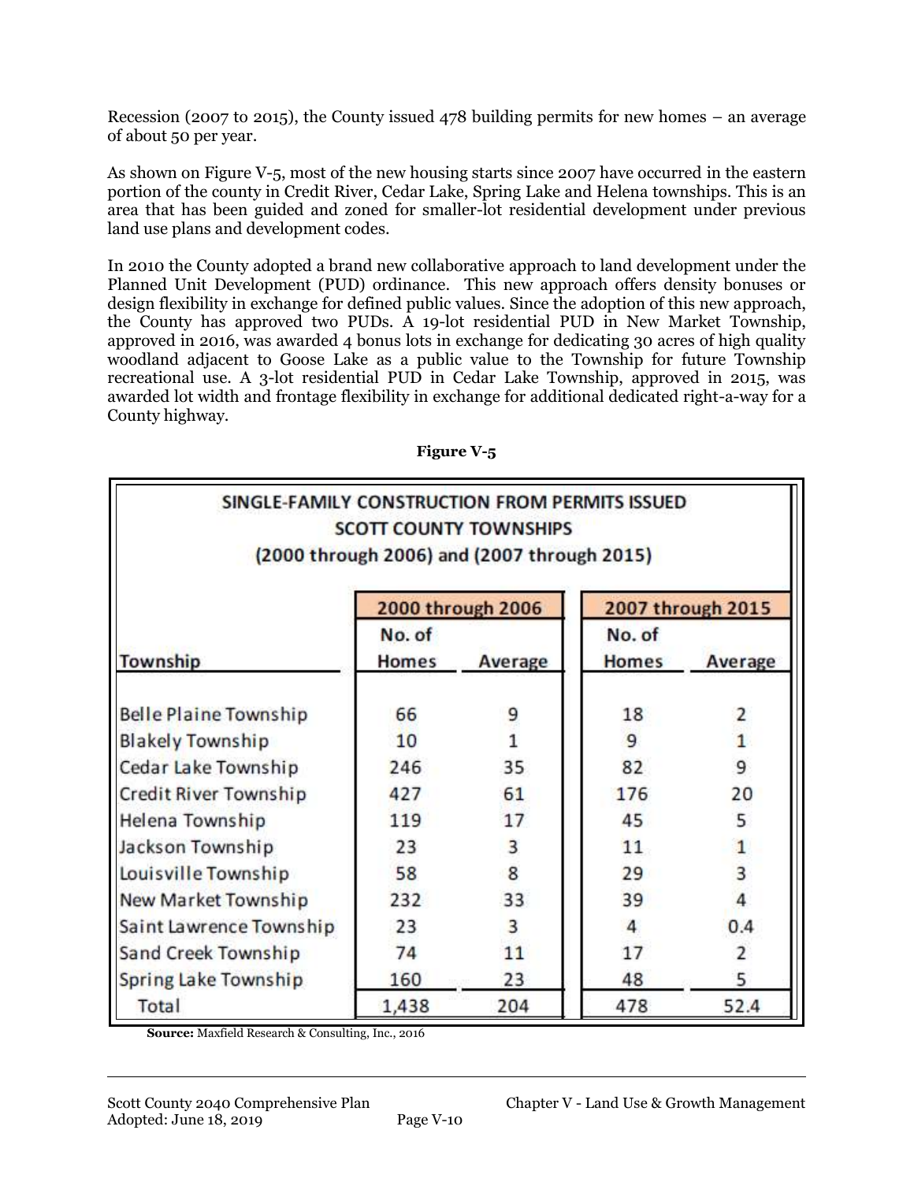Recession (2007 to 2015), the County issued 478 building permits for new homes – an average of about 50 per year.

As shown on Figure V-5, most of the new housing starts since 2007 have occurred in the eastern portion of the county in Credit River, Cedar Lake, Spring Lake and Helena townships. This is an area that has been guided and zoned for smaller-lot residential development under previous land use plans and development codes.

In 2010 the County adopted a brand new collaborative approach to land development under the Planned Unit Development (PUD) ordinance. This new approach offers density bonuses or design flexibility in exchange for defined public values. Since the adoption of this new approach, the County has approved two PUDs. A 19-lot residential PUD in New Market Township, approved in 2016, was awarded 4 bonus lots in exchange for dedicating 30 acres of high quality woodland adjacent to Goose Lake as a public value to the Township for future Township recreational use. A 3-lot residential PUD in Cedar Lake Township, approved in 2015, was awarded lot width and frontage flexibility in exchange for additional dedicated right-a-way for a County highway.

**Figure V-5**

**SINGLE-FAMILY CONSTRUCTION FROM PERMITS ISSUED**
**SCOTT COUNTY TOWNSHIPS**
**(2000 through 2006) and (2007 through 2015)**

| | 2000 through 2006 | | 2007 through 2015 | |
|---|---|---|---|---|
| Township | No. of Homes | Average | No. of Homes | Average |
| Belle Plaine Township | 66 | 9 | 18 | 2 |
| Blakely Township | 10 | 1 | 9 | 1 |
| Cedar Lake Township | 246 | 35 | 82 | 9 |
| Credit River Township | 427 | 61 | 176 | 20 |
| Helena Township | 119 | 17 | 45 | 5 |
| Jackson Township | 23 | 3 | 11 | 1 |
| Louisville Township | 58 | 8 | 29 | 3 |
| New Market Township | 232 | 33 | 39 | 4 |
| Saint Lawrence Township | 23 | 3 | 4 | 0.4 |
| Sand Creek Township | 74 | 11 | 17 | 2 |
| Spring Lake Township | 160 | 23 | 48 | 5 |
| Total | 1,438 | 204 | 478 | 52.4 |

**Source:** Maxfield Research & Consulting, Inc., 2016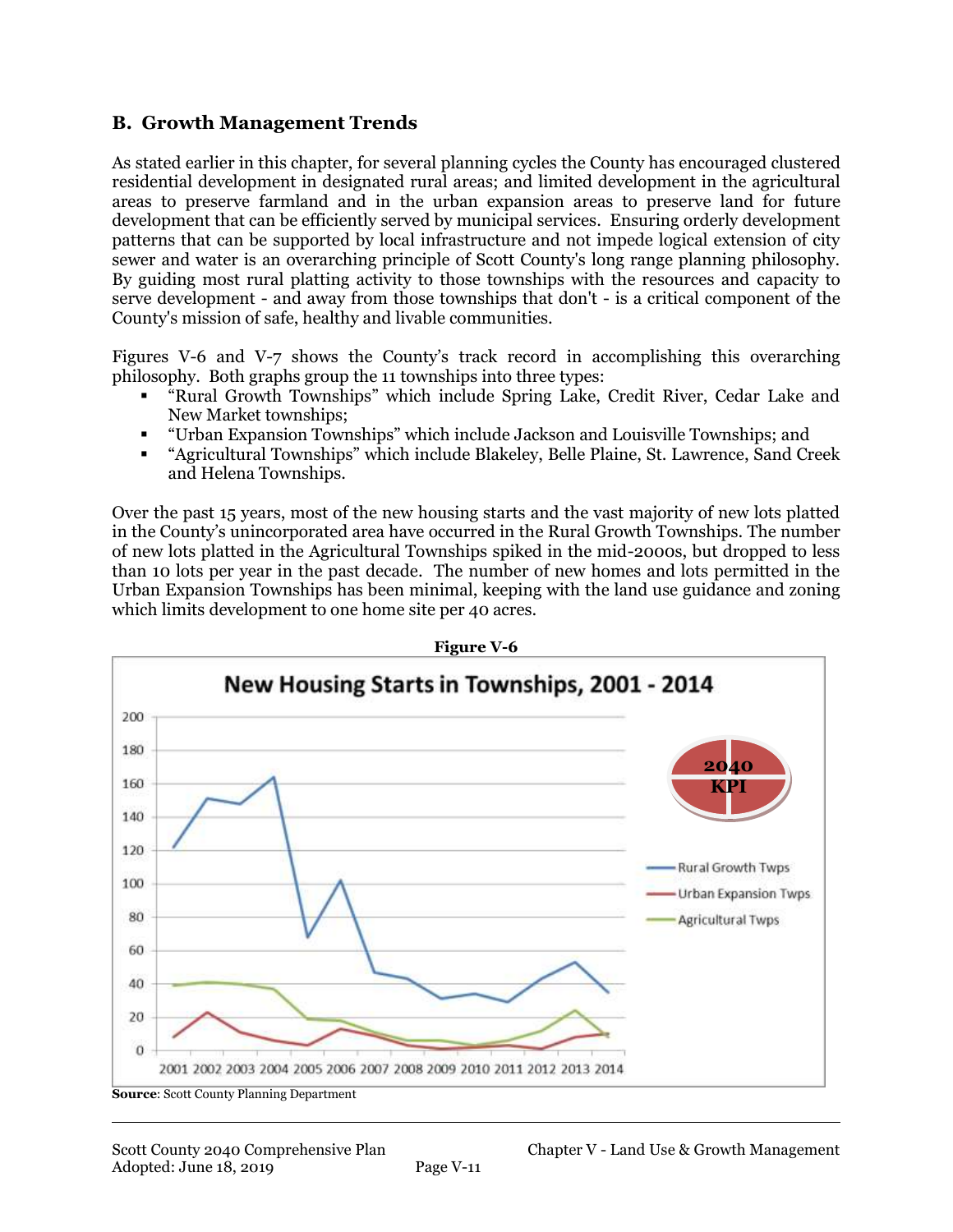## B. Growth Management Trends

As stated earlier in this chapter, for several planning cycles the County has encouraged clustered residential development in designated rural areas; and limited development in the agricultural areas to preserve farmland and in the urban expansion areas to preserve land for future development that can be efficiently served by municipal services. Ensuring orderly development patterns that can be supported by local infrastructure and not impede logical extension of city sewer and water is an overarching principle of Scott County's long range planning philosophy. By guiding most rural platting activity to those townships with the resources and capacity to serve development - and away from those townships that don't - is a critical component of the County's mission of safe, healthy and livable communities.

Figures V-6 and V-7 shows the County's track record in accomplishing this overarching philosophy. Both graphs group the 11 townships into three types:

- "Rural Growth Townships" which include Spring Lake, Credit River, Cedar Lake and New Market townships;
- "Urban Expansion Townships" which include Jackson and Louisville Townships; and
- "Agricultural Townships" which include Blakeley, Belle Plaine, St. Lawrence, Sand Creek and Helena Townships.

Over the past 15 years, most of the new housing starts and the vast majority of new lots platted in the County's unincorporated area have occurred in the Rural Growth Townships. The number of new lots platted in the Agricultural Townships spiked in the mid-2000s, but dropped to less than 10 lots per year in the past decade. The number of new homes and lots permitted in the Urban Expansion Townships has been minimal, keeping with the land use guidance and zoning which limits development to one home site per 40 acres.

**Figure V-6**

New Housing Starts in Townships, 2001 - 2014

200
180
160
140
120
100
80
60
40
20
0

2001 2002 2003 2004 2005 2006 2007 2008 2009 2010 2011 2012 2013 2014

2040 KPI

Rural Growth Twps
Urban Expansion Twps
Agricultural Twps

**Source**: Scott County Planning Department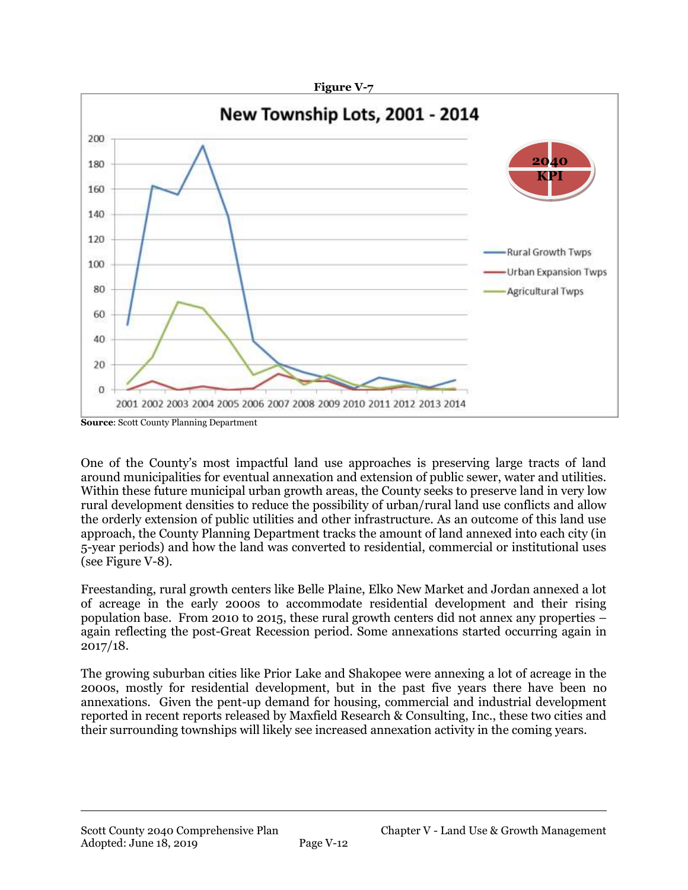**Figure V-7**

New Township Lots, 2001 - 2014

200
180
160
140
120
100
80
60
40
20
0

2001 2002 2003 2004 2005 2006 2007 2008 2009 2010 2011 2012 2013 2014

2040 KPI

Rural Growth Twps
Urban Expansion Twps
Agricultural Twps

**Source**: Scott County Planning Department

One of the County's most impactful land use approaches is preserving large tracts of land around municipalities for eventual annexation and extension of public sewer, water and utilities. Within these future municipal urban growth areas, the County seeks to preserve land in very low rural development densities to reduce the possibility of urban/rural land use conflicts and allow the orderly extension of public utilities and other infrastructure. As an outcome of this land use approach, the County Planning Department tracks the amount of land annexed into each city (in 5-year periods) and how the land was converted to residential, commercial or institutional uses (see Figure V-8).

Freestanding, rural growth centers like Belle Plaine, Elko New Market and Jordan annexed a lot of acreage in the early 2000s to accommodate residential development and their rising population base. From 2010 to 2015, these rural growth centers did not annex any properties – again reflecting the post-Great Recession period. Some annexations started occurring again in 2017/18.

The growing suburban cities like Prior Lake and Shakopee were annexing a lot of acreage in the 2000s, mostly for residential development, but in the past five years there have been no annexations. Given the pent-up demand for housing, commercial and industrial development reported in recent reports released by Maxfield Research & Consulting, Inc., these two cities and their surrounding townships will likely see increased annexation activity in the coming years.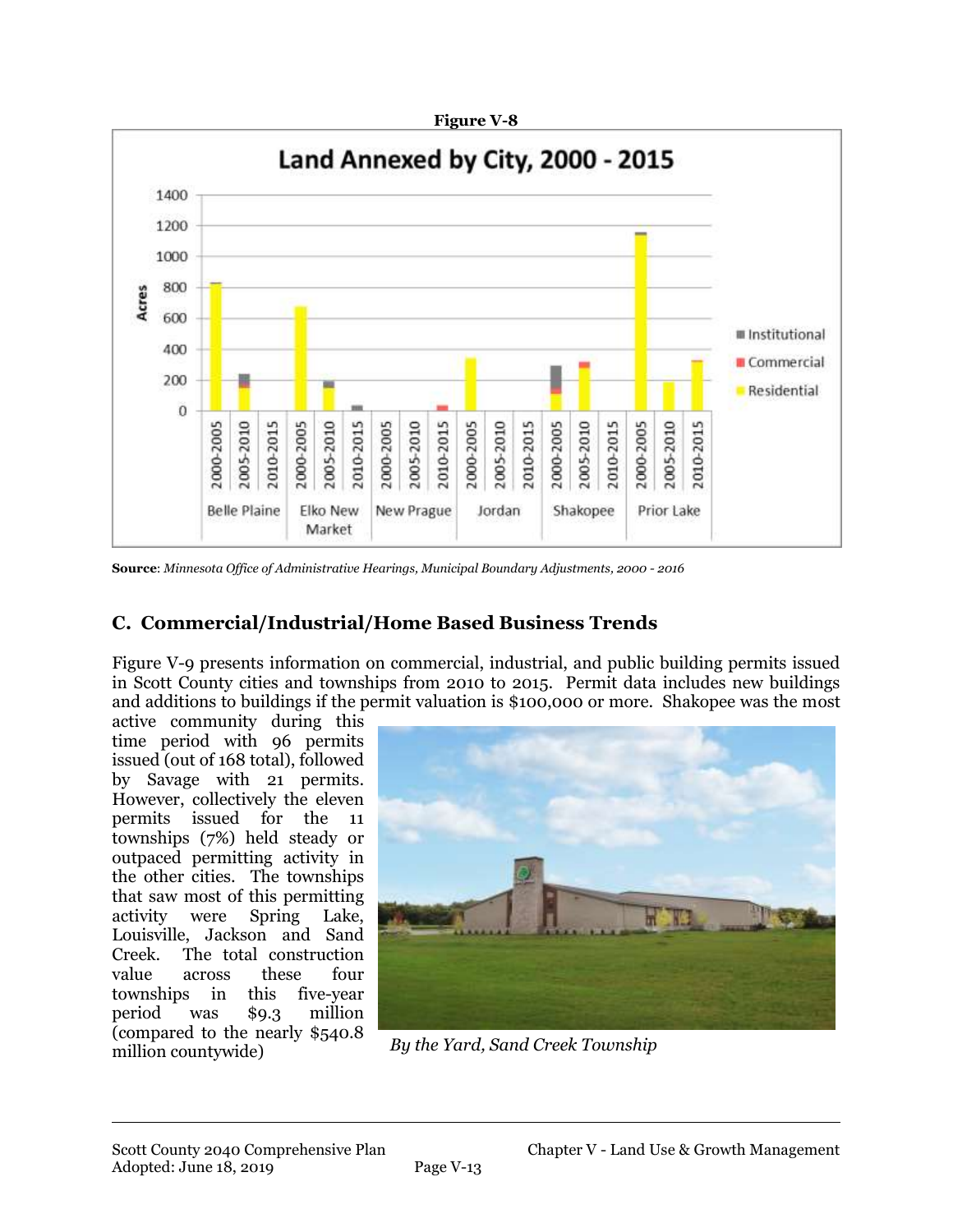**Figure V-8**

Land Annexed by City, 2000 - 2015

Acres

1400
1200
1000
800
600
400
200
0

2000-2005 2005-2010 2010-2015 — Belle Plaine
2000-2005 2005-2010 2010-2015 — Elko New Market
2000-2005 2005-2010 2010-2015 — New Prague
2000-2005 2005-2010 2010-2015 — Jordan
2000-2005 2005-2010 2010-2015 — Shakopee
2000-2005 2005-2010 2010-2015 — Prior Lake

Institutional
Commercial
Residential

**Source**: *Minnesota Office of Administrative Hearings, Municipal Boundary Adjustments, 2000 - 2016*

## C. Commercial/Industrial/Home Based Business Trends

Figure V-9 presents information on commercial, industrial, and public building permits issued in Scott County cities and townships from 2010 to 2015. Permit data includes new buildings and additions to buildings if the permit valuation is $100,000 or more. Shakopee was the most active community during this time period with 96 permits issued (out of 168 total), followed by Savage with 21 permits. However, collectively the eleven permits issued for the 11 townships (7%) held steady or outpaced permitting activity in the other cities. The townships that saw most of this permitting activity were Spring Lake, Louisville, Jackson and Sand Creek. The total construction value across these four townships in this five-year period was $9.3 million (compared to the nearly $540.8 million countywide)

*By the Yard, Sand Creek Township*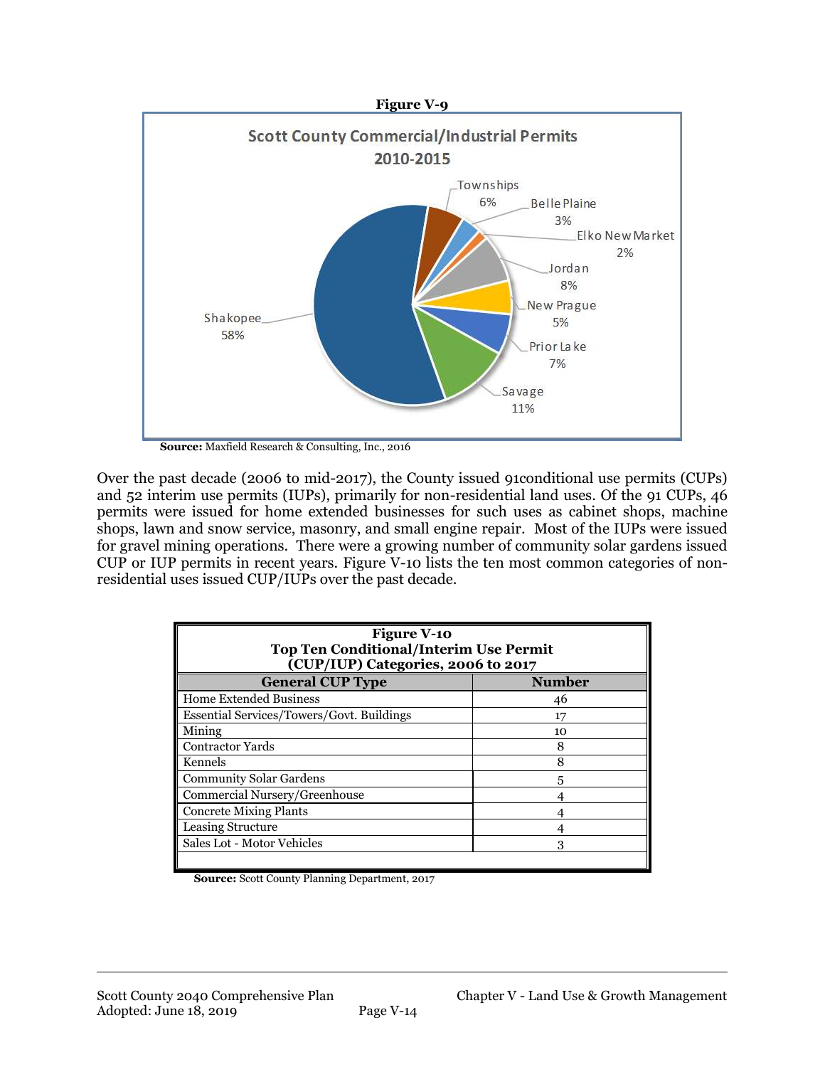**Figure V-9**

Scott County Commercial/Industrial Permits 2010-2015

| Location | Percent |
|---|---|
| Shakopee | 58% |
| Savage | 11% |
| Jordan | 8% |
| Prior Lake | 7% |
| Townships | 6% |
| New Prague | 5% |
| Belle Plaine | 3% |
| Elko New Market | 2% |

**Source:** Maxfield Research & Consulting, Inc., 2016

Over the past decade (2006 to mid-2017), the County issued 91conditional use permits (CUPs) and 52 interim use permits (IUPs), primarily for non-residential land uses. Of the 91 CUPs, 46 permits were issued for home extended businesses for such uses as cabinet shops, machine shops, lawn and snow service, masonry, and small engine repair. Most of the IUPs were issued for gravel mining operations. There were a growing number of community solar gardens issued CUP or IUP permits in recent years. Figure V-10 lists the ten most common categories of non-residential uses issued CUP/IUPs over the past decade.

**Figure V-10**
**Top Ten Conditional/Interim Use Permit (CUP/IUP) Categories, 2006 to 2017**

| General CUP Type | Number |
|---|---|
| Home Extended Business | 46 |
| Essential Services/Towers/Govt. Buildings | 17 |
| Mining | 10 |
| Contractor Yards | 8 |
| Kennels | 8 |
| Community Solar Gardens | 5 |
| Commercial Nursery/Greenhouse | 4 |
| Concrete Mixing Plants | 4 |
| Leasing Structure | 4 |
| Sales Lot - Motor Vehicles | 3 |

**Source:** Scott County Planning Department, 2017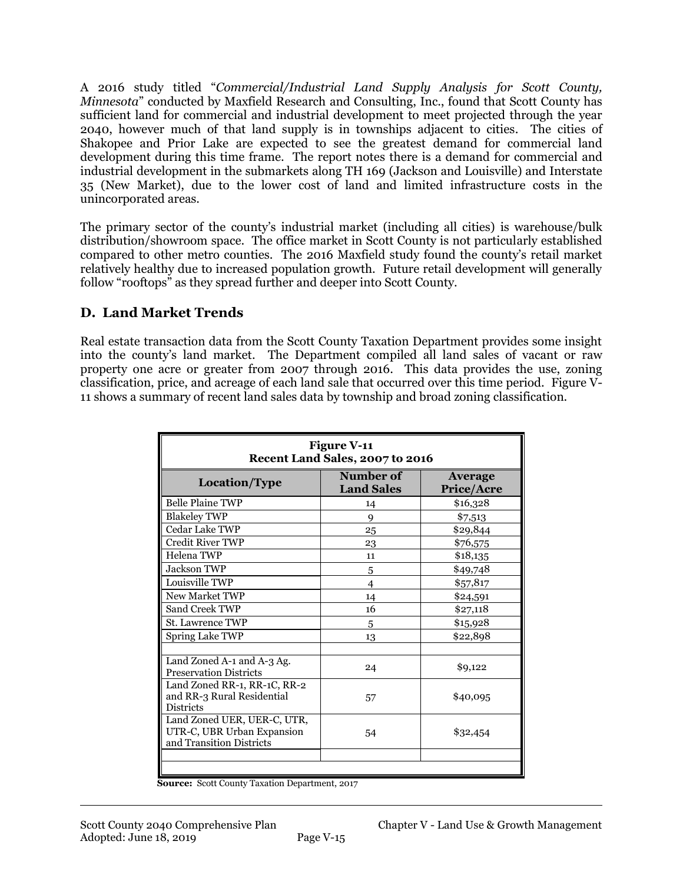A 2016 study titled "*Commercial/Industrial Land Supply Analysis for Scott County, Minnesota*" conducted by Maxfield Research and Consulting, Inc., found that Scott County has sufficient land for commercial and industrial development to meet projected through the year 2040, however much of that land supply is in townships adjacent to cities. The cities of Shakopee and Prior Lake are expected to see the greatest demand for commercial land development during this time frame. The report notes there is a demand for commercial and industrial development in the submarkets along TH 169 (Jackson and Louisville) and Interstate 35 (New Market), due to the lower cost of land and limited infrastructure costs in the unincorporated areas.

The primary sector of the county's industrial market (including all cities) is warehouse/bulk distribution/showroom space. The office market in Scott County is not particularly established compared to other metro counties. The 2016 Maxfield study found the county's retail market relatively healthy due to increased population growth. Future retail development will generally follow "rooftops" as they spread further and deeper into Scott County.

## D. Land Market Trends

Real estate transaction data from the Scott County Taxation Department provides some insight into the county's land market. The Department compiled all land sales of vacant or raw property one acre or greater from 2007 through 2016. This data provides the use, zoning classification, price, and acreage of each land sale that occurred over this time period. Figure V-11 shows a summary of recent land sales data by township and broad zoning classification.

**Figure V-11**
**Recent Land Sales, 2007 to 2016**

| Location/Type | Number of Land Sales | Average Price/Acre |
|---|---|---|
| Belle Plaine TWP | 14 | $16,328 |
| Blakeley TWP | 9 | $7,513 |
| Cedar Lake TWP | 25 | $29,844 |
| Credit River TWP | 23 | $76,575 |
| Helena TWP | 11 | $18,135 |
| Jackson TWP | 5 | $49,748 |
| Louisville TWP | 4 | $57,817 |
| New Market TWP | 14 | $24,591 |
| Sand Creek TWP | 16 | $27,118 |
| St. Lawrence TWP | 5 | $15,928 |
| Spring Lake TWP | 13 | $22,898 |
| | | |
| Land Zoned A-1 and A-3 Ag. Preservation Districts | 24 | $9,122 |
| Land Zoned RR-1, RR-1C, RR-2 and RR-3 Rural Residential Districts | 57 | $40,095 |
| Land Zoned UER, UER-C, UTR, UTR-C, UBR Urban Expansion and Transition Districts | 54 | $32,454 |
| | | |

**Source:** Scott County Taxation Department, 2017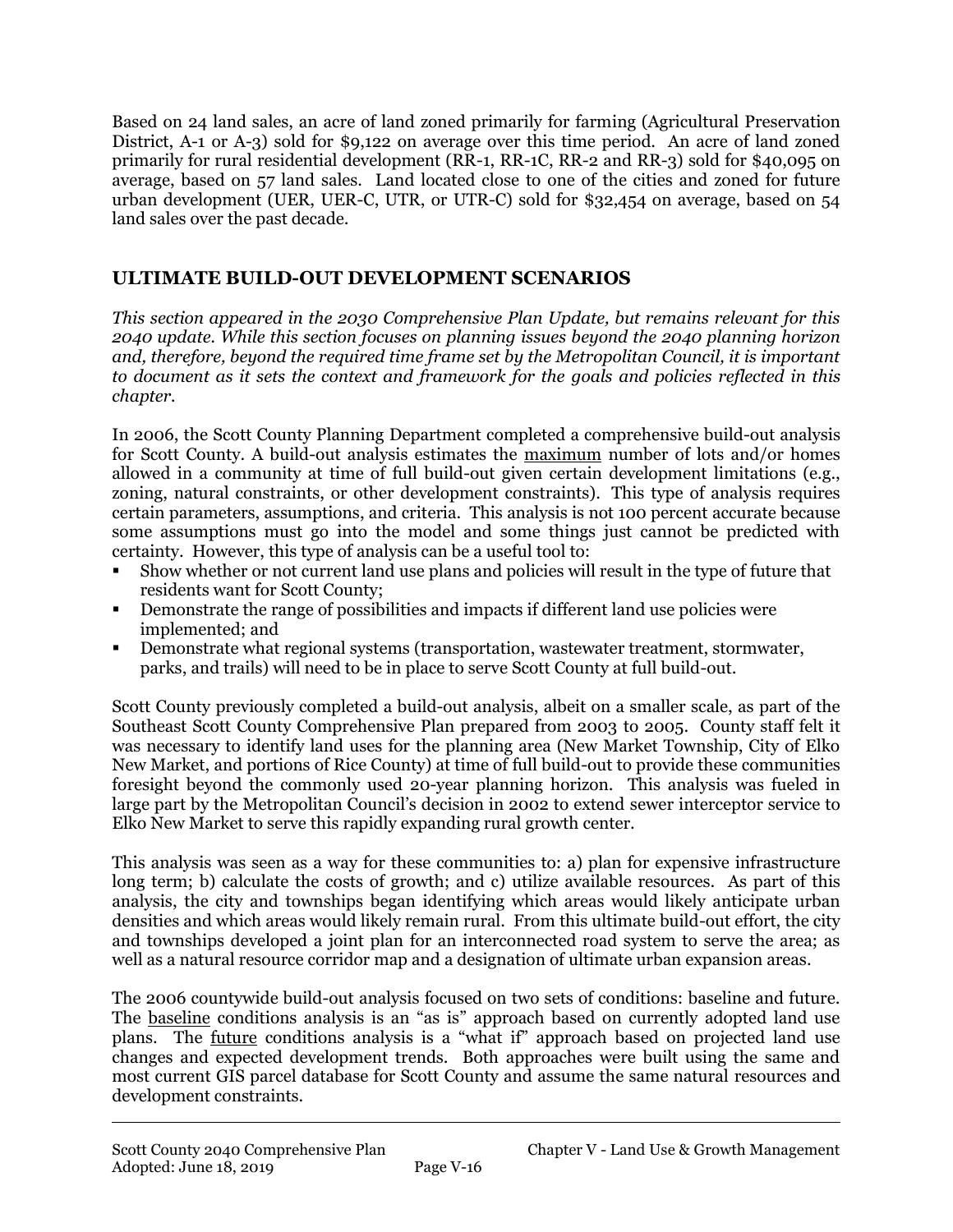Based on 24 land sales, an acre of land zoned primarily for farming (Agricultural Preservation District, A-1 or A-3) sold for $9,122 on average over this time period. An acre of land zoned primarily for rural residential development (RR-1, RR-1C, RR-2 and RR-3) sold for $40,095 on average, based on 57 land sales. Land located close to one of the cities and zoned for future urban development (UER, UER-C, UTR, or UTR-C) sold for $32,454 on average, based on 54 land sales over the past decade.

## ULTIMATE BUILD-OUT DEVELOPMENT SCENARIOS

*This section appeared in the 2030 Comprehensive Plan Update, but remains relevant for this 2040 update. While this section focuses on planning issues beyond the 2040 planning horizon and, therefore, beyond the required time frame set by the Metropolitan Council, it is important to document as it sets the context and framework for the goals and policies reflected in this chapter.*

In 2006, the Scott County Planning Department completed a comprehensive build-out analysis for Scott County. A build-out analysis estimates the maximum number of lots and/or homes allowed in a community at time of full build-out given certain development limitations (e.g., zoning, natural constraints, or other development constraints). This type of analysis requires certain parameters, assumptions, and criteria. This analysis is not 100 percent accurate because some assumptions must go into the model and some things just cannot be predicted with certainty. However, this type of analysis can be a useful tool to:

- Show whether or not current land use plans and policies will result in the type of future that residents want for Scott County;
- Demonstrate the range of possibilities and impacts if different land use policies were implemented; and
- Demonstrate what regional systems (transportation, wastewater treatment, stormwater, parks, and trails) will need to be in place to serve Scott County at full build-out.

Scott County previously completed a build-out analysis, albeit on a smaller scale, as part of the Southeast Scott County Comprehensive Plan prepared from 2003 to 2005. County staff felt it was necessary to identify land uses for the planning area (New Market Township, City of Elko New Market, and portions of Rice County) at time of full build-out to provide these communities foresight beyond the commonly used 20-year planning horizon. This analysis was fueled in large part by the Metropolitan Council's decision in 2002 to extend sewer interceptor service to Elko New Market to serve this rapidly expanding rural growth center.

This analysis was seen as a way for these communities to: a) plan for expensive infrastructure long term; b) calculate the costs of growth; and c) utilize available resources. As part of this analysis, the city and townships began identifying which areas would likely anticipate urban densities and which areas would likely remain rural. From this ultimate build-out effort, the city and townships developed a joint plan for an interconnected road system to serve the area; as well as a natural resource corridor map and a designation of ultimate urban expansion areas.

The 2006 countywide build-out analysis focused on two sets of conditions: baseline and future. The baseline conditions analysis is an "as is" approach based on currently adopted land use plans. The future conditions analysis is a "what if" approach based on projected land use changes and expected development trends. Both approaches were built using the same and most current GIS parcel database for Scott County and assume the same natural resources and development constraints.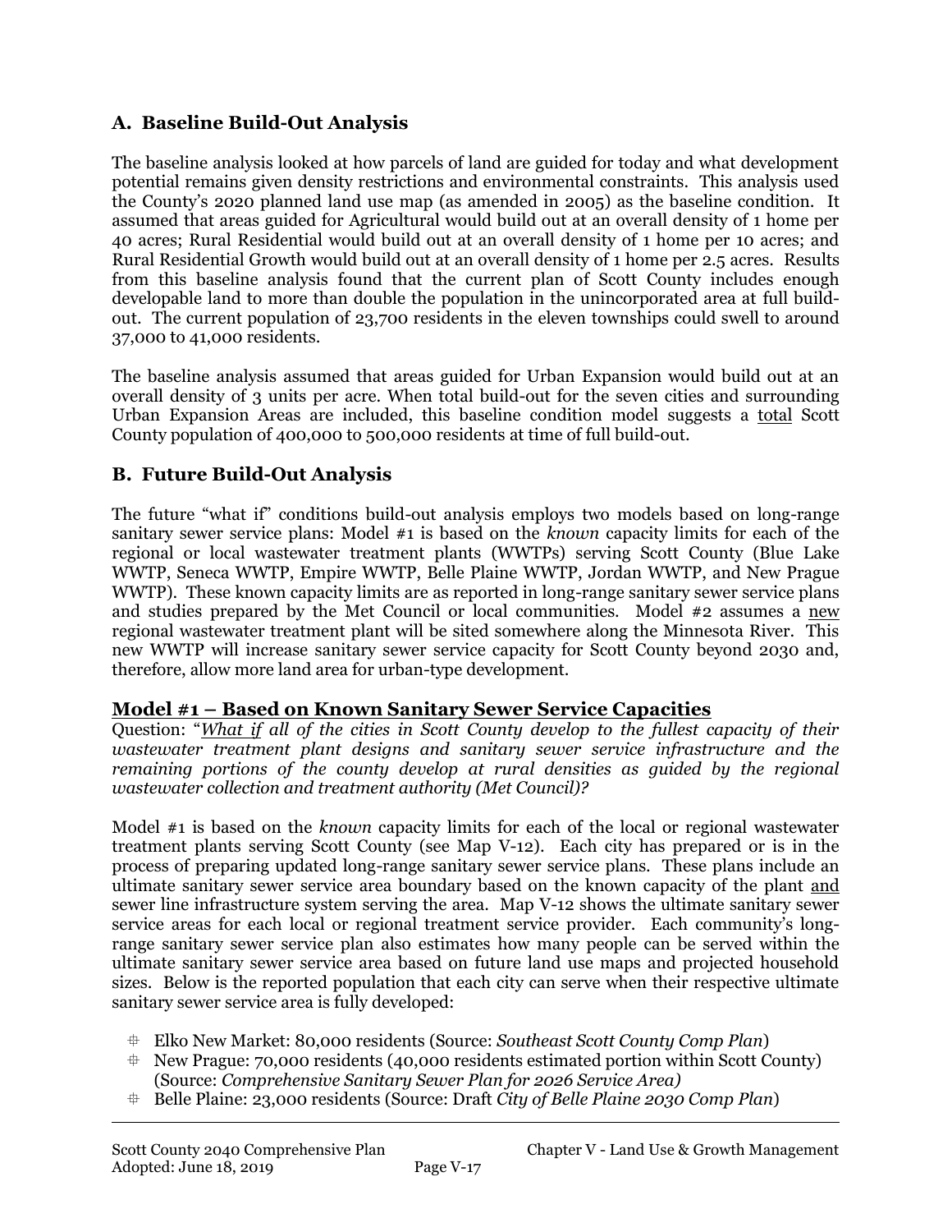## A. Baseline Build-Out Analysis

The baseline analysis looked at how parcels of land are guided for today and what development potential remains given density restrictions and environmental constraints. This analysis used the County's 2020 planned land use map (as amended in 2005) as the baseline condition. It assumed that areas guided for Agricultural would build out at an overall density of 1 home per 40 acres; Rural Residential would build out at an overall density of 1 home per 10 acres; and Rural Residential Growth would build out at an overall density of 1 home per 2.5 acres. Results from this baseline analysis found that the current plan of Scott County includes enough developable land to more than double the population in the unincorporated area at full build-out. The current population of 23,700 residents in the eleven townships could swell to around 37,000 to 41,000 residents.

The baseline analysis assumed that areas guided for Urban Expansion would build out at an overall density of 3 units per acre. When total build-out for the seven cities and surrounding Urban Expansion Areas are included, this baseline condition model suggests a <u>total</u> Scott County population of 400,000 to 500,000 residents at time of full build-out.

## B. Future Build-Out Analysis

The future "what if" conditions build-out analysis employs two models based on long-range sanitary sewer service plans: Model #1 is based on the *known* capacity limits for each of the regional or local wastewater treatment plants (WWTPs) serving Scott County (Blue Lake WWTP, Seneca WWTP, Empire WWTP, Belle Plaine WWTP, Jordan WWTP, and New Prague WWTP). These known capacity limits are as reported in long-range sanitary sewer service plans and studies prepared by the Met Council or local communities. Model #2 assumes a <u>new</u> regional wastewater treatment plant will be sited somewhere along the Minnesota River. This new WWTP will increase sanitary sewer service capacity for Scott County beyond 2030 and, therefore, allow more land area for urban-type development.

### <u>Model #1 – Based on Known Sanitary Sewer Service Capacities</u>

Question: "*<u>What if</u> all of the cities in Scott County develop to the fullest capacity of their wastewater treatment plant designs and sanitary sewer service infrastructure and the remaining portions of the county develop at rural densities as guided by the regional wastewater collection and treatment authority (Met Council)?*

Model #1 is based on the *known* capacity limits for each of the local or regional wastewater treatment plants serving Scott County (see Map V-12). Each city has prepared or is in the process of preparing updated long-range sanitary sewer service plans. These plans include an ultimate sanitary sewer service area boundary based on the known capacity of the plant <u>and</u> sewer line infrastructure system serving the area. Map V-12 shows the ultimate sanitary sewer service areas for each local or regional treatment service provider. Each community's long-range sanitary sewer service plan also estimates how many people can be served within the ultimate sanitary sewer service area based on future land use maps and projected household sizes. Below is the reported population that each city can serve when their respective ultimate sanitary sewer service area is fully developed:

- Elko New Market: 80,000 residents (Source: *Southeast Scott County Comp Plan*)
- New Prague: 70,000 residents (40,000 residents estimated portion within Scott County) (Source: *Comprehensive Sanitary Sewer Plan for 2026 Service Area)*
- Belle Plaine: 23,000 residents (Source: Draft *City of Belle Plaine 2030 Comp Plan*)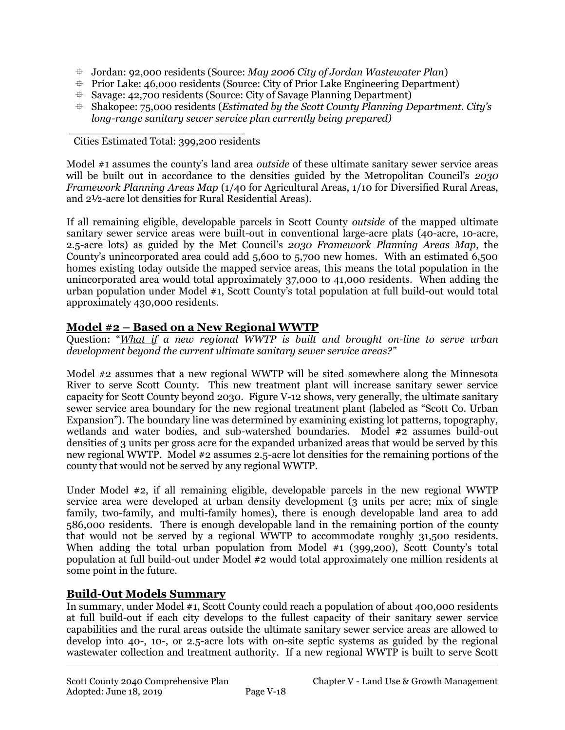- Jordan: 92,000 residents (Source: *May 2006 City of Jordan Wastewater Plan*)
- Prior Lake: 46,000 residents (Source: City of Prior Lake Engineering Department)
- Savage: 42,700 residents (Source: City of Savage Planning Department)
- Shakopee: 75,000 residents (*Estimated by the Scott County Planning Department. City's long-range sanitary sewer service plan currently being prepared)*

Cities Estimated Total: 399,200 residents

Model #1 assumes the county's land area *outside* of these ultimate sanitary sewer service areas will be built out in accordance to the densities guided by the Metropolitan Council's *2030 Framework Planning Areas Map* (1/40 for Agricultural Areas, 1/10 for Diversified Rural Areas, and 2½-acre lot densities for Rural Residential Areas).

If all remaining eligible, developable parcels in Scott County *outside* of the mapped ultimate sanitary sewer service areas were built-out in conventional large-acre plats (40-acre, 10-acre, 2.5-acre lots) as guided by the Met Council's *2030 Framework Planning Areas Map*, the County's unincorporated area could add 5,600 to 5,700 new homes. With an estimated 6,500 homes existing today outside the mapped service areas, this means the total population in the unincorporated area would total approximately 37,000 to 41,000 residents. When adding the urban population under Model #1, Scott County's total population at full build-out would total approximately 430,000 residents.

## Model #2 – Based on a New Regional WWTP

Question: "*What if a new regional WWTP is built and brought on-line to serve urban development beyond the current ultimate sanitary sewer service areas?"*

Model #2 assumes that a new regional WWTP will be sited somewhere along the Minnesota River to serve Scott County. This new treatment plant will increase sanitary sewer service capacity for Scott County beyond 2030. Figure V-12 shows, very generally, the ultimate sanitary sewer service area boundary for the new regional treatment plant (labeled as "Scott Co. Urban Expansion"). The boundary line was determined by examining existing lot patterns, topography, wetlands and water bodies, and sub-watershed boundaries. Model #2 assumes build-out densities of 3 units per gross acre for the expanded urbanized areas that would be served by this new regional WWTP. Model #2 assumes 2.5-acre lot densities for the remaining portions of the county that would not be served by any regional WWTP.

Under Model #2, if all remaining eligible, developable parcels in the new regional WWTP service area were developed at urban density development (3 units per acre; mix of single family, two-family, and multi-family homes), there is enough developable land area to add 586,000 residents. There is enough developable land in the remaining portion of the county that would not be served by a regional WWTP to accommodate roughly 31,500 residents. When adding the total urban population from Model #1 (399,200), Scott County's total population at full build-out under Model #2 would total approximately one million residents at some point in the future.

## Build-Out Models Summary

In summary, under Model #1, Scott County could reach a population of about 400,000 residents at full build-out if each city develops to the fullest capacity of their sanitary sewer service capabilities and the rural areas outside the ultimate sanitary sewer service areas are allowed to develop into 40-, 10-, or 2.5-acre lots with on-site septic systems as guided by the regional wastewater collection and treatment authority. If a new regional WWTP is built to serve Scott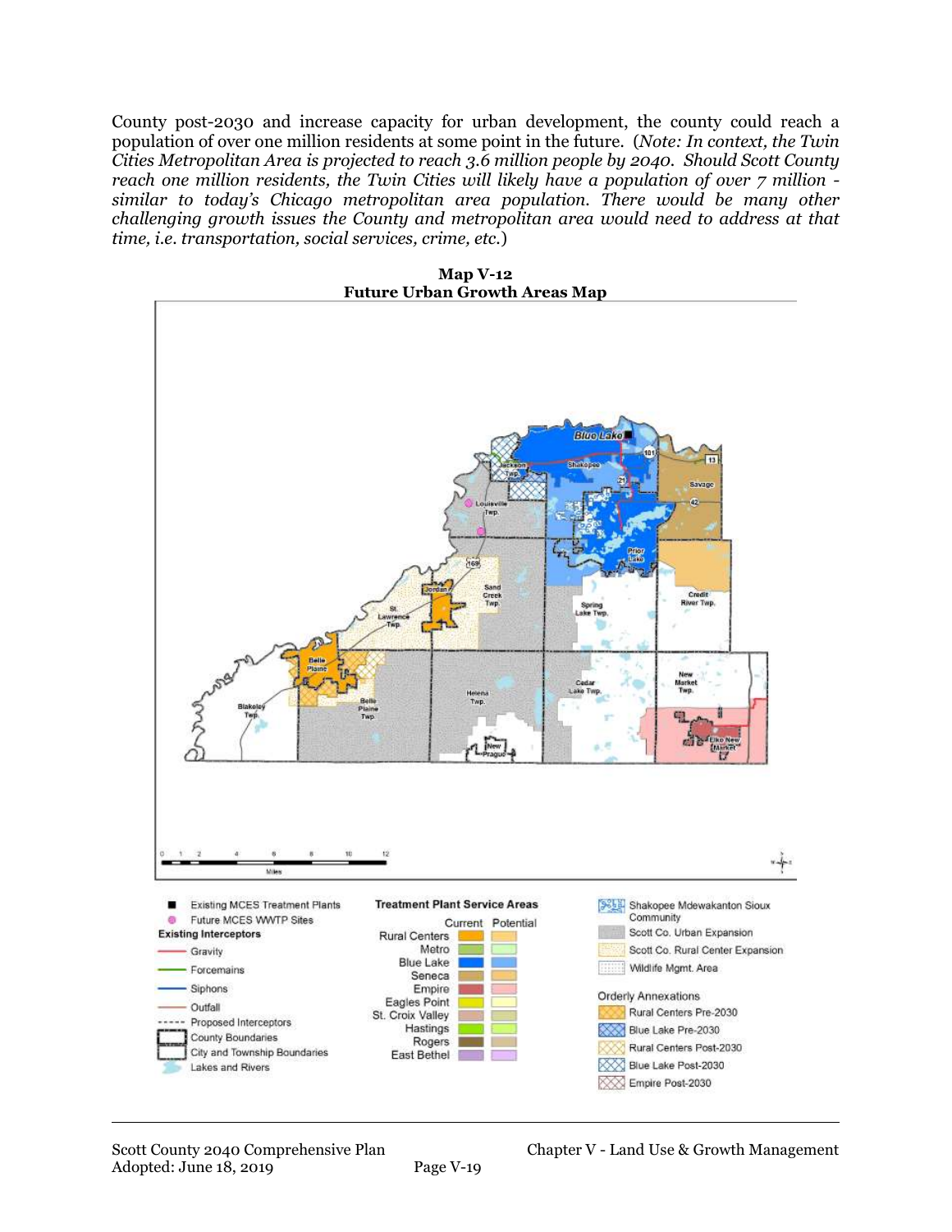County post-2030 and increase capacity for urban development, the county could reach a population of over one million residents at some point in the future. (*Note: In context, the Twin Cities Metropolitan Area is projected to reach 3.6 million people by 2040. Should Scott County reach one million residents, the Twin Cities will likely have a population of over 7 million - similar to today's Chicago metropolitan area population. There would be many other challenging growth issues the County and metropolitan area would need to address at that time, i.e. transportation, social services, crime, etc.*)

**Map V-12**
**Future Urban Growth Areas Map**

Blue Lake
Jackson Twp.
Shakopee
Louisville Twp.
Savage
Prior Lake
Jordan
Sand Creek Twp.
St. Lawrence Twp.
Spring Lake Twp.
Credit River Twp.
Belle Plaine
Blakeley Twp.
Belle Plaine Twp.
Helena Twp.
Cedar Lake Twp.
New Market Twp.
New Prague
Elko New Market

0 1 2 4 6 8 10 12
Miles

Existing MCES Treatment Plants
Future MCES WWTP Sites

Existing Interceptors
Gravity
Forcemains
Siphons
Outfall
Proposed Interceptors
County Boundaries
City and Township Boundaries
Lakes and Rivers

Treatment Plant Service Areas
Current Potential
Rural Centers
Metro
Blue Lake
Seneca
Empire
Eagles Point
St. Croix Valley
Hastings
Rogers
East Bethel

Shakopee Mdewakanton Sioux Community
Scott Co. Urban Expansion
Scott Co. Rural Center Expansion
Wildlife Mgmt. Area

Orderly Annexations
Rural Centers Pre-2030
Blue Lake Pre-2030
Rural Centers Post-2030
Blue Lake Post-2030
Empire Post-2030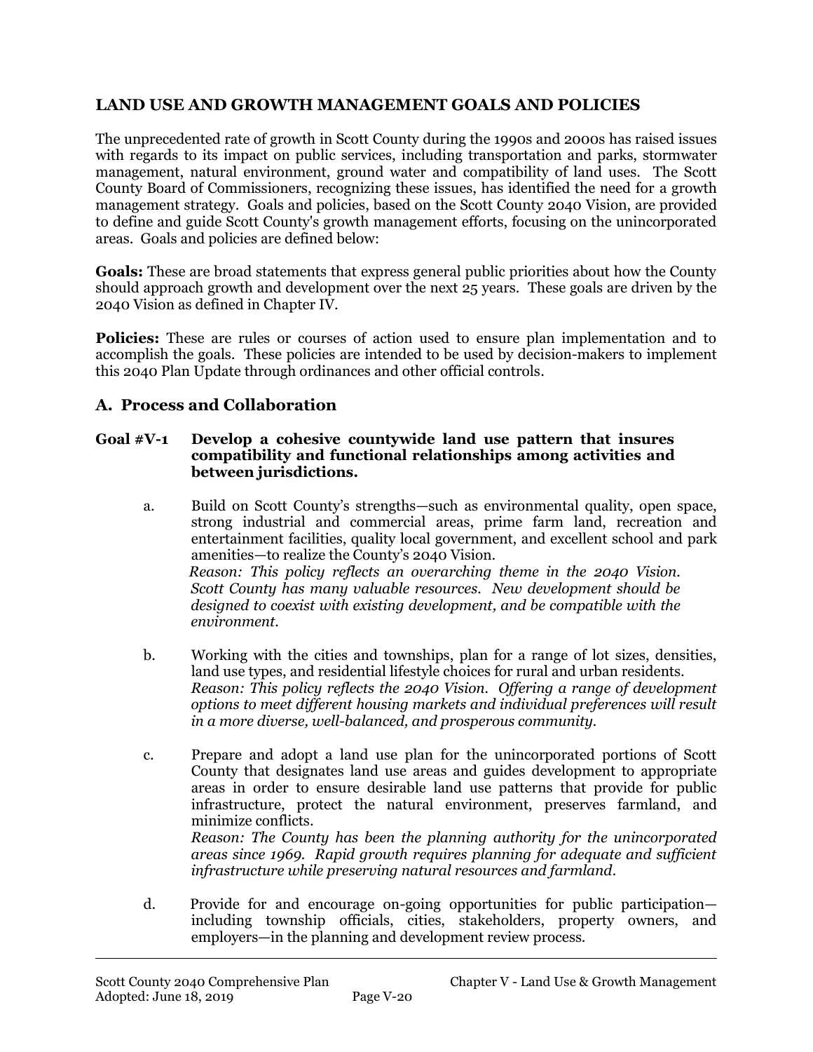## LAND USE AND GROWTH MANAGEMENT GOALS AND POLICIES

The unprecedented rate of growth in Scott County during the 1990s and 2000s has raised issues with regards to its impact on public services, including transportation and parks, stormwater management, natural environment, ground water and compatibility of land uses. The Scott County Board of Commissioners, recognizing these issues, has identified the need for a growth management strategy. Goals and policies, based on the Scott County 2040 Vision, are provided to define and guide Scott County's growth management efforts, focusing on the unincorporated areas. Goals and policies are defined below:

**Goals:** These are broad statements that express general public priorities about how the County should approach growth and development over the next 25 years. These goals are driven by the 2040 Vision as defined in Chapter IV.

**Policies:** These are rules or courses of action used to ensure plan implementation and to accomplish the goals. These policies are intended to be used by decision-makers to implement this 2040 Plan Update through ordinances and other official controls.

### A. Process and Collaboration

**Goal #V-1 Develop a cohesive countywide land use pattern that insures compatibility and functional relationships among activities and between jurisdictions.**

a. Build on Scott County's strengths—such as environmental quality, open space, strong industrial and commercial areas, prime farm land, recreation and entertainment facilities, quality local government, and excellent school and park amenities—to realize the County's 2040 Vision.
*Reason: This policy reflects an overarching theme in the 2040 Vision. Scott County has many valuable resources. New development should be designed to coexist with existing development, and be compatible with the environment.*

b. Working with the cities and townships, plan for a range of lot sizes, densities, land use types, and residential lifestyle choices for rural and urban residents.
*Reason: This policy reflects the 2040 Vision. Offering a range of development options to meet different housing markets and individual preferences will result in a more diverse, well-balanced, and prosperous community.*

c. Prepare and adopt a land use plan for the unincorporated portions of Scott County that designates land use areas and guides development to appropriate areas in order to ensure desirable land use patterns that provide for public infrastructure, protect the natural environment, preserves farmland, and minimize conflicts.
*Reason: The County has been the planning authority for the unincorporated areas since 1969. Rapid growth requires planning for adequate and sufficient infrastructure while preserving natural resources and farmland.*

d. Provide for and encourage on-going opportunities for public participation—including township officials, cities, stakeholders, property owners, and employers—in the planning and development review process.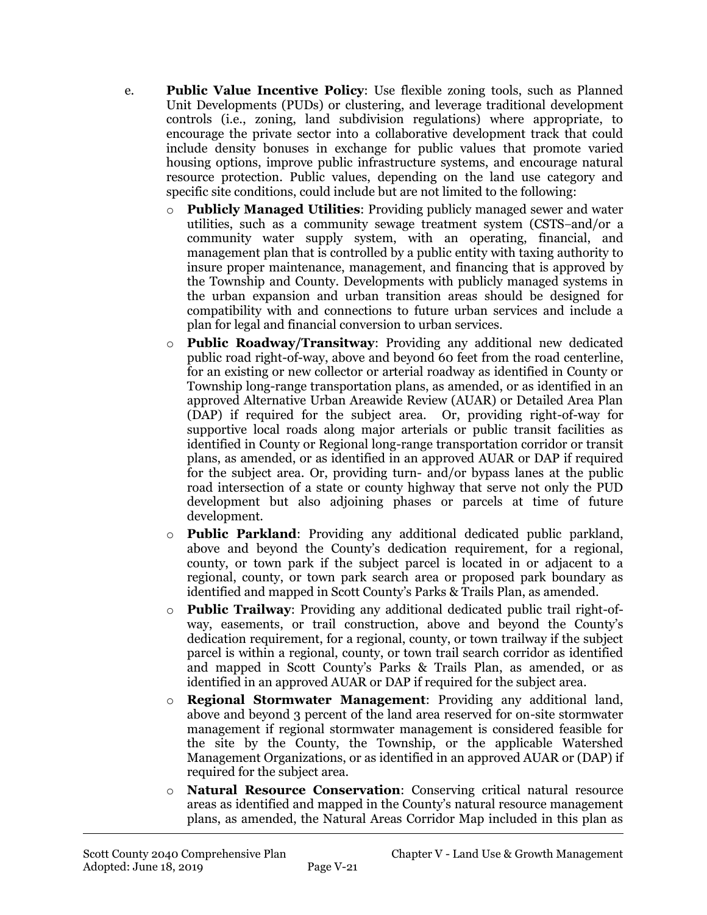e. **Public Value Incentive Policy**: Use flexible zoning tools, such as Planned Unit Developments (PUDs) or clustering, and leverage traditional development controls (i.e., zoning, land subdivision regulations) where appropriate, to encourage the private sector into a collaborative development track that could include density bonuses in exchange for public values that promote varied housing options, improve public infrastructure systems, and encourage natural resource protection. Public values, depending on the land use category and specific site conditions, could include but are not limited to the following:

   - **Publicly Managed Utilities**: Providing publicly managed sewer and water utilities, such as a community sewage treatment system (CSTS–and/or a community water supply system, with an operating, financial, and management plan that is controlled by a public entity with taxing authority to insure proper maintenance, management, and financing that is approved by the Township and County. Developments with publicly managed systems in the urban expansion and urban transition areas should be designed for compatibility with and connections to future urban services and include a plan for legal and financial conversion to urban services.
   - **Public Roadway/Transitway**: Providing any additional new dedicated public road right-of-way, above and beyond 60 feet from the road centerline, for an existing or new collector or arterial roadway as identified in County or Township long-range transportation plans, as amended, or as identified in an approved Alternative Urban Areawide Review (AUAR) or Detailed Area Plan (DAP) if required for the subject area. Or, providing right-of-way for supportive local roads along major arterials or public transit facilities as identified in County or Regional long-range transportation corridor or transit plans, as amended, or as identified in an approved AUAR or DAP if required for the subject area. Or, providing turn- and/or bypass lanes at the public road intersection of a state or county highway that serve not only the PUD development but also adjoining phases or parcels at time of future development.
   - **Public Parkland**: Providing any additional dedicated public parkland, above and beyond the County's dedication requirement, for a regional, county, or town park if the subject parcel is located in or adjacent to a regional, county, or town park search area or proposed park boundary as identified and mapped in Scott County's Parks & Trails Plan, as amended.
   - **Public Trailway**: Providing any additional dedicated public trail right-of-way, easements, or trail construction, above and beyond the County's dedication requirement, for a regional, county, or town trailway if the subject parcel is within a regional, county, or town trail search corridor as identified and mapped in Scott County's Parks & Trails Plan, as amended, or as identified in an approved AUAR or DAP if required for the subject area.
   - **Regional Stormwater Management**: Providing any additional land, above and beyond 3 percent of the land area reserved for on-site stormwater management if regional stormwater management is considered feasible for the site by the County, the Township, or the applicable Watershed Management Organizations, or as identified in an approved AUAR or (DAP) if required for the subject area.
   - **Natural Resource Conservation**: Conserving critical natural resource areas as identified and mapped in the County's natural resource management plans, as amended, the Natural Areas Corridor Map included in this plan as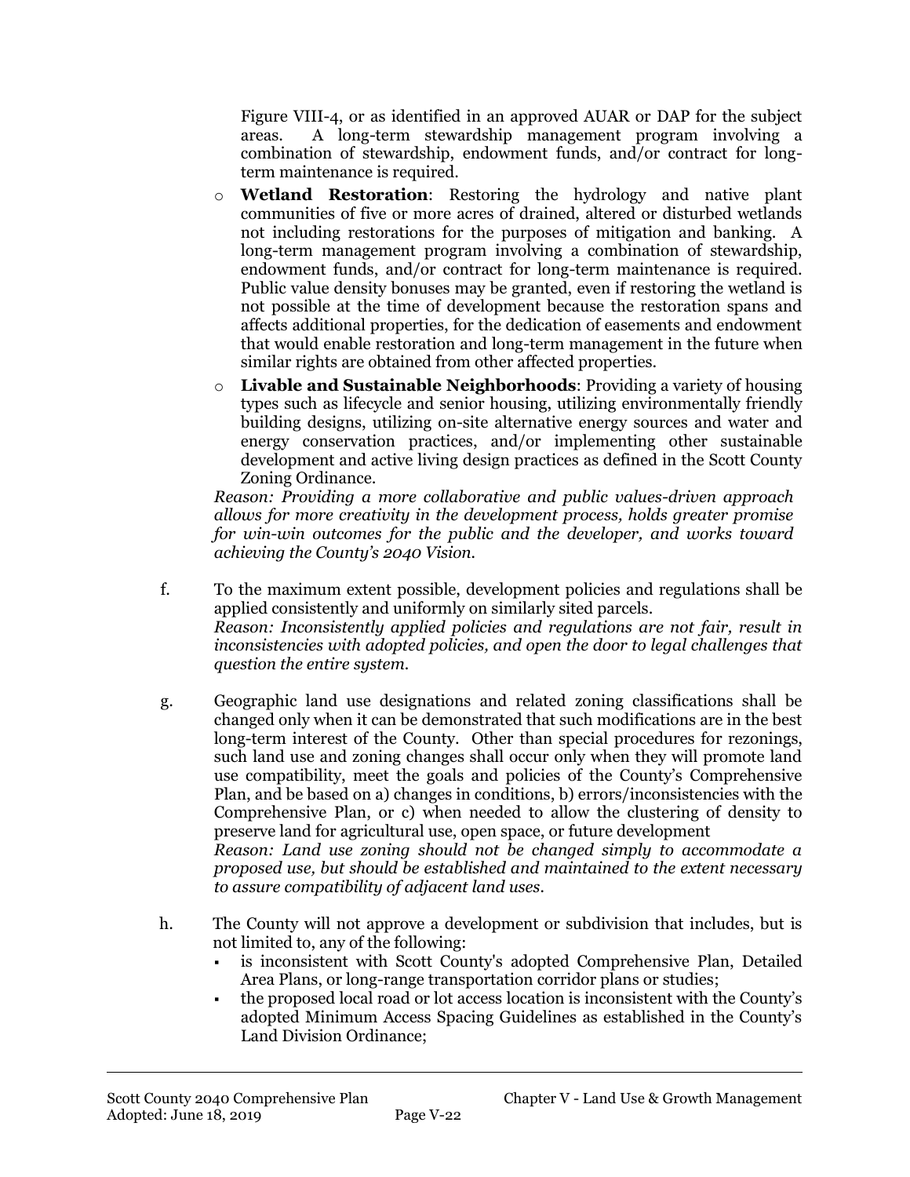Figure VIII-4, or as identified in an approved AUAR or DAP for the subject areas. A long-term stewardship management program involving a combination of stewardship, endowment funds, and/or contract for long-term maintenance is required.

- **Wetland Restoration**: Restoring the hydrology and native plant communities of five or more acres of drained, altered or disturbed wetlands not including restorations for the purposes of mitigation and banking. A long-term management program involving a combination of stewardship, endowment funds, and/or contract for long-term maintenance is required. Public value density bonuses may be granted, even if restoring the wetland is not possible at the time of development because the restoration spans and affects additional properties, for the dedication of easements and endowment that would enable restoration and long-term management in the future when similar rights are obtained from other affected properties.
- **Livable and Sustainable Neighborhoods**: Providing a variety of housing types such as lifecycle and senior housing, utilizing environmentally friendly building designs, utilizing on-site alternative energy sources and water and energy conservation practices, and/or implementing other sustainable development and active living design practices as defined in the Scott County Zoning Ordinance.

*Reason: Providing a more collaborative and public values-driven approach allows for more creativity in the development process, holds greater promise for win-win outcomes for the public and the developer, and works toward achieving the County's 2040 Vision.*

f. To the maximum extent possible, development policies and regulations shall be applied consistently and uniformly on similarly sited parcels.
*Reason: Inconsistently applied policies and regulations are not fair, result in inconsistencies with adopted policies, and open the door to legal challenges that question the entire system.*

g. Geographic land use designations and related zoning classifications shall be changed only when it can be demonstrated that such modifications are in the best long-term interest of the County. Other than special procedures for rezonings, such land use and zoning changes shall occur only when they will promote land use compatibility, meet the goals and policies of the County's Comprehensive Plan, and be based on a) changes in conditions, b) errors/inconsistencies with the Comprehensive Plan, or c) when needed to allow the clustering of density to preserve land for agricultural use, open space, or future development
*Reason: Land use zoning should not be changed simply to accommodate a proposed use, but should be established and maintained to the extent necessary to assure compatibility of adjacent land uses.*

h. The County will not approve a development or subdivision that includes, but is not limited to, any of the following:

- is inconsistent with Scott County's adopted Comprehensive Plan, Detailed Area Plans, or long-range transportation corridor plans or studies;
- the proposed local road or lot access location is inconsistent with the County's adopted Minimum Access Spacing Guidelines as established in the County's Land Division Ordinance;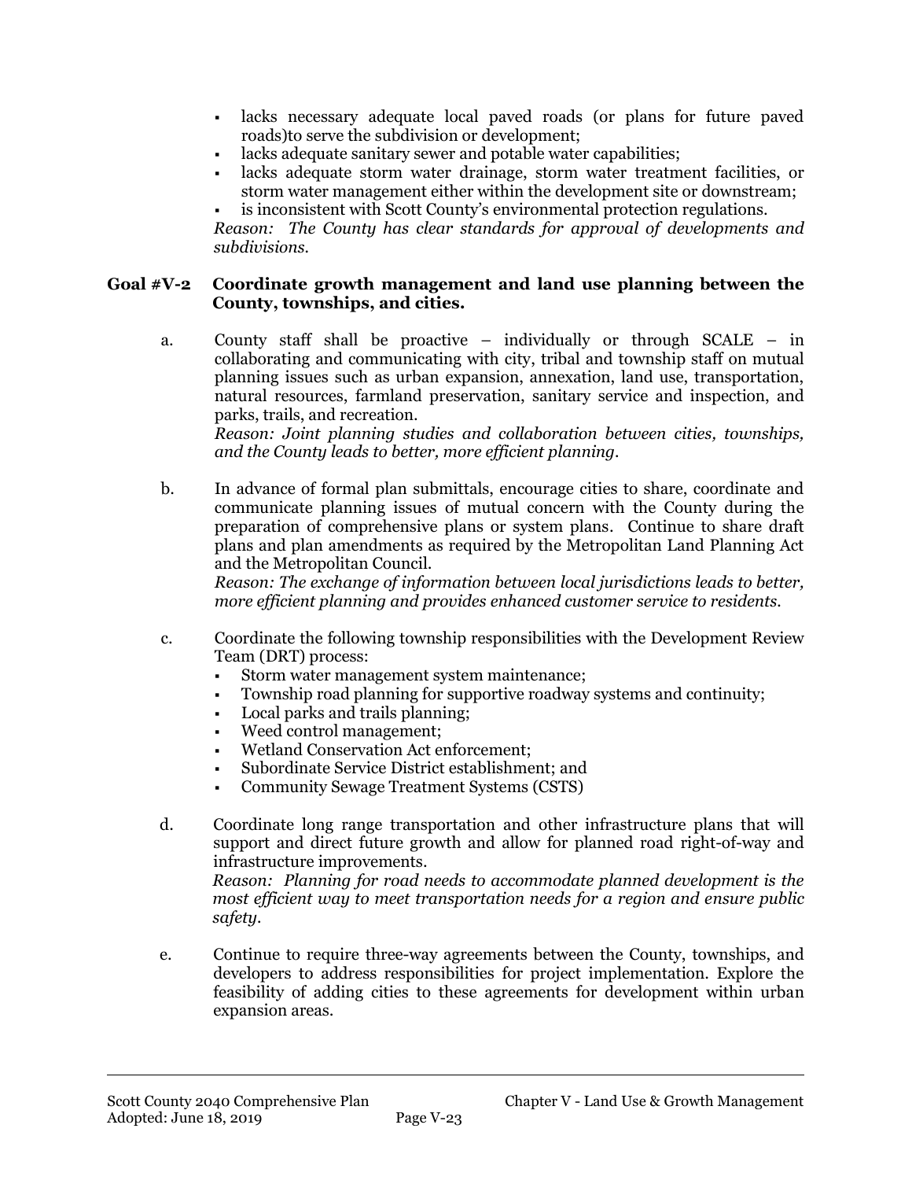- lacks necessary adequate local paved roads (or plans for future paved roads)to serve the subdivision or development;
- lacks adequate sanitary sewer and potable water capabilities;
- lacks adequate storm water drainage, storm water treatment facilities, or storm water management either within the development site or downstream;
- is inconsistent with Scott County's environmental protection regulations.

*Reason: The County has clear standards for approval of developments and subdivisions.*

**Goal #V-2 Coordinate growth management and land use planning between the County, townships, and cities.**

a. County staff shall be proactive – individually or through SCALE – in collaborating and communicating with city, tribal and township staff on mutual planning issues such as urban expansion, annexation, land use, transportation, natural resources, farmland preservation, sanitary service and inspection, and parks, trails, and recreation.
*Reason: Joint planning studies and collaboration between cities, townships, and the County leads to better, more efficient planning.*

b. In advance of formal plan submittals, encourage cities to share, coordinate and communicate planning issues of mutual concern with the County during the preparation of comprehensive plans or system plans. Continue to share draft plans and plan amendments as required by the Metropolitan Land Planning Act and the Metropolitan Council.
*Reason: The exchange of information between local jurisdictions leads to better, more efficient planning and provides enhanced customer service to residents.*

c. Coordinate the following township responsibilities with the Development Review Team (DRT) process:
   - Storm water management system maintenance;
   - Township road planning for supportive roadway systems and continuity;
   - Local parks and trails planning;
   - Weed control management;
   - Wetland Conservation Act enforcement;
   - Subordinate Service District establishment; and
   - Community Sewage Treatment Systems (CSTS)

d. Coordinate long range transportation and other infrastructure plans that will support and direct future growth and allow for planned road right-of-way and infrastructure improvements.
*Reason: Planning for road needs to accommodate planned development is the most efficient way to meet transportation needs for a region and ensure public safety.*

e. Continue to require three-way agreements between the County, townships, and developers to address responsibilities for project implementation. Explore the feasibility of adding cities to these agreements for development within urban expansion areas.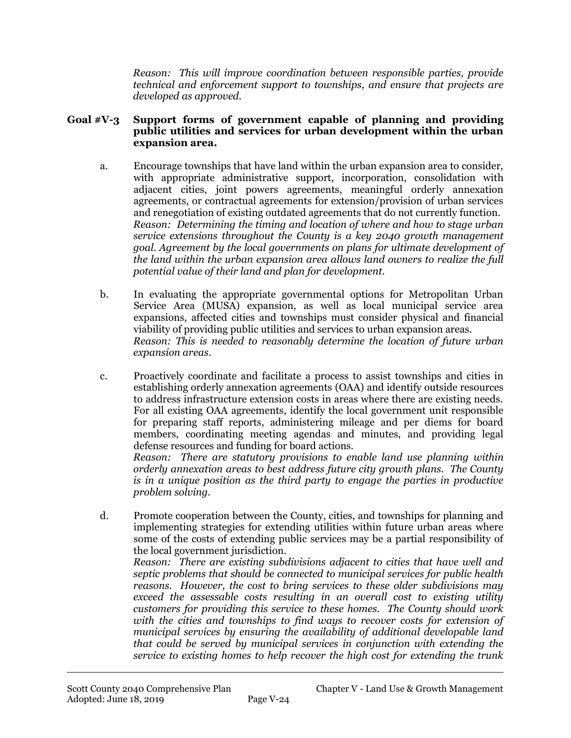*Reason: This will improve coordination between responsible parties, provide technical and enforcement support to townships, and ensure that projects are developed as approved.*

**Goal #V-3 Support forms of government capable of planning and providing public utilities and services for urban development within the urban expansion area.**

a. Encourage townships that have land within the urban expansion area to consider, with appropriate administrative support, incorporation, consolidation with adjacent cities, joint powers agreements, meaningful orderly annexation agreements, or contractual agreements for extension/provision of urban services and renegotiation of existing outdated agreements that do not currently function.
*Reason: Determining the timing and location of where and how to stage urban service extensions throughout the County is a key 2040 growth management goal. Agreement by the local governments on plans for ultimate development of the land within the urban expansion area allows land owners to realize the full potential value of their land and plan for development.*

b. In evaluating the appropriate governmental options for Metropolitan Urban Service Area (MUSA) expansion, as well as local municipal service area expansions, affected cities and townships must consider physical and financial viability of providing public utilities and services to urban expansion areas.
*Reason: This is needed to reasonably determine the location of future urban expansion areas.*

c. Proactively coordinate and facilitate a process to assist townships and cities in establishing orderly annexation agreements (OAA) and identify outside resources to address infrastructure extension costs in areas where there are existing needs. For all existing OAA agreements, identify the local government unit responsible for preparing staff reports, administering mileage and per diems for board members, coordinating meeting agendas and minutes, and providing legal defense resources and funding for board actions.
*Reason: There are statutory provisions to enable land use planning within orderly annexation areas to best address future city growth plans. The County is in a unique position as the third party to engage the parties in productive problem solving.*

d. Promote cooperation between the County, cities, and townships for planning and implementing strategies for extending utilities within future urban areas where some of the costs of extending public services may be a partial responsibility of the local government jurisdiction.
*Reason: There are existing subdivisions adjacent to cities that have well and septic problems that should be connected to municipal services for public health reasons. However, the cost to bring services to these older subdivisions may exceed the assessable costs resulting in an overall cost to existing utility customers for providing this service to these homes. The County should work with the cities and townships to find ways to recover costs for extension of municipal services by ensuring the availability of additional developable land that could be served by municipal services in conjunction with extending the service to existing homes to help recover the high cost for extending the trunk*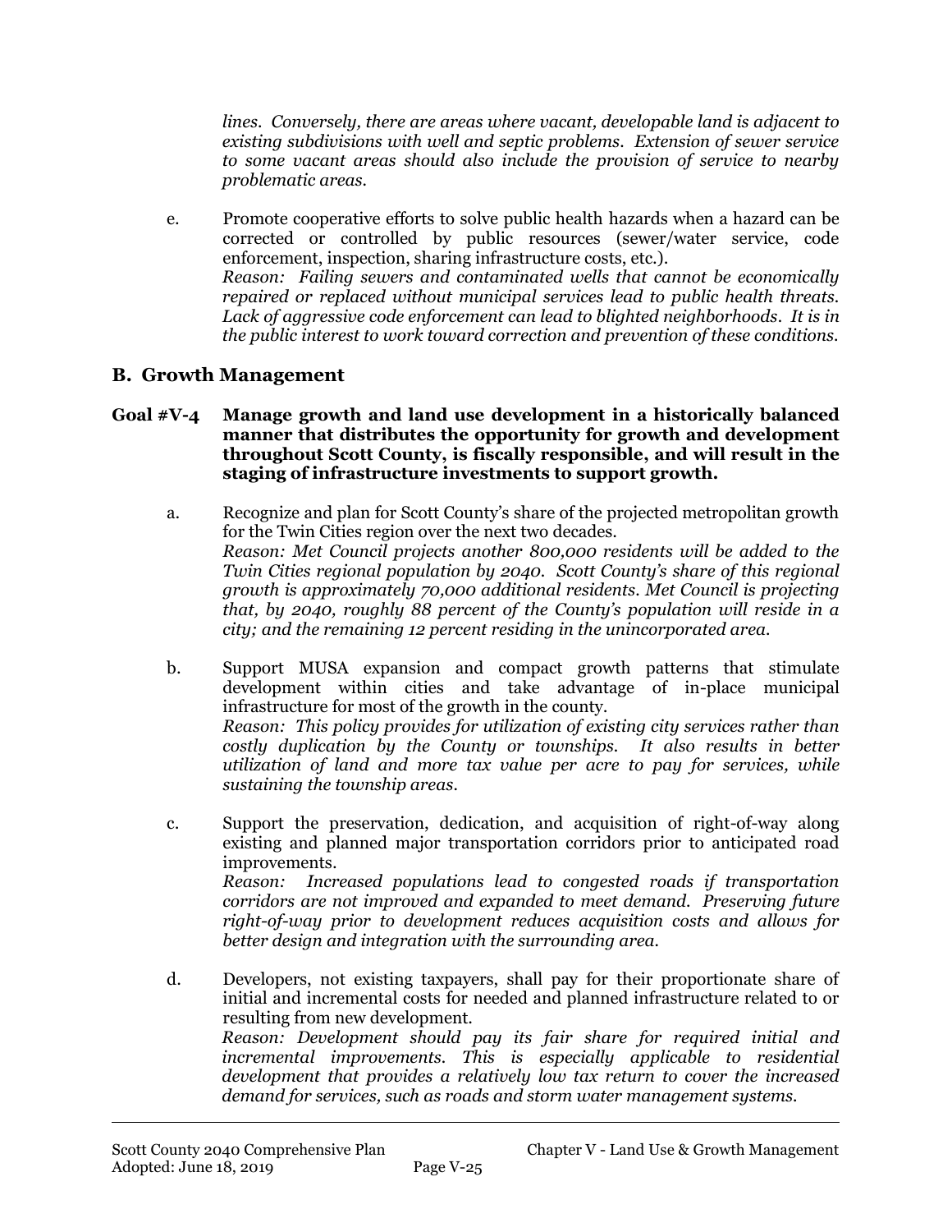*lines. Conversely, there are areas where vacant, developable land is adjacent to existing subdivisions with well and septic problems. Extension of sewer service to some vacant areas should also include the provision of service to nearby problematic areas.*

e. Promote cooperative efforts to solve public health hazards when a hazard can be corrected or controlled by public resources (sewer/water service, code enforcement, inspection, sharing infrastructure costs, etc.).
*Reason: Failing sewers and contaminated wells that cannot be economically repaired or replaced without municipal services lead to public health threats. Lack of aggressive code enforcement can lead to blighted neighborhoods. It is in the public interest to work toward correction and prevention of these conditions.*

## B. Growth Management

**Goal #V-4 Manage growth and land use development in a historically balanced manner that distributes the opportunity for growth and development throughout Scott County, is fiscally responsible, and will result in the staging of infrastructure investments to support growth.**

a. Recognize and plan for Scott County's share of the projected metropolitan growth for the Twin Cities region over the next two decades.
*Reason: Met Council projects another 800,000 residents will be added to the Twin Cities regional population by 2040. Scott County's share of this regional growth is approximately 70,000 additional residents. Met Council is projecting that, by 2040, roughly 88 percent of the County's population will reside in a city; and the remaining 12 percent residing in the unincorporated area.*

b. Support MUSA expansion and compact growth patterns that stimulate development within cities and take advantage of in-place municipal infrastructure for most of the growth in the county.
*Reason: This policy provides for utilization of existing city services rather than costly duplication by the County or townships. It also results in better utilization of land and more tax value per acre to pay for services, while sustaining the township areas.*

c. Support the preservation, dedication, and acquisition of right-of-way along existing and planned major transportation corridors prior to anticipated road improvements.
*Reason: Increased populations lead to congested roads if transportation corridors are not improved and expanded to meet demand. Preserving future right-of-way prior to development reduces acquisition costs and allows for better design and integration with the surrounding area.*

d. Developers, not existing taxpayers, shall pay for their proportionate share of initial and incremental costs for needed and planned infrastructure related to or resulting from new development.
*Reason: Development should pay its fair share for required initial and incremental improvements. This is especially applicable to residential development that provides a relatively low tax return to cover the increased demand for services, such as roads and storm water management systems.*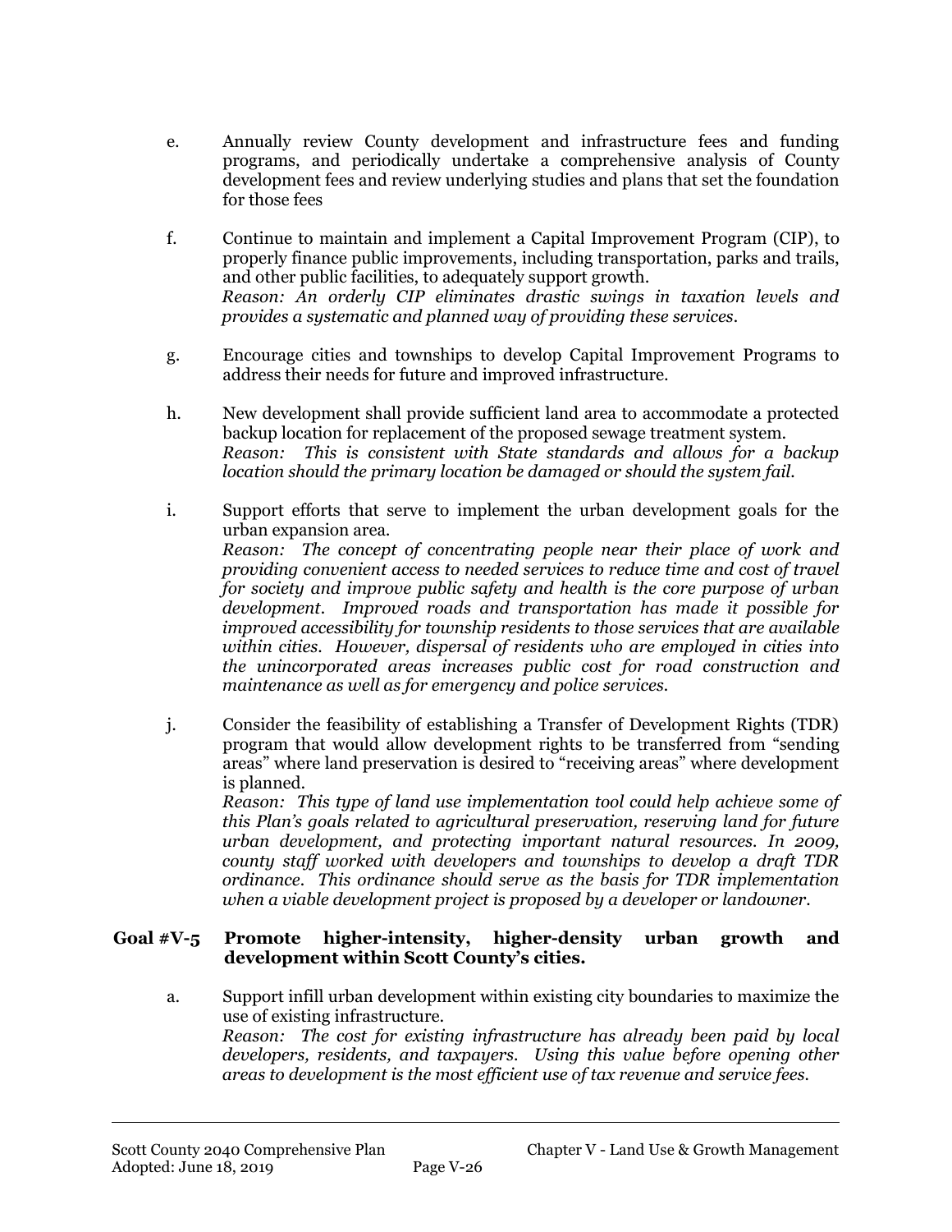e. Annually review County development and infrastructure fees and funding programs, and periodically undertake a comprehensive analysis of County development fees and review underlying studies and plans that set the foundation for those fees

f. Continue to maintain and implement a Capital Improvement Program (CIP), to properly finance public improvements, including transportation, parks and trails, and other public facilities, to adequately support growth.
*Reason: An orderly CIP eliminates drastic swings in taxation levels and provides a systematic and planned way of providing these services.*

g. Encourage cities and townships to develop Capital Improvement Programs to address their needs for future and improved infrastructure.

h. New development shall provide sufficient land area to accommodate a protected backup location for replacement of the proposed sewage treatment system.
*Reason: This is consistent with State standards and allows for a backup location should the primary location be damaged or should the system fail.*

i. Support efforts that serve to implement the urban development goals for the urban expansion area.
*Reason: The concept of concentrating people near their place of work and providing convenient access to needed services to reduce time and cost of travel for society and improve public safety and health is the core purpose of urban development. Improved roads and transportation has made it possible for improved accessibility for township residents to those services that are available within cities. However, dispersal of residents who are employed in cities into the unincorporated areas increases public cost for road construction and maintenance as well as for emergency and police services.*

j. Consider the feasibility of establishing a Transfer of Development Rights (TDR) program that would allow development rights to be transferred from "sending areas" where land preservation is desired to "receiving areas" where development is planned.
*Reason: This type of land use implementation tool could help achieve some of this Plan's goals related to agricultural preservation, reserving land for future urban development, and protecting important natural resources. In 2009, county staff worked with developers and townships to develop a draft TDR ordinance. This ordinance should serve as the basis for TDR implementation when a viable development project is proposed by a developer or landowner.*

**Goal #V-5 Promote higher-intensity, higher-density urban growth and development within Scott County's cities.**

a. Support infill urban development within existing city boundaries to maximize the use of existing infrastructure.
*Reason: The cost for existing infrastructure has already been paid by local developers, residents, and taxpayers. Using this value before opening other areas to development is the most efficient use of tax revenue and service fees.*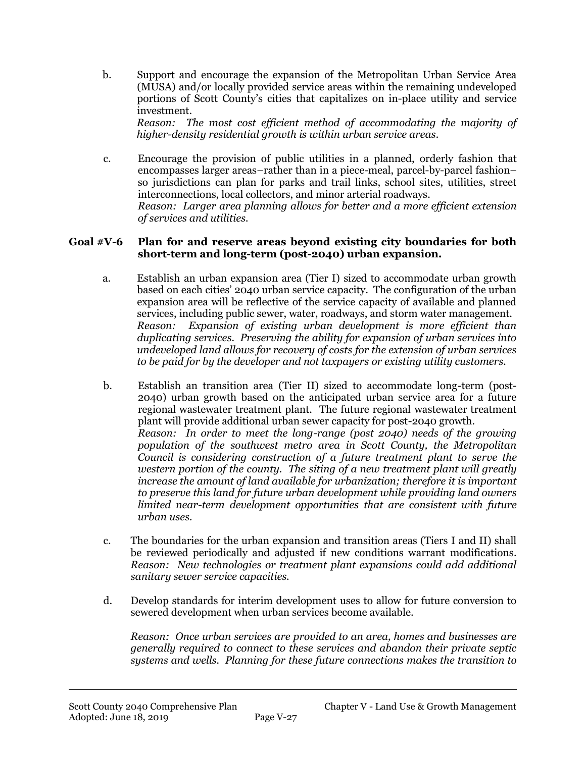b. Support and encourage the expansion of the Metropolitan Urban Service Area (MUSA) and/or locally provided service areas within the remaining undeveloped portions of Scott County's cities that capitalizes on in-place utility and service investment.
*Reason: The most cost efficient method of accommodating the majority of higher-density residential growth is within urban service areas.*

c. Encourage the provision of public utilities in a planned, orderly fashion that encompasses larger areas–rather than in a piece-meal, parcel-by-parcel fashion–so jurisdictions can plan for parks and trail links, school sites, utilities, street interconnections, local collectors, and minor arterial roadways.
*Reason: Larger area planning allows for better and a more efficient extension of services and utilities.*

**Goal #V-6 Plan for and reserve areas beyond existing city boundaries for both short-term and long-term (post-2040) urban expansion.**

a. Establish an urban expansion area (Tier I) sized to accommodate urban growth based on each cities' 2040 urban service capacity. The configuration of the urban expansion area will be reflective of the service capacity of available and planned services, including public sewer, water, roadways, and storm water management.
*Reason: Expansion of existing urban development is more efficient than duplicating services. Preserving the ability for expansion of urban services into undeveloped land allows for recovery of costs for the extension of urban services to be paid for by the developer and not taxpayers or existing utility customers.*

b. Establish an transition area (Tier II) sized to accommodate long-term (post-2040) urban growth based on the anticipated urban service area for a future regional wastewater treatment plant. The future regional wastewater treatment plant will provide additional urban sewer capacity for post-2040 growth.
*Reason: In order to meet the long-range (post 2040) needs of the growing population of the southwest metro area in Scott County, the Metropolitan Council is considering construction of a future treatment plant to serve the western portion of the county. The siting of a new treatment plant will greatly increase the amount of land available for urbanization; therefore it is important to preserve this land for future urban development while providing land owners limited near-term development opportunities that are consistent with future urban uses.*

c. The boundaries for the urban expansion and transition areas (Tiers I and II) shall be reviewed periodically and adjusted if new conditions warrant modifications.
*Reason: New technologies or treatment plant expansions could add additional sanitary sewer service capacities.*

d. Develop standards for interim development uses to allow for future conversion to sewered development when urban services become available.

*Reason: Once urban services are provided to an area, homes and businesses are generally required to connect to these services and abandon their private septic systems and wells. Planning for these future connections makes the transition to*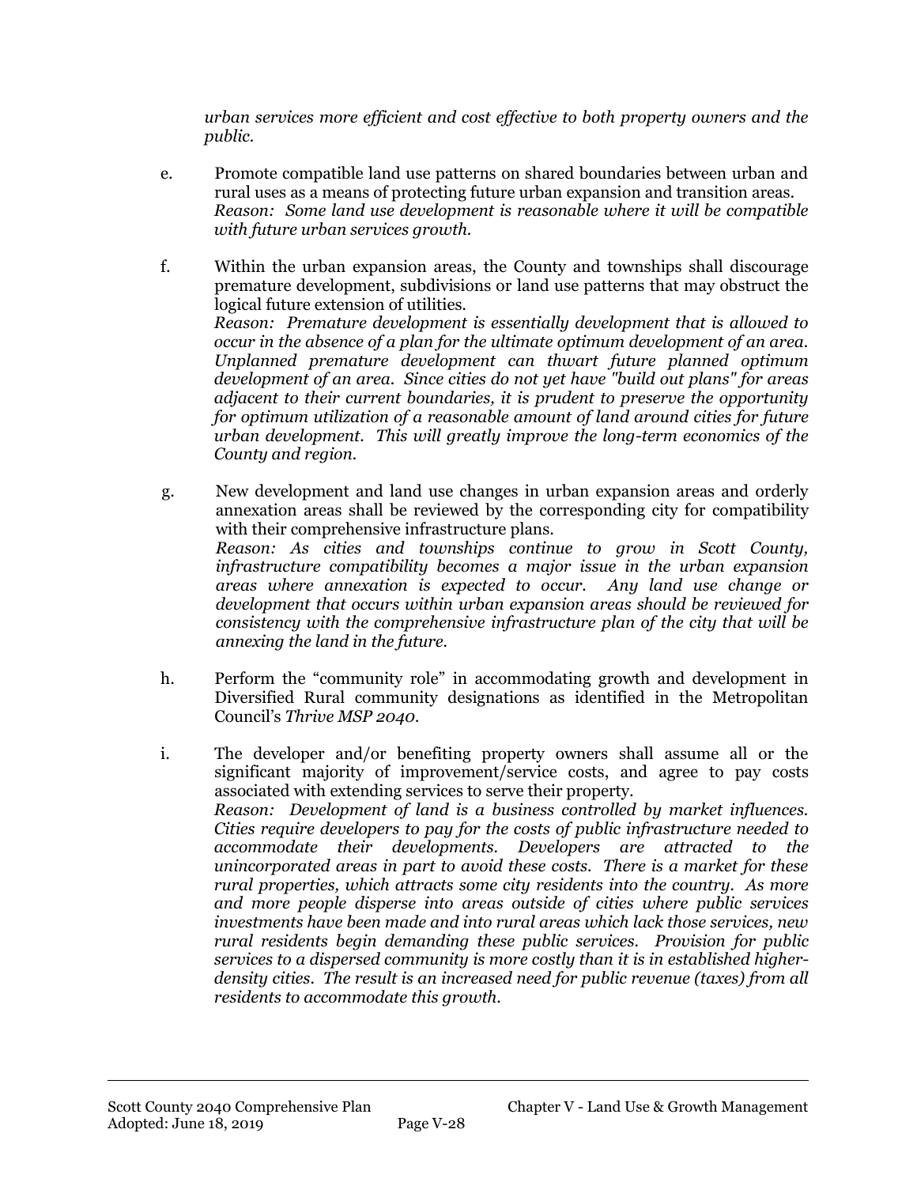*urban services more efficient and cost effective to both property owners and the public.*

e. Promote compatible land use patterns on shared boundaries between urban and rural uses as a means of protecting future urban expansion and transition areas.
*Reason: Some land use development is reasonable where it will be compatible with future urban services growth.*

f. Within the urban expansion areas, the County and townships shall discourage premature development, subdivisions or land use patterns that may obstruct the logical future extension of utilities.
*Reason: Premature development is essentially development that is allowed to occur in the absence of a plan for the ultimate optimum development of an area. Unplanned premature development can thwart future planned optimum development of an area. Since cities do not yet have "build out plans" for areas adjacent to their current boundaries, it is prudent to preserve the opportunity for optimum utilization of a reasonable amount of land around cities for future urban development. This will greatly improve the long-term economics of the County and region.*

g. New development and land use changes in urban expansion areas and orderly annexation areas shall be reviewed by the corresponding city for compatibility with their comprehensive infrastructure plans.
*Reason: As cities and townships continue to grow in Scott County, infrastructure compatibility becomes a major issue in the urban expansion areas where annexation is expected to occur. Any land use change or development that occurs within urban expansion areas should be reviewed for consistency with the comprehensive infrastructure plan of the city that will be annexing the land in the future.*

h. Perform the "community role" in accommodating growth and development in Diversified Rural community designations as identified in the Metropolitan Council's *Thrive MSP 2040*.

i. The developer and/or benefiting property owners shall assume all or the significant majority of improvement/service costs, and agree to pay costs associated with extending services to serve their property.
*Reason: Development of land is a business controlled by market influences. Cities require developers to pay for the costs of public infrastructure needed to accommodate their developments. Developers are attracted to the unincorporated areas in part to avoid these costs. There is a market for these rural properties, which attracts some city residents into the country. As more and more people disperse into areas outside of cities where public services investments have been made and into rural areas which lack those services, new rural residents begin demanding these public services. Provision for public services to a dispersed community is more costly than it is in established higher-density cities. The result is an increased need for public revenue (taxes) from all residents to accommodate this growth.*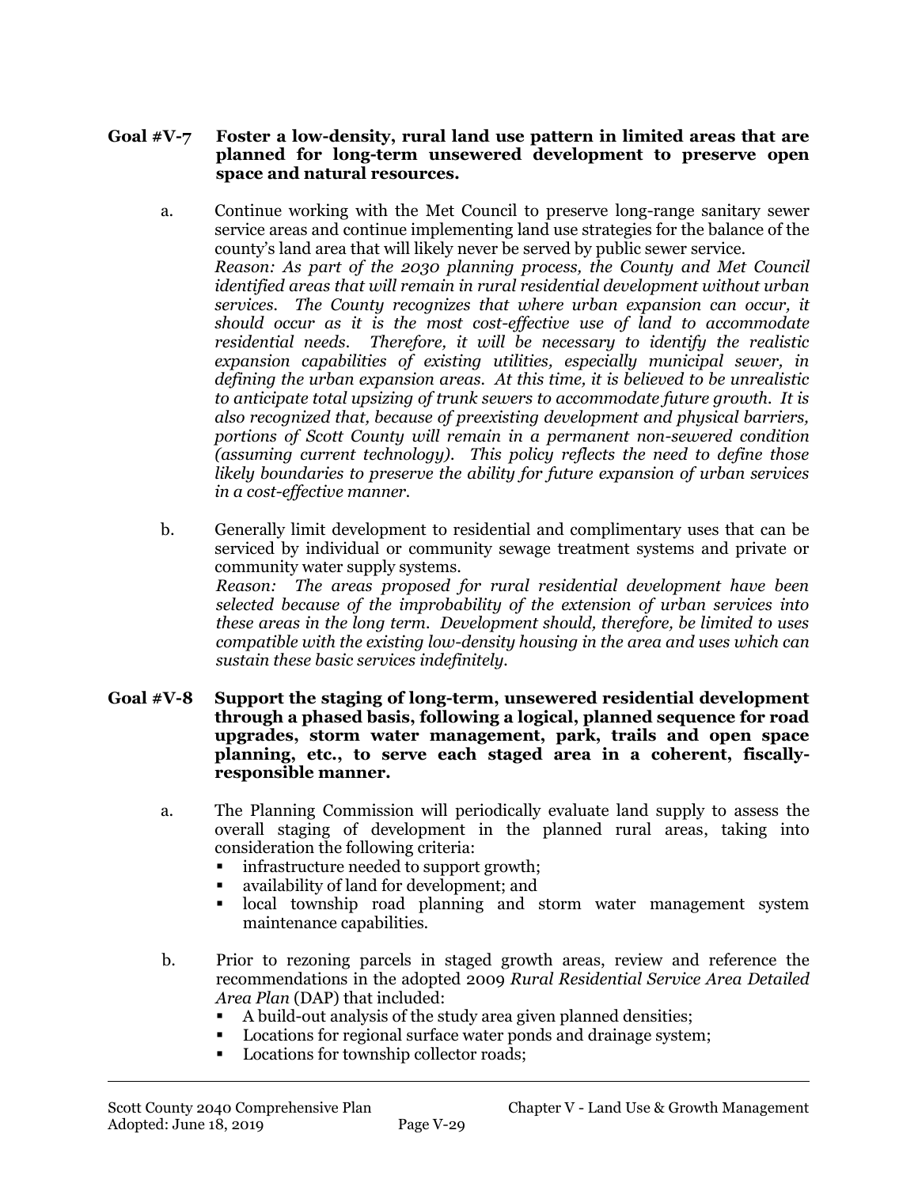**Goal #V-7 Foster a low-density, rural land use pattern in limited areas that are planned for long-term unsewered development to preserve open space and natural resources.**

a. Continue working with the Met Council to preserve long-range sanitary sewer service areas and continue implementing land use strategies for the balance of the county's land area that will likely never be served by public sewer service.
*Reason: As part of the 2030 planning process, the County and Met Council identified areas that will remain in rural residential development without urban services. The County recognizes that where urban expansion can occur, it should occur as it is the most cost-effective use of land to accommodate residential needs. Therefore, it will be necessary to identify the realistic expansion capabilities of existing utilities, especially municipal sewer, in defining the urban expansion areas. At this time, it is believed to be unrealistic to anticipate total upsizing of trunk sewers to accommodate future growth. It is also recognized that, because of preexisting development and physical barriers, portions of Scott County will remain in a permanent non-sewered condition (assuming current technology). This policy reflects the need to define those likely boundaries to preserve the ability for future expansion of urban services in a cost-effective manner.*

b. Generally limit development to residential and complimentary uses that can be serviced by individual or community sewage treatment systems and private or community water supply systems.
*Reason: The areas proposed for rural residential development have been selected because of the improbability of the extension of urban services into these areas in the long term. Development should, therefore, be limited to uses compatible with the existing low-density housing in the area and uses which can sustain these basic services indefinitely.*

**Goal #V-8 Support the staging of long-term, unsewered residential development through a phased basis, following a logical, planned sequence for road upgrades, storm water management, park, trails and open space planning, etc., to serve each staged area in a coherent, fiscally-responsible manner.**

a. The Planning Commission will periodically evaluate land supply to assess the overall staging of development in the planned rural areas, taking into consideration the following criteria:
- infrastructure needed to support growth;
- availability of land for development; and
- local township road planning and storm water management system maintenance capabilities.

b. Prior to rezoning parcels in staged growth areas, review and reference the recommendations in the adopted 2009 *Rural Residential Service Area Detailed Area Plan* (DAP) that included:
- A build-out analysis of the study area given planned densities;
- Locations for regional surface water ponds and drainage system;
- Locations for township collector roads;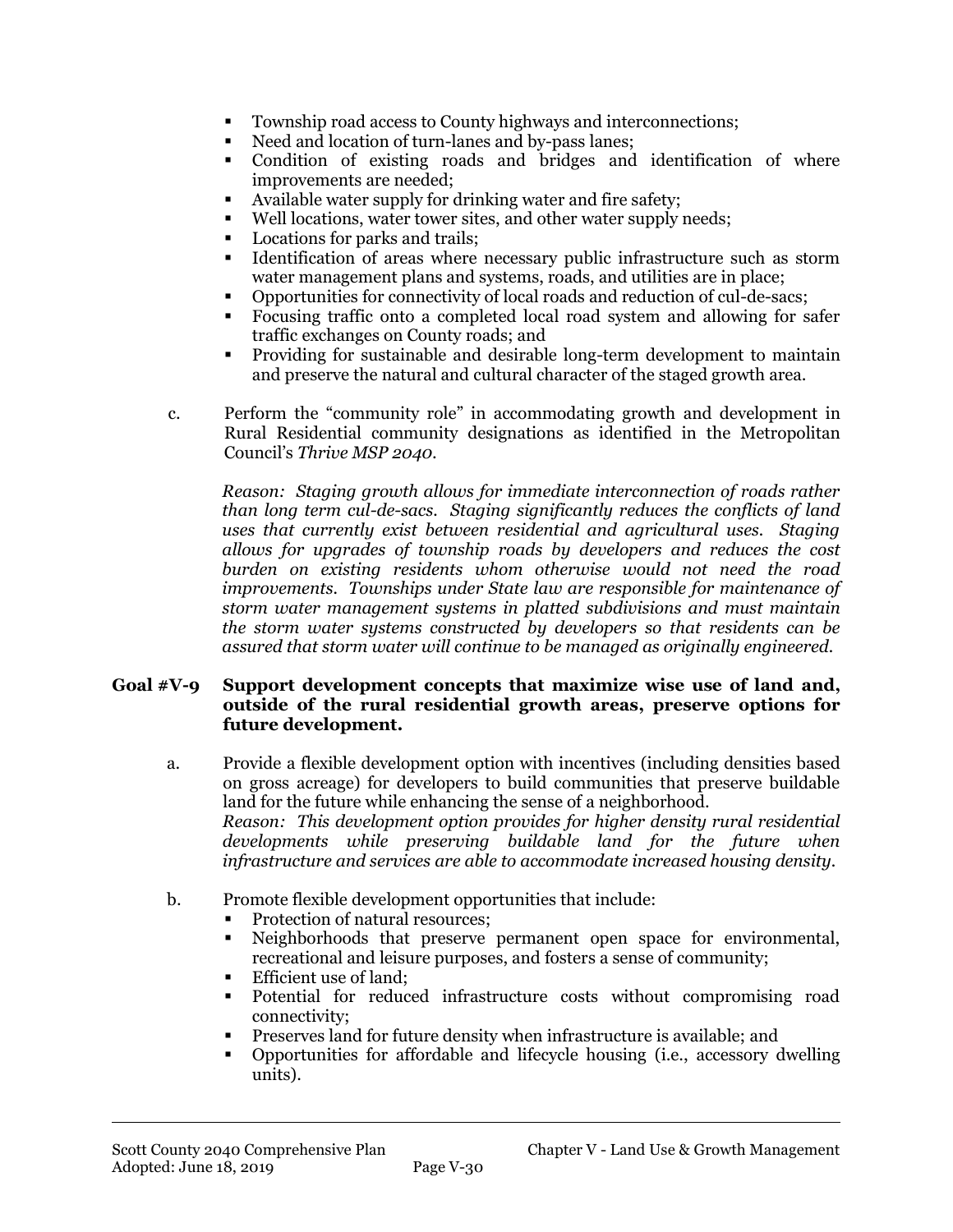- Township road access to County highways and interconnections;
- Need and location of turn-lanes and by-pass lanes;
- Condition of existing roads and bridges and identification of where improvements are needed;
- Available water supply for drinking water and fire safety;
- Well locations, water tower sites, and other water supply needs;
- Locations for parks and trails;
- Identification of areas where necessary public infrastructure such as storm water management plans and systems, roads, and utilities are in place;
- Opportunities for connectivity of local roads and reduction of cul-de-sacs;
- Focusing traffic onto a completed local road system and allowing for safer traffic exchanges on County roads; and
- Providing for sustainable and desirable long-term development to maintain and preserve the natural and cultural character of the staged growth area.

c. Perform the "community role" in accommodating growth and development in Rural Residential community designations as identified in the Metropolitan Council's *Thrive MSP 2040*.

*Reason: Staging growth allows for immediate interconnection of roads rather than long term cul-de-sacs. Staging significantly reduces the conflicts of land uses that currently exist between residential and agricultural uses. Staging allows for upgrades of township roads by developers and reduces the cost burden on existing residents whom otherwise would not need the road improvements. Townships under State law are responsible for maintenance of storm water management systems in platted subdivisions and must maintain the storm water systems constructed by developers so that residents can be assured that storm water will continue to be managed as originally engineered.*

**Goal #V-9 Support development concepts that maximize wise use of land and, outside of the rural residential growth areas, preserve options for future development.**

a. Provide a flexible development option with incentives (including densities based on gross acreage) for developers to build communities that preserve buildable land for the future while enhancing the sense of a neighborhood.
*Reason: This development option provides for higher density rural residential developments while preserving buildable land for the future when infrastructure and services are able to accommodate increased housing density.*

b. Promote flexible development opportunities that include:
- Protection of natural resources;
- Neighborhoods that preserve permanent open space for environmental, recreational and leisure purposes, and fosters a sense of community;
- Efficient use of land;
- Potential for reduced infrastructure costs without compromising road connectivity;
- Preserves land for future density when infrastructure is available; and
- Opportunities for affordable and lifecycle housing (i.e., accessory dwelling units).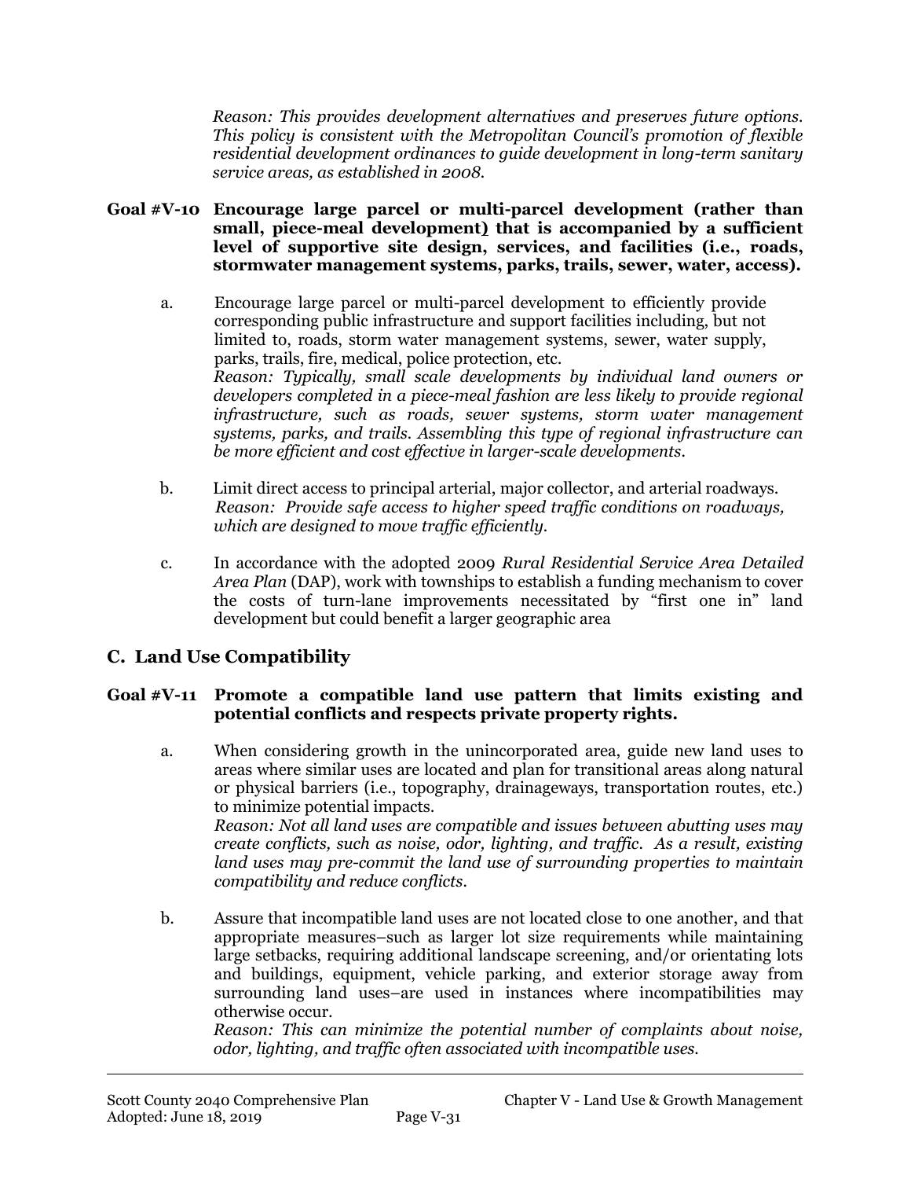*Reason: This provides development alternatives and preserves future options. This policy is consistent with the Metropolitan Council's promotion of flexible residential development ordinances to guide development in long-term sanitary service areas, as established in 2008.*

**Goal #V-10 Encourage large parcel or multi-parcel development (rather than small, piece-meal development) that is accompanied by a sufficient level of supportive site design, services, and facilities (i.e., roads, stormwater management systems, parks, trails, sewer, water, access).**

a. Encourage large parcel or multi-parcel development to efficiently provide corresponding public infrastructure and support facilities including, but not limited to, roads, storm water management systems, sewer, water supply, parks, trails, fire, medical, police protection, etc.
*Reason: Typically, small scale developments by individual land owners or developers completed in a piece-meal fashion are less likely to provide regional infrastructure, such as roads, sewer systems, storm water management systems, parks, and trails. Assembling this type of regional infrastructure can be more efficient and cost effective in larger-scale developments.*

b. Limit direct access to principal arterial, major collector, and arterial roadways.
*Reason: Provide safe access to higher speed traffic conditions on roadways, which are designed to move traffic efficiently.*

c. In accordance with the adopted 2009 *Rural Residential Service Area Detailed Area Plan* (DAP), work with townships to establish a funding mechanism to cover the costs of turn-lane improvements necessitated by "first one in" land development but could benefit a larger geographic area

## C. Land Use Compatibility

**Goal #V-11 Promote a compatible land use pattern that limits existing and potential conflicts and respects private property rights.**

a. When considering growth in the unincorporated area, guide new land uses to areas where similar uses are located and plan for transitional areas along natural or physical barriers (i.e., topography, drainageways, transportation routes, etc.) to minimize potential impacts.
*Reason: Not all land uses are compatible and issues between abutting uses may create conflicts, such as noise, odor, lighting, and traffic. As a result, existing land uses may pre-commit the land use of surrounding properties to maintain compatibility and reduce conflicts.*

b. Assure that incompatible land uses are not located close to one another, and that appropriate measures–such as larger lot size requirements while maintaining large setbacks, requiring additional landscape screening, and/or orientating lots and buildings, equipment, vehicle parking, and exterior storage away from surrounding land uses–are used in instances where incompatibilities may otherwise occur.
*Reason: This can minimize the potential number of complaints about noise, odor, lighting, and traffic often associated with incompatible uses.*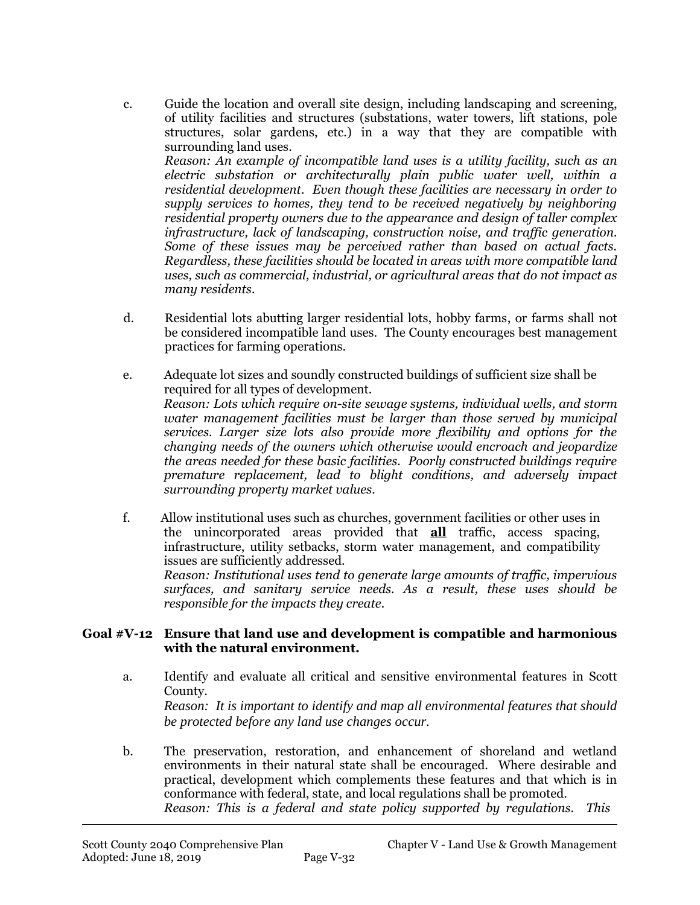c. Guide the location and overall site design, including landscaping and screening, of utility facilities and structures (substations, water towers, lift stations, pole structures, solar gardens, etc.) in a way that they are compatible with surrounding land uses.
*Reason: An example of incompatible land uses is a utility facility, such as an electric substation or architecturally plain public water well, within a residential development. Even though these facilities are necessary in order to supply services to homes, they tend to be received negatively by neighboring residential property owners due to the appearance and design of taller complex infrastructure, lack of landscaping, construction noise, and traffic generation. Some of these issues may be perceived rather than based on actual facts. Regardless, these facilities should be located in areas with more compatible land uses, such as commercial, industrial, or agricultural areas that do not impact as many residents.*

d. Residential lots abutting larger residential lots, hobby farms, or farms shall not be considered incompatible land uses. The County encourages best management practices for farming operations.

e. Adequate lot sizes and soundly constructed buildings of sufficient size shall be required for all types of development.
*Reason: Lots which require on-site sewage systems, individual wells, and storm water management facilities must be larger than those served by municipal services. Larger size lots also provide more flexibility and options for the changing needs of the owners which otherwise would encroach and jeopardize the areas needed for these basic facilities. Poorly constructed buildings require premature replacement, lead to blight conditions, and adversely impact surrounding property market values.*

f. Allow institutional uses such as churches, government facilities or other uses in the unincorporated areas provided that **all** traffic, access spacing, infrastructure, utility setbacks, storm water management, and compatibility issues are sufficiently addressed.
*Reason: Institutional uses tend to generate large amounts of traffic, impervious surfaces, and sanitary service needs. As a result, these uses should be responsible for the impacts they create.*

**Goal #V-12 Ensure that land use and development is compatible and harmonious with the natural environment.**

a. Identify and evaluate all critical and sensitive environmental features in Scott County.
*Reason: It is important to identify and map all environmental features that should be protected before any land use changes occur.*

b. The preservation, restoration, and enhancement of shoreland and wetland environments in their natural state shall be encouraged. Where desirable and practical, development which complements these features and that which is in conformance with federal, state, and local regulations shall be promoted.
*Reason: This is a federal and state policy supported by regulations. This*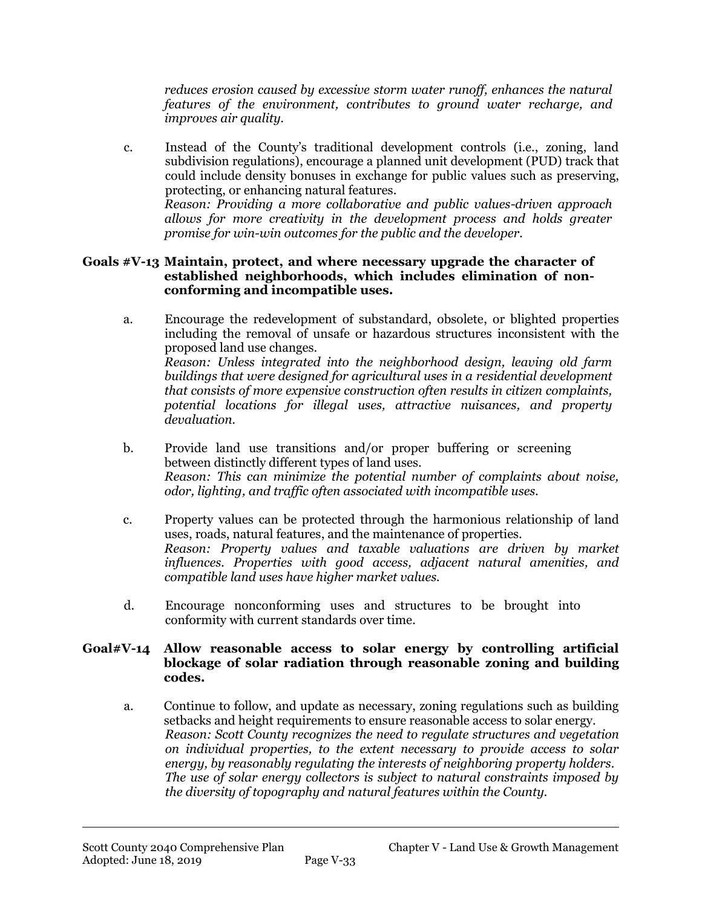*reduces erosion caused by excessive storm water runoff, enhances the natural features of the environment, contributes to ground water recharge, and improves air quality.*

c. Instead of the County's traditional development controls (i.e., zoning, land subdivision regulations), encourage a planned unit development (PUD) track that could include density bonuses in exchange for public values such as preserving, protecting, or enhancing natural features.
*Reason: Providing a more collaborative and public values-driven approach allows for more creativity in the development process and holds greater promise for win-win outcomes for the public and the developer.*

**Goals #V-13 Maintain, protect, and where necessary upgrade the character of established neighborhoods, which includes elimination of non-conforming and incompatible uses.**

a. Encourage the redevelopment of substandard, obsolete, or blighted properties including the removal of unsafe or hazardous structures inconsistent with the proposed land use changes.
*Reason: Unless integrated into the neighborhood design, leaving old farm buildings that were designed for agricultural uses in a residential development that consists of more expensive construction often results in citizen complaints, potential locations for illegal uses, attractive nuisances, and property devaluation.*

b. Provide land use transitions and/or proper buffering or screening between distinctly different types of land uses.
*Reason: This can minimize the potential number of complaints about noise, odor, lighting, and traffic often associated with incompatible uses.*

c. Property values can be protected through the harmonious relationship of land uses, roads, natural features, and the maintenance of properties.
*Reason: Property values and taxable valuations are driven by market influences. Properties with good access, adjacent natural amenities, and compatible land uses have higher market values.*

d. Encourage nonconforming uses and structures to be brought into conformity with current standards over time.

**Goal#V-14 Allow reasonable access to solar energy by controlling artificial blockage of solar radiation through reasonable zoning and building codes.**

a. Continue to follow, and update as necessary, zoning regulations such as building setbacks and height requirements to ensure reasonable access to solar energy.
*Reason: Scott County recognizes the need to regulate structures and vegetation on individual properties, to the extent necessary to provide access to solar energy, by reasonably regulating the interests of neighboring property holders. The use of solar energy collectors is subject to natural constraints imposed by the diversity of topography and natural features within the County.*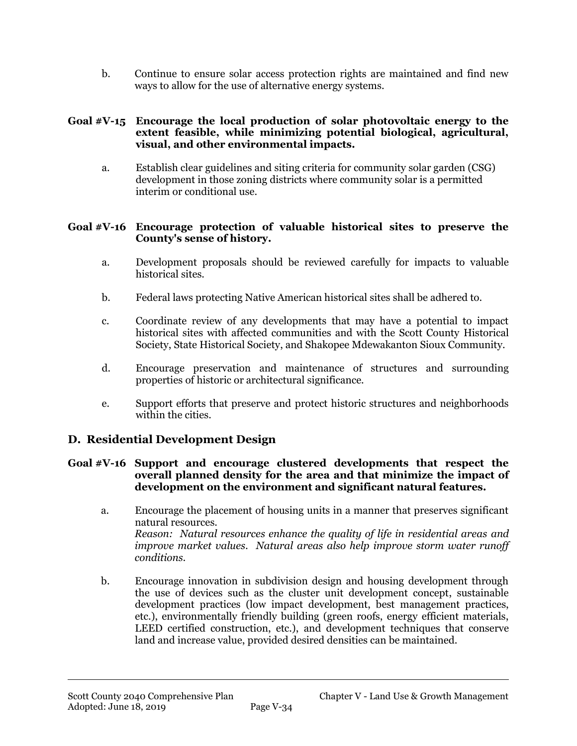b. Continue to ensure solar access protection rights are maintained and find new ways to allow for the use of alternative energy systems.

**Goal #V-15 Encourage the local production of solar photovoltaic energy to the extent feasible, while minimizing potential biological, agricultural, visual, and other environmental impacts.**

a. Establish clear guidelines and siting criteria for community solar garden (CSG) development in those zoning districts where community solar is a permitted interim or conditional use.

**Goal #V-16 Encourage protection of valuable historical sites to preserve the County's sense of history.**

a. Development proposals should be reviewed carefully for impacts to valuable historical sites.

b. Federal laws protecting Native American historical sites shall be adhered to.

c. Coordinate review of any developments that may have a potential to impact historical sites with affected communities and with the Scott County Historical Society, State Historical Society, and Shakopee Mdewakanton Sioux Community.

d. Encourage preservation and maintenance of structures and surrounding properties of historic or architectural significance.

e. Support efforts that preserve and protect historic structures and neighborhoods within the cities.

## D. Residential Development Design

**Goal #V-16 Support and encourage clustered developments that respect the overall planned density for the area and that minimize the impact of development on the environment and significant natural features.**

a. Encourage the placement of housing units in a manner that preserves significant natural resources.
*Reason: Natural resources enhance the quality of life in residential areas and improve market values. Natural areas also help improve storm water runoff conditions.*

b. Encourage innovation in subdivision design and housing development through the use of devices such as the cluster unit development concept, sustainable development practices (low impact development, best management practices, etc.), environmentally friendly building (green roofs, energy efficient materials, LEED certified construction, etc.), and development techniques that conserve land and increase value, provided desired densities can be maintained.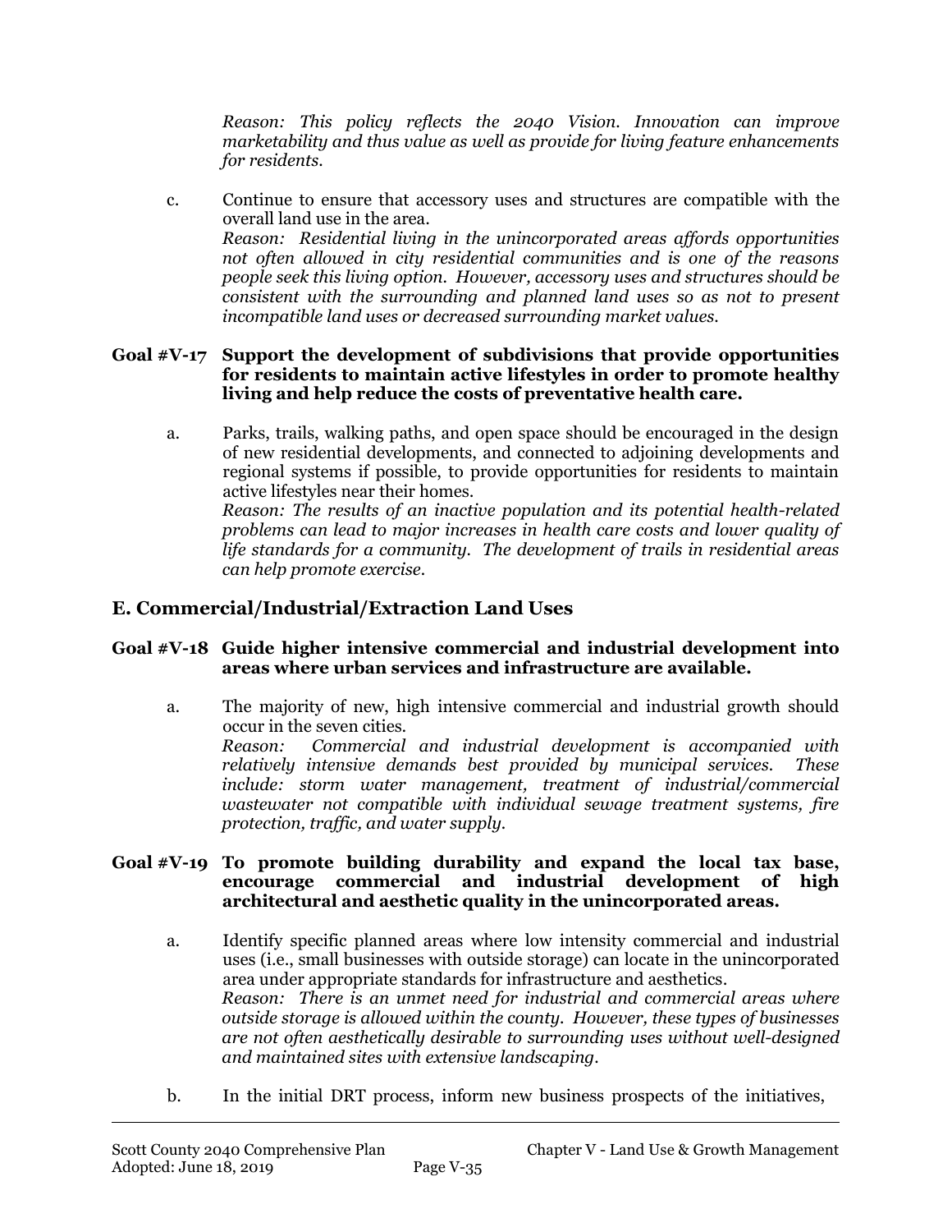*Reason: This policy reflects the 2040 Vision. Innovation can improve marketability and thus value as well as provide for living feature enhancements for residents.*

c. Continue to ensure that accessory uses and structures are compatible with the overall land use in the area.
*Reason: Residential living in the unincorporated areas affords opportunities not often allowed in city residential communities and is one of the reasons people seek this living option. However, accessory uses and structures should be consistent with the surrounding and planned land uses so as not to present incompatible land uses or decreased surrounding market values.*

**Goal #V-17 Support the development of subdivisions that provide opportunities for residents to maintain active lifestyles in order to promote healthy living and help reduce the costs of preventative health care.**

a. Parks, trails, walking paths, and open space should be encouraged in the design of new residential developments, and connected to adjoining developments and regional systems if possible, to provide opportunities for residents to maintain active lifestyles near their homes.
*Reason: The results of an inactive population and its potential health-related problems can lead to major increases in health care costs and lower quality of life standards for a community. The development of trails in residential areas can help promote exercise.*

## E. Commercial/Industrial/Extraction Land Uses

**Goal #V-18 Guide higher intensive commercial and industrial development into areas where urban services and infrastructure are available.**

a. The majority of new, high intensive commercial and industrial growth should occur in the seven cities.
*Reason: Commercial and industrial development is accompanied with relatively intensive demands best provided by municipal services. These include: storm water management, treatment of industrial/commercial wastewater not compatible with individual sewage treatment systems, fire protection, traffic, and water supply.*

**Goal #V-19 To promote building durability and expand the local tax base, encourage commercial and industrial development of high architectural and aesthetic quality in the unincorporated areas.**

a. Identify specific planned areas where low intensity commercial and industrial uses (i.e., small businesses with outside storage) can locate in the unincorporated area under appropriate standards for infrastructure and aesthetics.
*Reason: There is an unmet need for industrial and commercial areas where outside storage is allowed within the county. However, these types of businesses are not often aesthetically desirable to surrounding uses without well-designed and maintained sites with extensive landscaping.*

b. In the initial DRT process, inform new business prospects of the initiatives,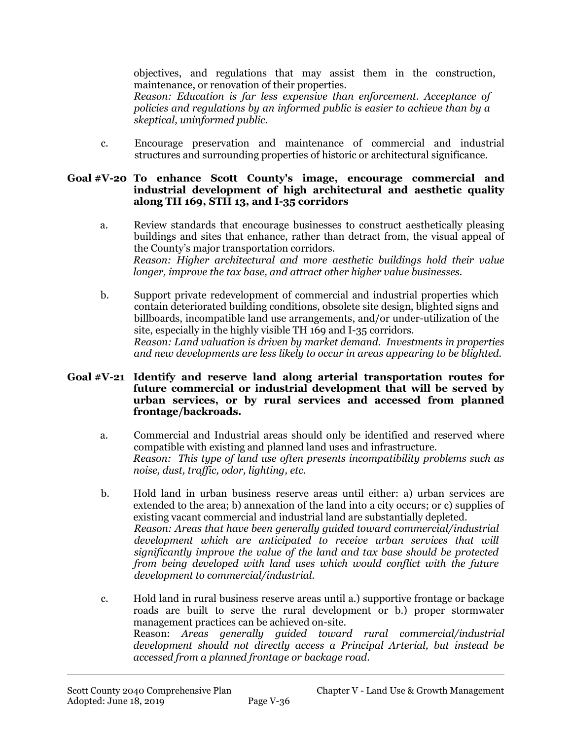objectives, and regulations that may assist them in the construction, maintenance, or renovation of their properties.
*Reason: Education is far less expensive than enforcement. Acceptance of policies and regulations by an informed public is easier to achieve than by a skeptical, uninformed public.*

c. Encourage preservation and maintenance of commercial and industrial structures and surrounding properties of historic or architectural significance.

**Goal #V-20 To enhance Scott County's image, encourage commercial and industrial development of high architectural and aesthetic quality along TH 169, STH 13, and I-35 corridors**

a. Review standards that encourage businesses to construct aesthetically pleasing buildings and sites that enhance, rather than detract from, the visual appeal of the County's major transportation corridors.
*Reason: Higher architectural and more aesthetic buildings hold their value longer, improve the tax base, and attract other higher value businesses.*

b. Support private redevelopment of commercial and industrial properties which contain deteriorated building conditions, obsolete site design, blighted signs and billboards, incompatible land use arrangements, and/or under-utilization of the site, especially in the highly visible TH 169 and I-35 corridors.
*Reason: Land valuation is driven by market demand. Investments in properties and new developments are less likely to occur in areas appearing to be blighted.*

**Goal #V-21 Identify and reserve land along arterial transportation routes for future commercial or industrial development that will be served by urban services, or by rural services and accessed from planned frontage/backroads.**

a. Commercial and Industrial areas should only be identified and reserved where compatible with existing and planned land uses and infrastructure.
*Reason: This type of land use often presents incompatibility problems such as noise, dust, traffic, odor, lighting, etc.*

b. Hold land in urban business reserve areas until either: a) urban services are extended to the area; b) annexation of the land into a city occurs; or c) supplies of existing vacant commercial and industrial land are substantially depleted.
*Reason: Areas that have been generally guided toward commercial/industrial development which are anticipated to receive urban services that will significantly improve the value of the land and tax base should be protected from being developed with land uses which would conflict with the future development to commercial/industrial.*

c. Hold land in rural business reserve areas until a.) supportive frontage or backage roads are built to serve the rural development or b.) proper stormwater management practices can be achieved on-site.
Reason: *Areas generally guided toward rural commercial/industrial development should not directly access a Principal Arterial, but instead be accessed from a planned frontage or backage road.*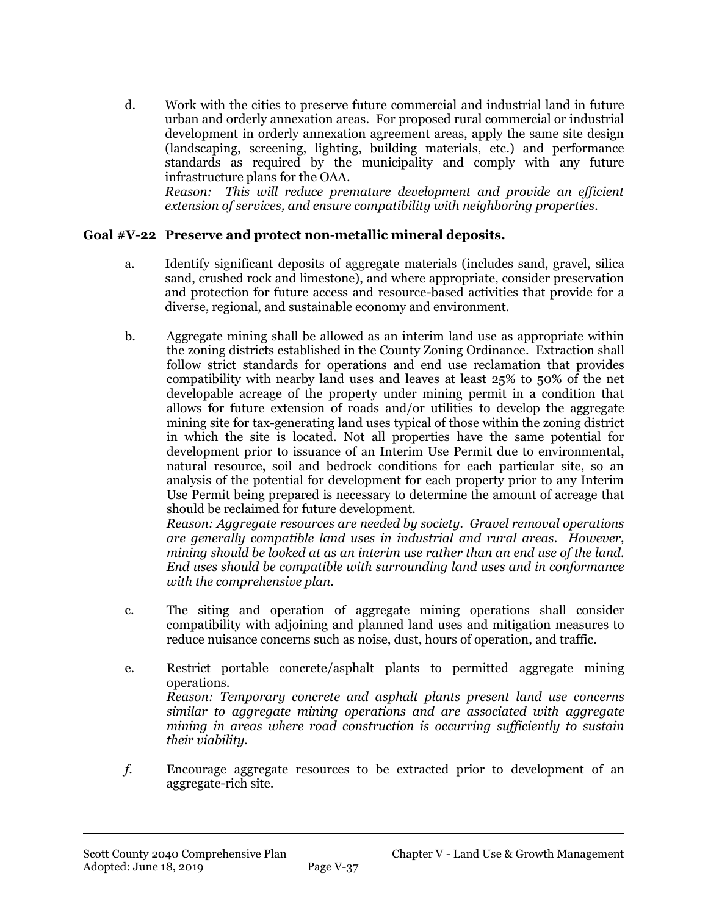d. Work with the cities to preserve future commercial and industrial land in future urban and orderly annexation areas. For proposed rural commercial or industrial development in orderly annexation agreement areas, apply the same site design (landscaping, screening, lighting, building materials, etc.) and performance standards as required by the municipality and comply with any future infrastructure plans for the OAA.
*Reason: This will reduce premature development and provide an efficient extension of services, and ensure compatibility with neighboring properties.*

**Goal #V-22 Preserve and protect non-metallic mineral deposits.**

a. Identify significant deposits of aggregate materials (includes sand, gravel, silica sand, crushed rock and limestone), and where appropriate, consider preservation and protection for future access and resource-based activities that provide for a diverse, regional, and sustainable economy and environment.

b. Aggregate mining shall be allowed as an interim land use as appropriate within the zoning districts established in the County Zoning Ordinance. Extraction shall follow strict standards for operations and end use reclamation that provides compatibility with nearby land uses and leaves at least 25% to 50% of the net developable acreage of the property under mining permit in a condition that allows for future extension of roads and/or utilities to develop the aggregate mining site for tax-generating land uses typical of those within the zoning district in which the site is located. Not all properties have the same potential for development prior to issuance of an Interim Use Permit due to environmental, natural resource, soil and bedrock conditions for each particular site, so an analysis of the potential for development for each property prior to any Interim Use Permit being prepared is necessary to determine the amount of acreage that should be reclaimed for future development.
*Reason: Aggregate resources are needed by society. Gravel removal operations are generally compatible land uses in industrial and rural areas. However, mining should be looked at as an interim use rather than an end use of the land. End uses should be compatible with surrounding land uses and in conformance with the comprehensive plan.*

c. The siting and operation of aggregate mining operations shall consider compatibility with adjoining and planned land uses and mitigation measures to reduce nuisance concerns such as noise, dust, hours of operation, and traffic.

e. Restrict portable concrete/asphalt plants to permitted aggregate mining operations.
*Reason: Temporary concrete and asphalt plants present land use concerns similar to aggregate mining operations and are associated with aggregate mining in areas where road construction is occurring sufficiently to sustain their viability.*

*f.* Encourage aggregate resources to be extracted prior to development of an aggregate-rich site.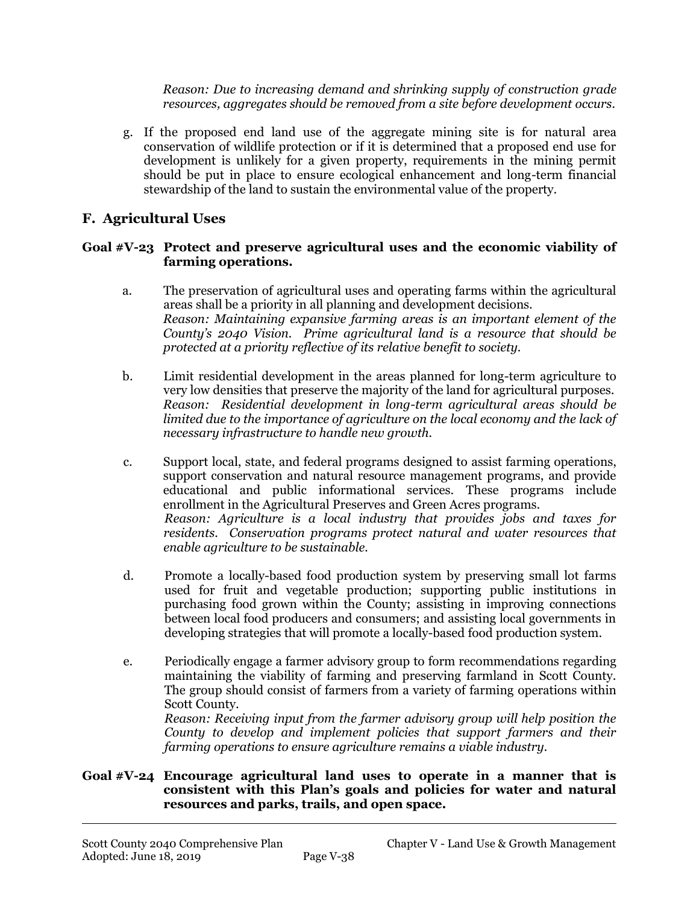*Reason: Due to increasing demand and shrinking supply of construction grade resources, aggregates should be removed from a site before development occurs.*

g. If the proposed end land use of the aggregate mining site is for natural area conservation of wildlife protection or if it is determined that a proposed end use for development is unlikely for a given property, requirements in the mining permit should be put in place to ensure ecological enhancement and long-term financial stewardship of the land to sustain the environmental value of the property.

## F. Agricultural Uses

**Goal #V-23 Protect and preserve agricultural uses and the economic viability of farming operations.**

a. The preservation of agricultural uses and operating farms within the agricultural areas shall be a priority in all planning and development decisions.
*Reason: Maintaining expansive farming areas is an important element of the County's 2040 Vision. Prime agricultural land is a resource that should be protected at a priority reflective of its relative benefit to society.*

b. Limit residential development in the areas planned for long-term agriculture to very low densities that preserve the majority of the land for agricultural purposes.
*Reason: Residential development in long-term agricultural areas should be limited due to the importance of agriculture on the local economy and the lack of necessary infrastructure to handle new growth.*

c. Support local, state, and federal programs designed to assist farming operations, support conservation and natural resource management programs, and provide educational and public informational services. These programs include enrollment in the Agricultural Preserves and Green Acres programs.
*Reason: Agriculture is a local industry that provides jobs and taxes for residents. Conservation programs protect natural and water resources that enable agriculture to be sustainable.*

d. Promote a locally-based food production system by preserving small lot farms used for fruit and vegetable production; supporting public institutions in purchasing food grown within the County; assisting in improving connections between local food producers and consumers; and assisting local governments in developing strategies that will promote a locally-based food production system.

e. Periodically engage a farmer advisory group to form recommendations regarding maintaining the viability of farming and preserving farmland in Scott County. The group should consist of farmers from a variety of farming operations within Scott County.
*Reason: Receiving input from the farmer advisory group will help position the County to develop and implement policies that support farmers and their farming operations to ensure agriculture remains a viable industry.*

**Goal #V-24 Encourage agricultural land uses to operate in a manner that is consistent with this Plan's goals and policies for water and natural resources and parks, trails, and open space.**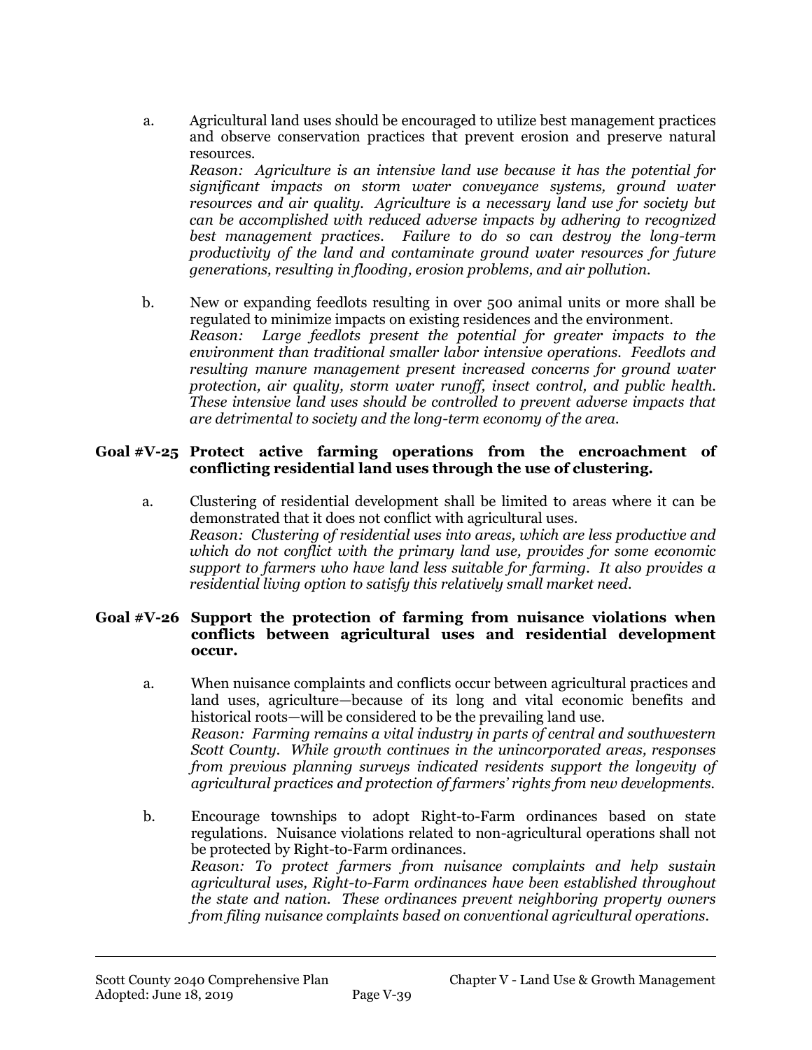a. Agricultural land uses should be encouraged to utilize best management practices and observe conservation practices that prevent erosion and preserve natural resources.
*Reason: Agriculture is an intensive land use because it has the potential for significant impacts on storm water conveyance systems, ground water resources and air quality. Agriculture is a necessary land use for society but can be accomplished with reduced adverse impacts by adhering to recognized best management practices. Failure to do so can destroy the long-term productivity of the land and contaminate ground water resources for future generations, resulting in flooding, erosion problems, and air pollution.*

b. New or expanding feedlots resulting in over 500 animal units or more shall be regulated to minimize impacts on existing residences and the environment.
*Reason: Large feedlots present the potential for greater impacts to the environment than traditional smaller labor intensive operations. Feedlots and resulting manure management present increased concerns for ground water protection, air quality, storm water runoff, insect control, and public health. These intensive land uses should be controlled to prevent adverse impacts that are detrimental to society and the long-term economy of the area.*

**Goal #V-25 Protect active farming operations from the encroachment of conflicting residential land uses through the use of clustering.**

a. Clustering of residential development shall be limited to areas where it can be demonstrated that it does not conflict with agricultural uses.
*Reason: Clustering of residential uses into areas, which are less productive and which do not conflict with the primary land use, provides for some economic support to farmers who have land less suitable for farming. It also provides a residential living option to satisfy this relatively small market need.*

**Goal #V-26 Support the protection of farming from nuisance violations when conflicts between agricultural uses and residential development occur.**

a. When nuisance complaints and conflicts occur between agricultural practices and land uses, agriculture—because of its long and vital economic benefits and historical roots—will be considered to be the prevailing land use.
*Reason: Farming remains a vital industry in parts of central and southwestern Scott County. While growth continues in the unincorporated areas, responses from previous planning surveys indicated residents support the longevity of agricultural practices and protection of farmers' rights from new developments.*

b. Encourage townships to adopt Right-to-Farm ordinances based on state regulations. Nuisance violations related to non-agricultural operations shall not be protected by Right-to-Farm ordinances.
*Reason: To protect farmers from nuisance complaints and help sustain agricultural uses, Right-to-Farm ordinances have been established throughout the state and nation. These ordinances prevent neighboring property owners from filing nuisance complaints based on conventional agricultural operations.*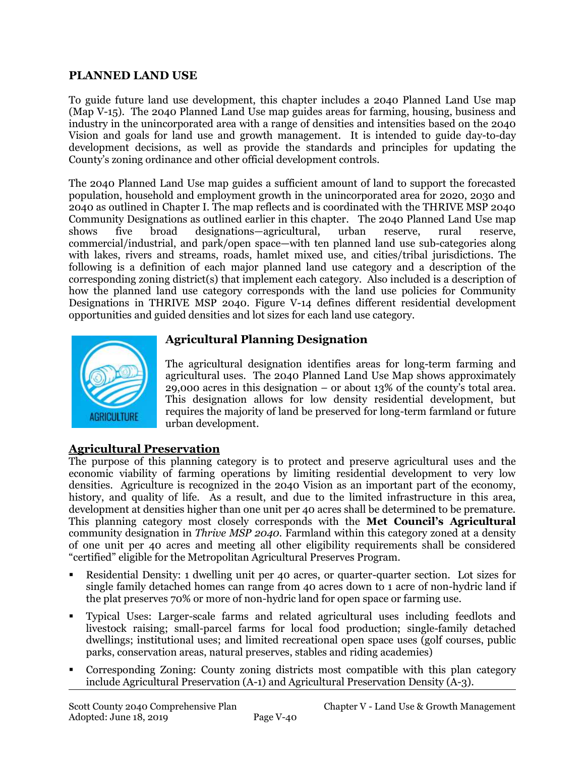## PLANNED LAND USE

To guide future land use development, this chapter includes a 2040 Planned Land Use map (Map V-15). The 2040 Planned Land Use map guides areas for farming, housing, business and industry in the unincorporated area with a range of densities and intensities based on the 2040 Vision and goals for land use and growth management. It is intended to guide day-to-day development decisions, as well as provide the standards and principles for updating the County's zoning ordinance and other official development controls.

The 2040 Planned Land Use map guides a sufficient amount of land to support the forecasted population, household and employment growth in the unincorporated area for 2020, 2030 and 2040 as outlined in Chapter I. The map reflects and is coordinated with the THRIVE MSP 2040 Community Designations as outlined earlier in this chapter. The 2040 Planned Land Use map shows five broad designations—agricultural, urban reserve, rural reserve, commercial/industrial, and park/open space—with ten planned land use sub-categories along with lakes, rivers and streams, roads, hamlet mixed use, and cities/tribal jurisdictions. The following is a definition of each major planned land use category and a description of the corresponding zoning district(s) that implement each category. Also included is a description of how the planned land use category corresponds with the land use policies for Community Designations in THRIVE MSP 2040. Figure V-14 defines different residential development opportunities and guided densities and lot sizes for each land use category.

AGRICULTURE

### Agricultural Planning Designation

The agricultural designation identifies areas for long-term farming and agricultural uses. The 2040 Planned Land Use Map shows approximately 29,000 acres in this designation – or about 13% of the county's total area. This designation allows for low density residential development, but requires the majority of land be preserved for long-term farmland or future urban development.

### Agricultural Preservation

The purpose of this planning category is to protect and preserve agricultural uses and the economic viability of farming operations by limiting residential development to very low densities. Agriculture is recognized in the 2040 Vision as an important part of the economy, history, and quality of life. As a result, and due to the limited infrastructure in this area, development at densities higher than one unit per 40 acres shall be determined to be premature. This planning category most closely corresponds with the **Met Council's Agricultural** community designation in *Thrive MSP 2040*. Farmland within this category zoned at a density of one unit per 40 acres and meeting all other eligibility requirements shall be considered "certified" eligible for the Metropolitan Agricultural Preserves Program.

- Residential Density: 1 dwelling unit per 40 acres, or quarter-quarter section. Lot sizes for single family detached homes can range from 40 acres down to 1 acre of non-hydric land if the plat preserves 70% or more of non-hydric land for open space or farming use.
- Typical Uses: Larger-scale farms and related agricultural uses including feedlots and livestock raising; small-parcel farms for local food production; single-family detached dwellings; institutional uses; and limited recreational open space uses (golf courses, public parks, conservation areas, natural preserves, stables and riding academies)
- Corresponding Zoning: County zoning districts most compatible with this plan category include Agricultural Preservation (A-1) and Agricultural Preservation Density (A-3).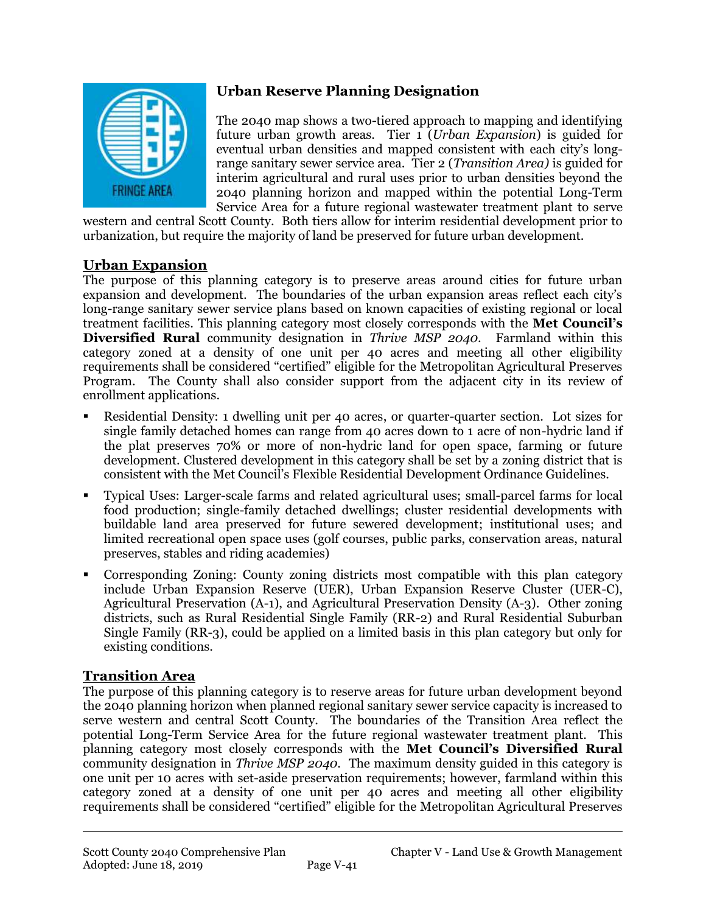## Urban Reserve Planning Designation

The 2040 map shows a two-tiered approach to mapping and identifying future urban growth areas. Tier 1 (*Urban Expansion*) is guided for eventual urban densities and mapped consistent with each city's long-range sanitary sewer service area. Tier 2 (*Transition Area)* is guided for interim agricultural and rural uses prior to urban densities beyond the 2040 planning horizon and mapped within the potential Long-Term Service Area for a future regional wastewater treatment plant to serve western and central Scott County. Both tiers allow for interim residential development prior to urbanization, but require the majority of land be preserved for future urban development.

### Urban Expansion

The purpose of this planning category is to preserve areas around cities for future urban expansion and development. The boundaries of the urban expansion areas reflect each city's long-range sanitary sewer service plans based on known capacities of existing regional or local treatment facilities. This planning category most closely corresponds with the **Met Council's Diversified Rural** community designation in *Thrive MSP 2040*. Farmland within this category zoned at a density of one unit per 40 acres and meeting all other eligibility requirements shall be considered "certified" eligible for the Metropolitan Agricultural Preserves Program. The County shall also consider support from the adjacent city in its review of enrollment applications.

- Residential Density: 1 dwelling unit per 40 acres, or quarter-quarter section. Lot sizes for single family detached homes can range from 40 acres down to 1 acre of non-hydric land if the plat preserves 70% or more of non-hydric land for open space, farming or future development. Clustered development in this category shall be set by a zoning district that is consistent with the Met Council's Flexible Residential Development Ordinance Guidelines.
- Typical Uses: Larger-scale farms and related agricultural uses; small-parcel farms for local food production; single-family detached dwellings; cluster residential developments with buildable land area preserved for future sewered development; institutional uses; and limited recreational open space uses (golf courses, public parks, conservation areas, natural preserves, stables and riding academies)
- Corresponding Zoning: County zoning districts most compatible with this plan category include Urban Expansion Reserve (UER), Urban Expansion Reserve Cluster (UER-C), Agricultural Preservation (A-1), and Agricultural Preservation Density (A-3). Other zoning districts, such as Rural Residential Single Family (RR-2) and Rural Residential Suburban Single Family (RR-3), could be applied on a limited basis in this plan category but only for existing conditions.

### Transition Area

The purpose of this planning category is to reserve areas for future urban development beyond the 2040 planning horizon when planned regional sanitary sewer service capacity is increased to serve western and central Scott County. The boundaries of the Transition Area reflect the potential Long-Term Service Area for the future regional wastewater treatment plant. This planning category most closely corresponds with the **Met Council's Diversified Rural** community designation in *Thrive MSP 2040*. The maximum density guided in this category is one unit per 10 acres with set-aside preservation requirements; however, farmland within this category zoned at a density of one unit per 40 acres and meeting all other eligibility requirements shall be considered "certified" eligible for the Metropolitan Agricultural Preserves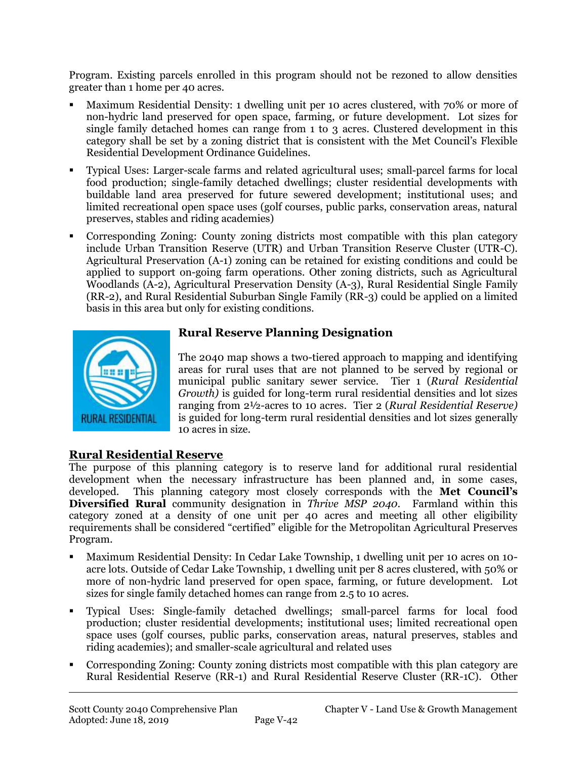Program. Existing parcels enrolled in this program should not be rezoned to allow densities greater than 1 home per 40 acres.

- Maximum Residential Density: 1 dwelling unit per 10 acres clustered, with 70% or more of non-hydric land preserved for open space, farming, or future development. Lot sizes for single family detached homes can range from 1 to 3 acres. Clustered development in this category shall be set by a zoning district that is consistent with the Met Council's Flexible Residential Development Ordinance Guidelines.
- Typical Uses: Larger-scale farms and related agricultural uses; small-parcel farms for local food production; single-family detached dwellings; cluster residential developments with buildable land area preserved for future sewered development; institutional uses; and limited recreational open space uses (golf courses, public parks, conservation areas, natural preserves, stables and riding academies)
- Corresponding Zoning: County zoning districts most compatible with this plan category include Urban Transition Reserve (UTR) and Urban Transition Reserve Cluster (UTR-C). Agricultural Preservation (A-1) zoning can be retained for existing conditions and could be applied to support on-going farm operations. Other zoning districts, such as Agricultural Woodlands (A-2), Agricultural Preservation Density (A-3), Rural Residential Single Family (RR-2), and Rural Residential Suburban Single Family (RR-3) could be applied on a limited basis in this area but only for existing conditions.

RURAL RESIDENTIAL

### Rural Reserve Planning Designation

The 2040 map shows a two-tiered approach to mapping and identifying areas for rural uses that are not planned to be served by regional or municipal public sanitary sewer service. Tier 1 (*Rural Residential Growth)* is guided for long-term rural residential densities and lot sizes ranging from 2½-acres to 10 acres. Tier 2 (*Rural Residential Reserve)* is guided for long-term rural residential densities and lot sizes generally 10 acres in size.

## Rural Residential Reserve

The purpose of this planning category is to reserve land for additional rural residential development when the necessary infrastructure has been planned and, in some cases, developed. This planning category most closely corresponds with the **Met Council's Diversified Rural** community designation in *Thrive MSP 2040*. Farmland within this category zoned at a density of one unit per 40 acres and meeting all other eligibility requirements shall be considered "certified" eligible for the Metropolitan Agricultural Preserves Program.

- Maximum Residential Density: In Cedar Lake Township, 1 dwelling unit per 10 acres on 10-acre lots. Outside of Cedar Lake Township, 1 dwelling unit per 8 acres clustered, with 50% or more of non-hydric land preserved for open space, farming, or future development. Lot sizes for single family detached homes can range from 2.5 to 10 acres.
- Typical Uses: Single-family detached dwellings; small-parcel farms for local food production; cluster residential developments; institutional uses; limited recreational open space uses (golf courses, public parks, conservation areas, natural preserves, stables and riding academies); and smaller-scale agricultural and related uses
- Corresponding Zoning: County zoning districts most compatible with this plan category are Rural Residential Reserve (RR-1) and Rural Residential Reserve Cluster (RR-1C). Other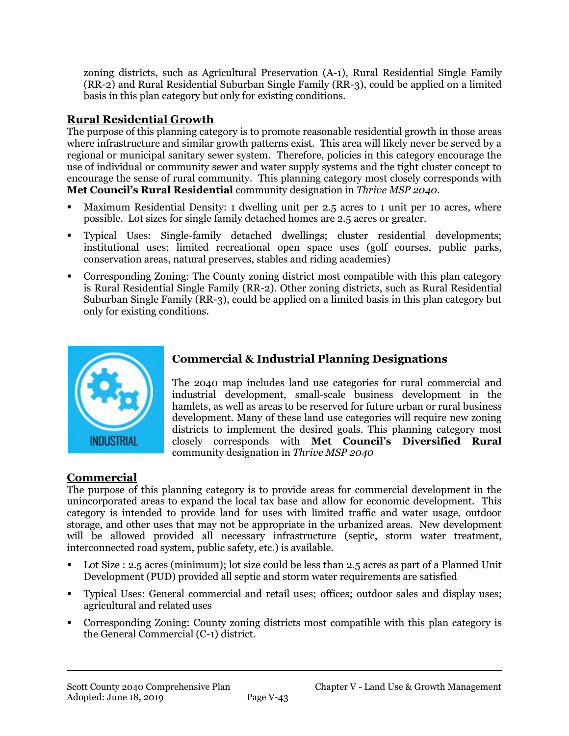zoning districts, such as Agricultural Preservation (A-1), Rural Residential Single Family (RR-2) and Rural Residential Suburban Single Family (RR-3), could be applied on a limited basis in this plan category but only for existing conditions.

## Rural Residential Growth

The purpose of this planning category is to promote reasonable residential growth in those areas where infrastructure and similar growth patterns exist. This area will likely never be served by a regional or municipal sanitary sewer system. Therefore, policies in this category encourage the use of individual or community sewer and water supply systems and the tight cluster concept to encourage the sense of rural community. This planning category most closely corresponds with **Met Council's Rural Residential** community designation in *Thrive MSP 2040*.

- Maximum Residential Density: 1 dwelling unit per 2.5 acres to 1 unit per 10 acres, where possible. Lot sizes for single family detached homes are 2.5 acres or greater.
- Typical Uses: Single-family detached dwellings; cluster residential developments; institutional uses; limited recreational open space uses (golf courses, public parks, conservation areas, natural preserves, stables and riding academies)
- Corresponding Zoning: The County zoning district most compatible with this plan category is Rural Residential Single Family (RR-2). Other zoning districts, such as Rural Residential Suburban Single Family (RR-3), could be applied on a limited basis in this plan category but only for existing conditions.

INDUSTRIAL

## Commercial & Industrial Planning Designations

The 2040 map includes land use categories for rural commercial and industrial development, small-scale business development in the hamlets, as well as areas to be reserved for future urban or rural business development. Many of these land use categories will require new zoning districts to implement the desired goals. This planning category most closely corresponds with **Met Council's Diversified Rural** community designation in *Thrive MSP 2040*

## Commercial

The purpose of this planning category is to provide areas for commercial development in the unincorporated areas to expand the local tax base and allow for economic development. This category is intended to provide land for uses with limited traffic and water usage, outdoor storage, and other uses that may not be appropriate in the urbanized areas. New development will be allowed provided all necessary infrastructure (septic, storm water treatment, interconnected road system, public safety, etc.) is available.

- Lot Size : 2.5 acres (minimum); lot size could be less than 2.5 acres as part of a Planned Unit Development (PUD) provided all septic and storm water requirements are satisfied
- Typical Uses: General commercial and retail uses; offices; outdoor sales and display uses; agricultural and related uses
- Corresponding Zoning: County zoning districts most compatible with this plan category is the General Commercial (C-1) district.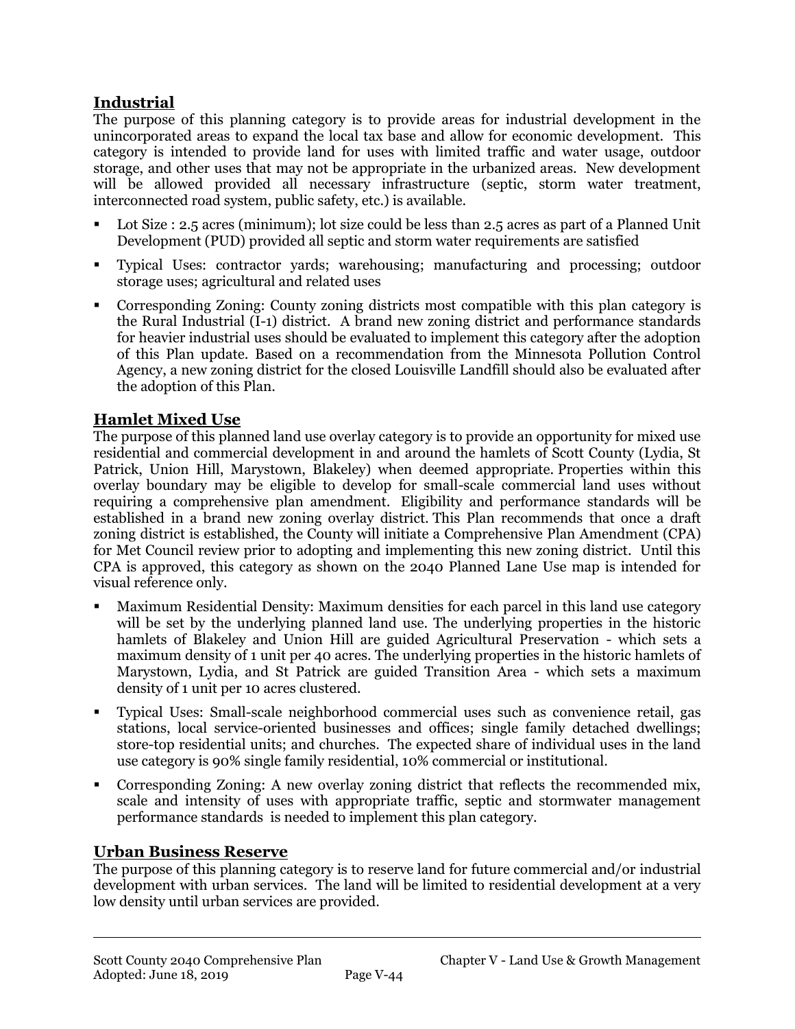## Industrial

The purpose of this planning category is to provide areas for industrial development in the unincorporated areas to expand the local tax base and allow for economic development. This category is intended to provide land for uses with limited traffic and water usage, outdoor storage, and other uses that may not be appropriate in the urbanized areas. New development will be allowed provided all necessary infrastructure (septic, storm water treatment, interconnected road system, public safety, etc.) is available.

- Lot Size : 2.5 acres (minimum); lot size could be less than 2.5 acres as part of a Planned Unit Development (PUD) provided all septic and storm water requirements are satisfied
- Typical Uses: contractor yards; warehousing; manufacturing and processing; outdoor storage uses; agricultural and related uses
- Corresponding Zoning: County zoning districts most compatible with this plan category is the Rural Industrial (I-1) district. A brand new zoning district and performance standards for heavier industrial uses should be evaluated to implement this category after the adoption of this Plan update. Based on a recommendation from the Minnesota Pollution Control Agency, a new zoning district for the closed Louisville Landfill should also be evaluated after the adoption of this Plan.

## Hamlet Mixed Use

The purpose of this planned land use overlay category is to provide an opportunity for mixed use residential and commercial development in and around the hamlets of Scott County (Lydia, St Patrick, Union Hill, Marystown, Blakeley) when deemed appropriate. Properties within this overlay boundary may be eligible to develop for small-scale commercial land uses without requiring a comprehensive plan amendment. Eligibility and performance standards will be established in a brand new zoning overlay district. This Plan recommends that once a draft zoning district is established, the County will initiate a Comprehensive Plan Amendment (CPA) for Met Council review prior to adopting and implementing this new zoning district. Until this CPA is approved, this category as shown on the 2040 Planned Lane Use map is intended for visual reference only.

- Maximum Residential Density: Maximum densities for each parcel in this land use category will be set by the underlying planned land use. The underlying properties in the historic hamlets of Blakeley and Union Hill are guided Agricultural Preservation - which sets a maximum density of 1 unit per 40 acres. The underlying properties in the historic hamlets of Marystown, Lydia, and St Patrick are guided Transition Area - which sets a maximum density of 1 unit per 10 acres clustered.
- Typical Uses: Small-scale neighborhood commercial uses such as convenience retail, gas stations, local service-oriented businesses and offices; single family detached dwellings; store-top residential units; and churches. The expected share of individual uses in the land use category is 90% single family residential, 10% commercial or institutional.
- Corresponding Zoning: A new overlay zoning district that reflects the recommended mix, scale and intensity of uses with appropriate traffic, septic and stormwater management performance standards is needed to implement this plan category.

## Urban Business Reserve

The purpose of this planning category is to reserve land for future commercial and/or industrial development with urban services. The land will be limited to residential development at a very low density until urban services are provided.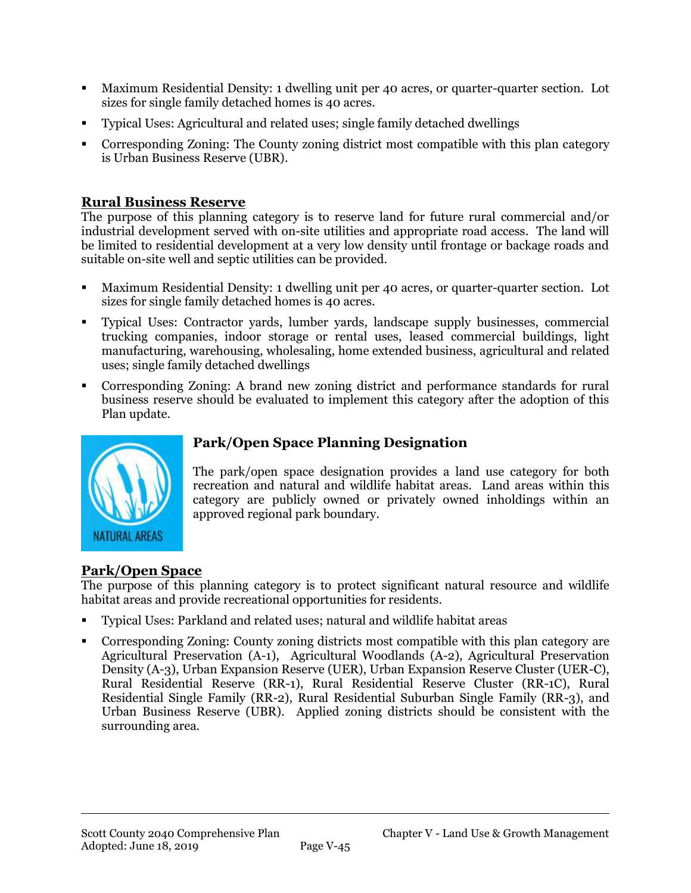- Maximum Residential Density: 1 dwelling unit per 40 acres, or quarter-quarter section. Lot sizes for single family detached homes is 40 acres.
- Typical Uses: Agricultural and related uses; single family detached dwellings
- Corresponding Zoning: The County zoning district most compatible with this plan category is Urban Business Reserve (UBR).

### Rural Business Reserve

The purpose of this planning category is to reserve land for future rural commercial and/or industrial development served with on-site utilities and appropriate road access. The land will be limited to residential development at a very low density until frontage or backage roads and suitable on-site well and septic utilities can be provided.

- Maximum Residential Density: 1 dwelling unit per 40 acres, or quarter-quarter section. Lot sizes for single family detached homes is 40 acres.
- Typical Uses: Contractor yards, lumber yards, landscape supply businesses, commercial trucking companies, indoor storage or rental uses, leased commercial buildings, light manufacturing, warehousing, wholesaling, home extended business, agricultural and related uses; single family detached dwellings
- Corresponding Zoning: A brand new zoning district and performance standards for rural business reserve should be evaluated to implement this category after the adoption of this Plan update.

NATURAL AREAS

## Park/Open Space Planning Designation

The park/open space designation provides a land use category for both recreation and natural and wildlife habitat areas. Land areas within this category are publicly owned or privately owned inholdings within an approved regional park boundary.

### Park/Open Space

The purpose of this planning category is to protect significant natural resource and wildlife habitat areas and provide recreational opportunities for residents.

- Typical Uses: Parkland and related uses; natural and wildlife habitat areas
- Corresponding Zoning: County zoning districts most compatible with this plan category are Agricultural Preservation (A-1), Agricultural Woodlands (A-2), Agricultural Preservation Density (A-3), Urban Expansion Reserve (UER), Urban Expansion Reserve Cluster (UER-C), Rural Residential Reserve (RR-1), Rural Residential Reserve Cluster (RR-1C), Rural Residential Single Family (RR-2), Rural Residential Suburban Single Family (RR-3), and Urban Business Reserve (UBR). Applied zoning districts should be consistent with the surrounding area.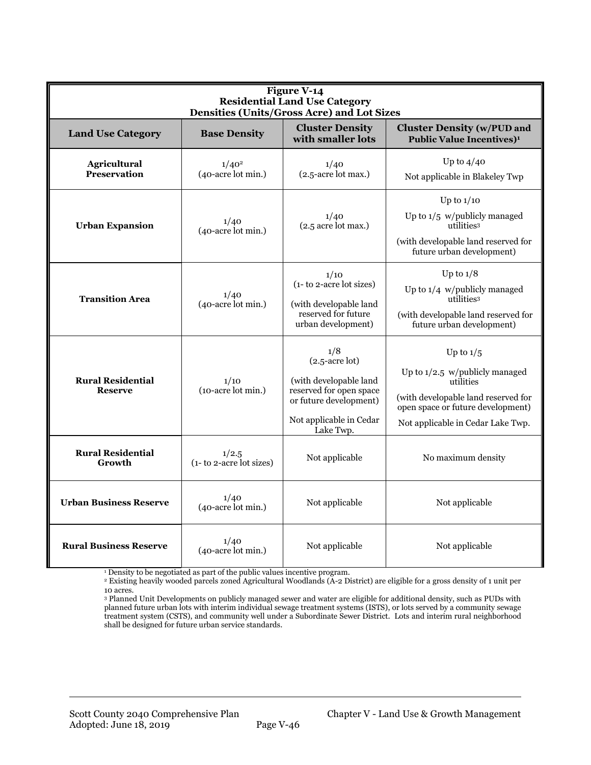**Figure V-14**
**Residential Land Use Category**
**Densities (Units/Gross Acre) and Lot Sizes**

| Land Use Category | Base Density | Cluster Density with smaller lots | Cluster Density (w/PUD and Public Value Incentives)[1] |
|---|---|---|---|
| **Agricultural Preservation** | 1/40[2] (40-acre lot min.) | 1/40 (2.5-acre lot max.) | Up to 4/40<br>Not applicable in Blakeley Twp |
| **Urban Expansion** | 1/40 (40-acre lot min.) | 1/40 (2.5 acre lot max.) | Up to 1/10<br>Up to 1/5 w/publicly managed utilities[3]<br>(with developable land reserved for future urban development) |
| **Transition Area** | 1/40 (40-acre lot min.) | 1/10 (1- to 2-acre lot sizes)<br>(with developable land reserved for future urban development) | Up to 1/8<br>Up to 1/4 w/publicly managed utilities[3]<br>(with developable land reserved for future urban development) |
| **Rural Residential Reserve** | 1/10 (10-acre lot min.) | 1/8 (2.5-acre lot)<br>(with developable land reserved for open space or future development)<br>Not applicable in Cedar Lake Twp. | Up to 1/5<br>Up to 1/2.5 w/publicly managed utilities<br>(with developable land reserved for open space or future development)<br>Not applicable in Cedar Lake Twp. |
| **Rural Residential Growth** | 1/2.5 (1- to 2-acre lot sizes) | Not applicable | No maximum density |
| **Urban Business Reserve** | 1/40 (40-acre lot min.) | Not applicable | Not applicable |
| **Rural Business Reserve** | 1/40 (40-acre lot min.) | Not applicable | Not applicable |

[1] Density to be negotiated as part of the public values incentive program.
[2] Existing heavily wooded parcels zoned Agricultural Woodlands (A-2 District) are eligible for a gross density of 1 unit per 10 acres.
[3] Planned Unit Developments on publicly managed sewer and water are eligible for additional density, such as PUDs with planned future urban lots with interim individual sewage treatment systems (ISTS), or lots served by a community sewage treatment system (CSTS), and community well under a Subordinate Sewer District. Lots and interim rural neighborhood shall be designed for future urban service standards.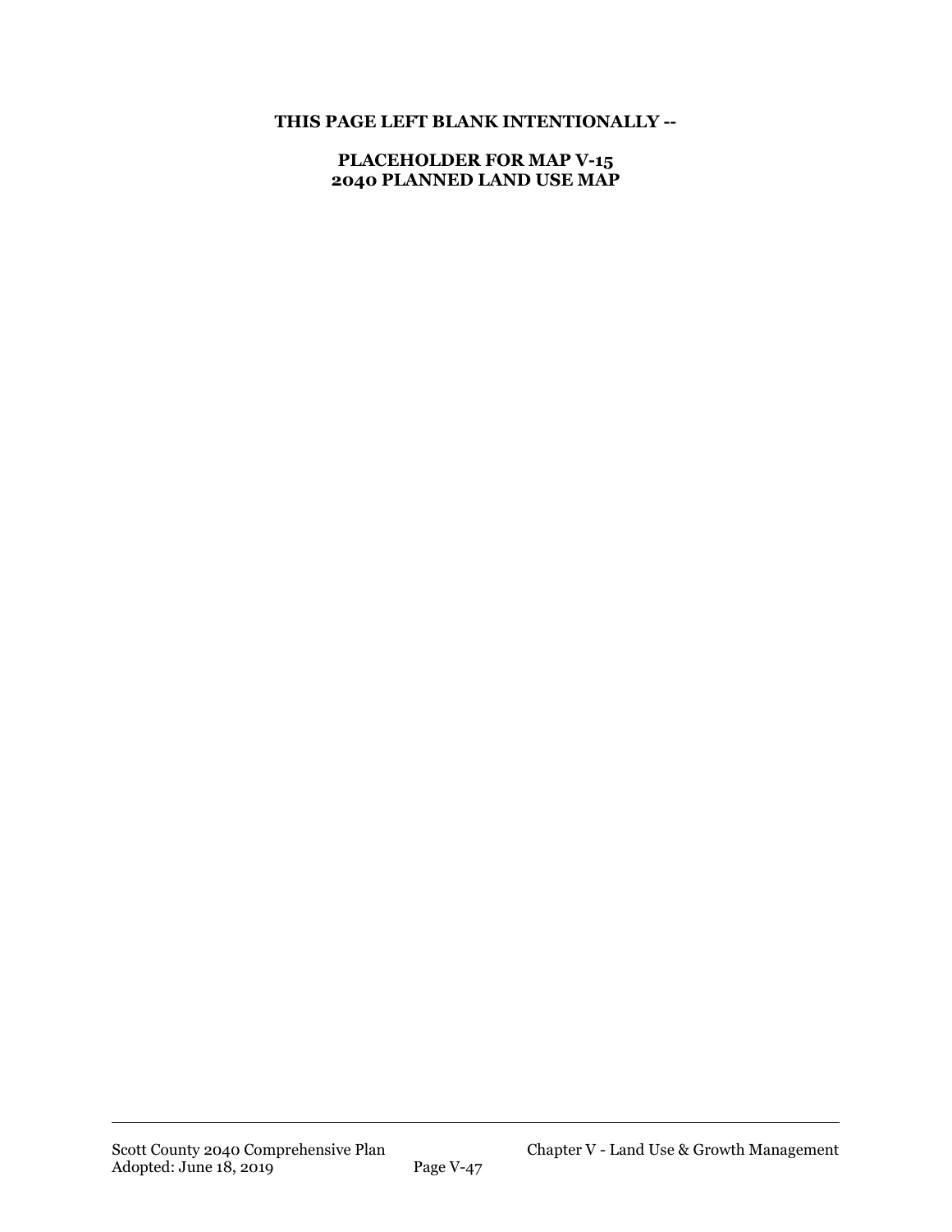**THIS PAGE LEFT BLANK INTENTIONALLY --**

**PLACEHOLDER FOR MAP V-15**
**2040 PLANNED LAND USE MAP**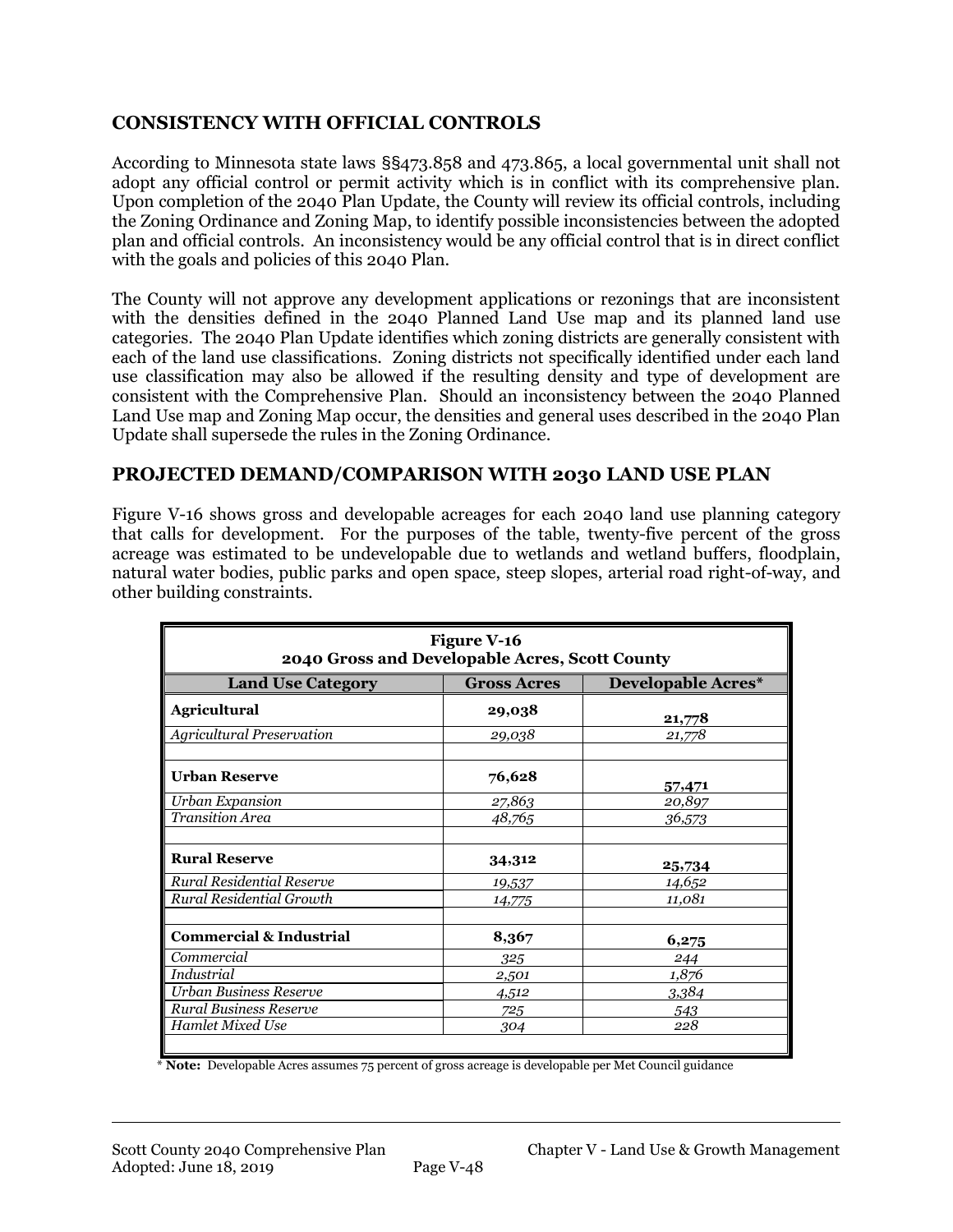## CONSISTENCY WITH OFFICIAL CONTROLS

According to Minnesota state laws §§473.858 and 473.865, a local governmental unit shall not adopt any official control or permit activity which is in conflict with its comprehensive plan. Upon completion of the 2040 Plan Update, the County will review its official controls, including the Zoning Ordinance and Zoning Map, to identify possible inconsistencies between the adopted plan and official controls. An inconsistency would be any official control that is in direct conflict with the goals and policies of this 2040 Plan.

The County will not approve any development applications or rezonings that are inconsistent with the densities defined in the 2040 Planned Land Use map and its planned land use categories. The 2040 Plan Update identifies which zoning districts are generally consistent with each of the land use classifications. Zoning districts not specifically identified under each land use classification may also be allowed if the resulting density and type of development are consistent with the Comprehensive Plan. Should an inconsistency between the 2040 Planned Land Use map and Zoning Map occur, the densities and general uses described in the 2040 Plan Update shall supersede the rules in the Zoning Ordinance.

## PROJECTED DEMAND/COMPARISON WITH 2030 LAND USE PLAN

Figure V-16 shows gross and developable acreages for each 2040 land use planning category that calls for development. For the purposes of the table, twenty-five percent of the gross acreage was estimated to be undevelopable due to wetlands and wetland buffers, floodplain, natural water bodies, public parks and open space, steep slopes, arterial road right-of-way, and other building constraints.

**Figure V-16**
**2040 Gross and Developable Acres, Scott County**

| Land Use Category | Gross Acres | Developable Acres* |
|---|---|---|
| **Agricultural** | **29,038** | **21,778** |
| *Agricultural Preservation* | *29,038* | *21,778* |
| | | |
| **Urban Reserve** | **76,628** | **57,471** |
| *Urban Expansion* | *27,863* | *20,897* |
| *Transition Area* | *48,765* | *36,573* |
| | | |
| **Rural Reserve** | **34,312** | **25,734** |
| *Rural Residential Reserve* | *19,537* | *14,652* |
| *Rural Residential Growth* | *14,775* | *11,081* |
| | | |
| **Commercial & Industrial** | **8,367** | **6,275** |
| *Commercial* | *325* | *244* |
| *Industrial* | *2,501* | *1,876* |
| *Urban Business Reserve* | *4,512* | *3,384* |
| *Rural Business Reserve* | *725* | *543* |
| *Hamlet Mixed Use* | *304* | *228* |

\* **Note:** Developable Acres assumes 75 percent of gross acreage is developable per Met Council guidance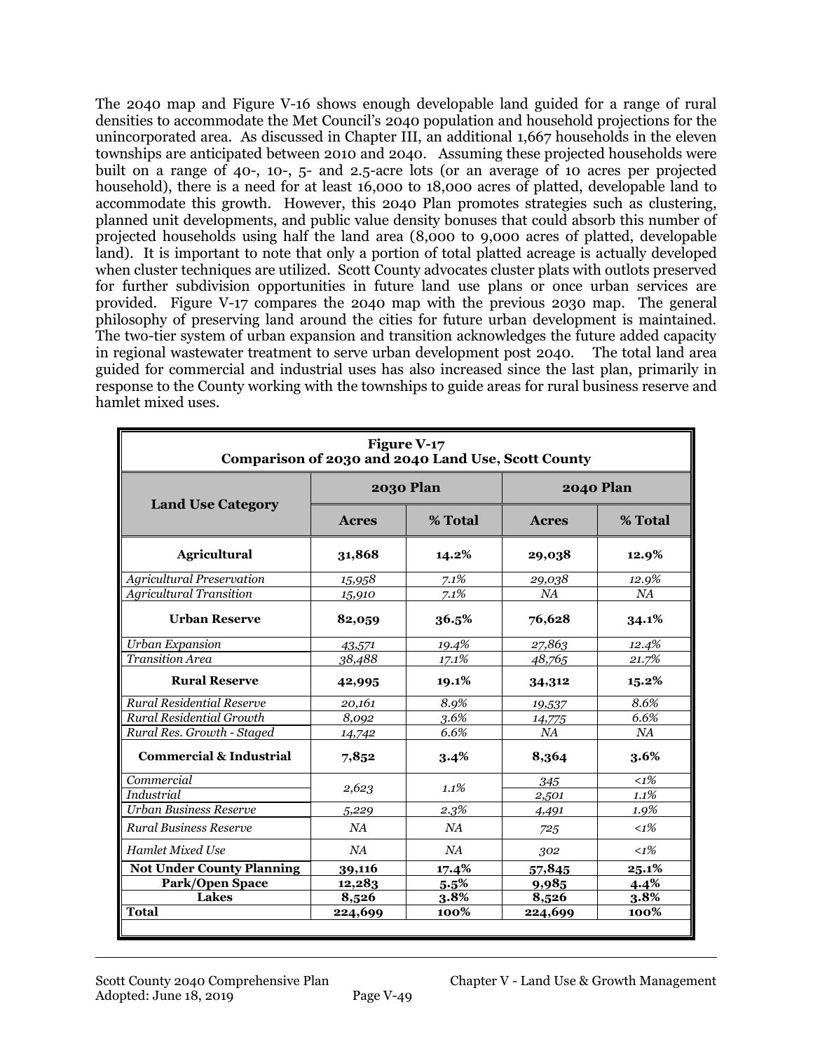The 2040 map and Figure V-16 shows enough developable land guided for a range of rural densities to accommodate the Met Council's 2040 population and household projections for the unincorporated area. As discussed in Chapter III, an additional 1,667 households in the eleven townships are anticipated between 2010 and 2040. Assuming these projected households were built on a range of 40-, 10-, 5- and 2.5-acre lots (or an average of 10 acres per projected household), there is a need for at least 16,000 to 18,000 acres of platted, developable land to accommodate this growth. However, this 2040 Plan promotes strategies such as clustering, planned unit developments, and public value density bonuses that could absorb this number of projected households using half the land area (8,000 to 9,000 acres of platted, developable land). It is important to note that only a portion of total platted acreage is actually developed when cluster techniques are utilized. Scott County advocates cluster plats with outlots preserved for further subdivision opportunities in future land use plans or once urban services are provided. Figure V-17 compares the 2040 map with the previous 2030 map. The general philosophy of preserving land around the cities for future urban development is maintained. The two-tier system of urban expansion and transition acknowledges the future added capacity in regional wastewater treatment to serve urban development post 2040. The total land area guided for commercial and industrial uses has also increased since the last plan, primarily in response to the County working with the townships to guide areas for rural business reserve and hamlet mixed uses.

**Figure V-17**
**Comparison of 2030 and 2040 Land Use, Scott County**

| Land Use Category | 2030 Plan | | 2040 Plan | |
|---|---|---|---|---|
| | **Acres** | **% Total** | **Acres** | **% Total** |
| **Agricultural** | **31,868** | **14.2%** | **29,038** | **12.9%** |
| *Agricultural Preservation* | *15,958* | *7.1%* | *29,038* | *12.9%* |
| *Agricultural Transition* | *15,910* | *7.1%* | *NA* | *NA* |
| **Urban Reserve** | **82,059** | **36.5%** | **76,628** | **34.1%** |
| *Urban Expansion* | *43,571* | *19.4%* | *27,863* | *12.4%* |
| *Transition Area* | *38,488* | *17.1%* | *48,765* | *21.7%* |
| **Rural Reserve** | **42,995** | **19.1%** | **34,312** | **15.2%** |
| *Rural Residential Reserve* | *20,161* | *8.9%* | *19,537* | *8.6%* |
| *Rural Residential Growth* | *8,092* | *3.6%* | *14,775* | *6.6%* |
| *Rural Res. Growth - Staged* | *14,742* | *6.6%* | *NA* | *NA* |
| **Commercial & Industrial** | **7,852** | **3.4%** | **8,364** | **3.6%** |
| *Commercial* | *2,623* | *1.1%* | *345* | *<1%* |
| *Industrial* | | | *2,501* | *1.1%* |
| *Urban Business Reserve* | *5,229* | *2.3%* | *4,491* | *1.9%* |
| *Rural Business Reserve* | *NA* | *NA* | *725* | *<1%* |
| *Hamlet Mixed Use* | *NA* | *NA* | *302* | *<1%* |
| **Not Under County Planning** | **39,116** | **17.4%** | **57,845** | **25.1%** |
| **Park/Open Space** | **12,283** | **5.5%** | **9,985** | **4.4%** |
| **Lakes** | **8,526** | **3.8%** | **8,526** | **3.8%** |
| **Total** | **224,699** | **100%** | **224,699** | **100%** |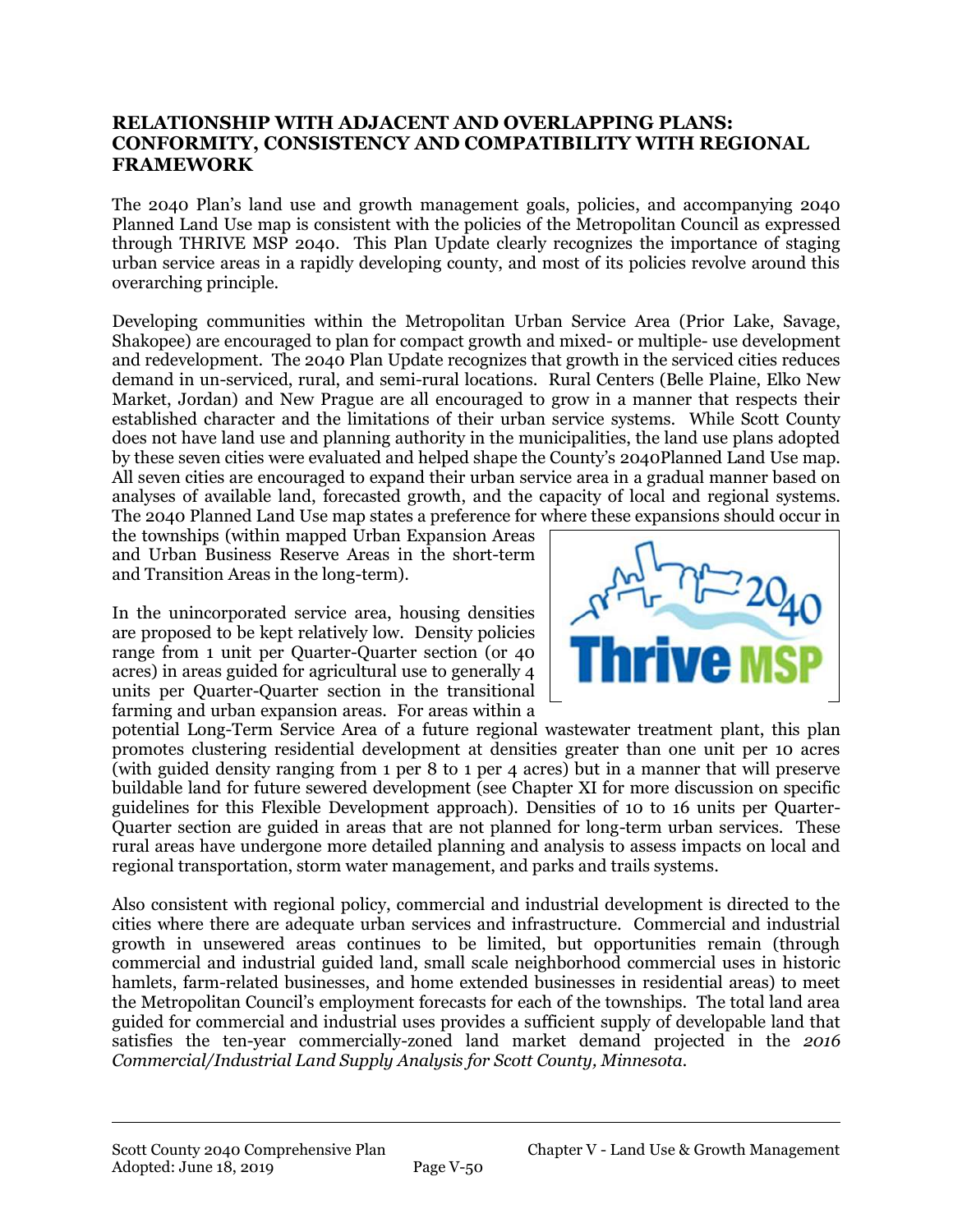## RELATIONSHIP WITH ADJACENT AND OVERLAPPING PLANS: CONFORMITY, CONSISTENCY AND COMPATIBILITY WITH REGIONAL FRAMEWORK

The 2040 Plan's land use and growth management goals, policies, and accompanying 2040 Planned Land Use map is consistent with the policies of the Metropolitan Council as expressed through THRIVE MSP 2040. This Plan Update clearly recognizes the importance of staging urban service areas in a rapidly developing county, and most of its policies revolve around this overarching principle.

Developing communities within the Metropolitan Urban Service Area (Prior Lake, Savage, Shakopee) are encouraged to plan for compact growth and mixed- or multiple- use development and redevelopment. The 2040 Plan Update recognizes that growth in the serviced cities reduces demand in un-serviced, rural, and semi-rural locations. Rural Centers (Belle Plaine, Elko New Market, Jordan) and New Prague are all encouraged to grow in a manner that respects their established character and the limitations of their urban service systems. While Scott County does not have land use and planning authority in the municipalities, the land use plans adopted by these seven cities were evaluated and helped shape the County's 2040Planned Land Use map. All seven cities are encouraged to expand their urban service area in a gradual manner based on analyses of available land, forecasted growth, and the capacity of local and regional systems. The 2040 Planned Land Use map states a preference for where these expansions should occur in the townships (within mapped Urban Expansion Areas and Urban Business Reserve Areas in the short-term and Transition Areas in the long-term).

In the unincorporated service area, housing densities are proposed to be kept relatively low. Density policies range from 1 unit per Quarter-Quarter section (or 40 acres) in areas guided for agricultural use to generally 4 units per Quarter-Quarter section in the transitional farming and urban expansion areas. For areas within a potential Long-Term Service Area of a future regional wastewater treatment plant, this plan promotes clustering residential development at densities greater than one unit per 10 acres (with guided density ranging from 1 per 8 to 1 per 4 acres) but in a manner that will preserve buildable land for future sewered development (see Chapter XI for more discussion on specific guidelines for this Flexible Development approach). Densities of 10 to 16 units per Quarter-Quarter section are guided in areas that are not planned for long-term urban services. These rural areas have undergone more detailed planning and analysis to assess impacts on local and regional transportation, storm water management, and parks and trails systems.

Also consistent with regional policy, commercial and industrial development is directed to the cities where there are adequate urban services and infrastructure. Commercial and industrial growth in unsewered areas continues to be limited, but opportunities remain (through commercial and industrial guided land, small scale neighborhood commercial uses in historic hamlets, farm-related businesses, and home extended businesses in residential areas) to meet the Metropolitan Council's employment forecasts for each of the townships. The total land area guided for commercial and industrial uses provides a sufficient supply of developable land that satisfies the ten-year commercially-zoned land market demand projected in the *2016 Commercial/Industrial Land Supply Analysis for Scott County, Minnesota*.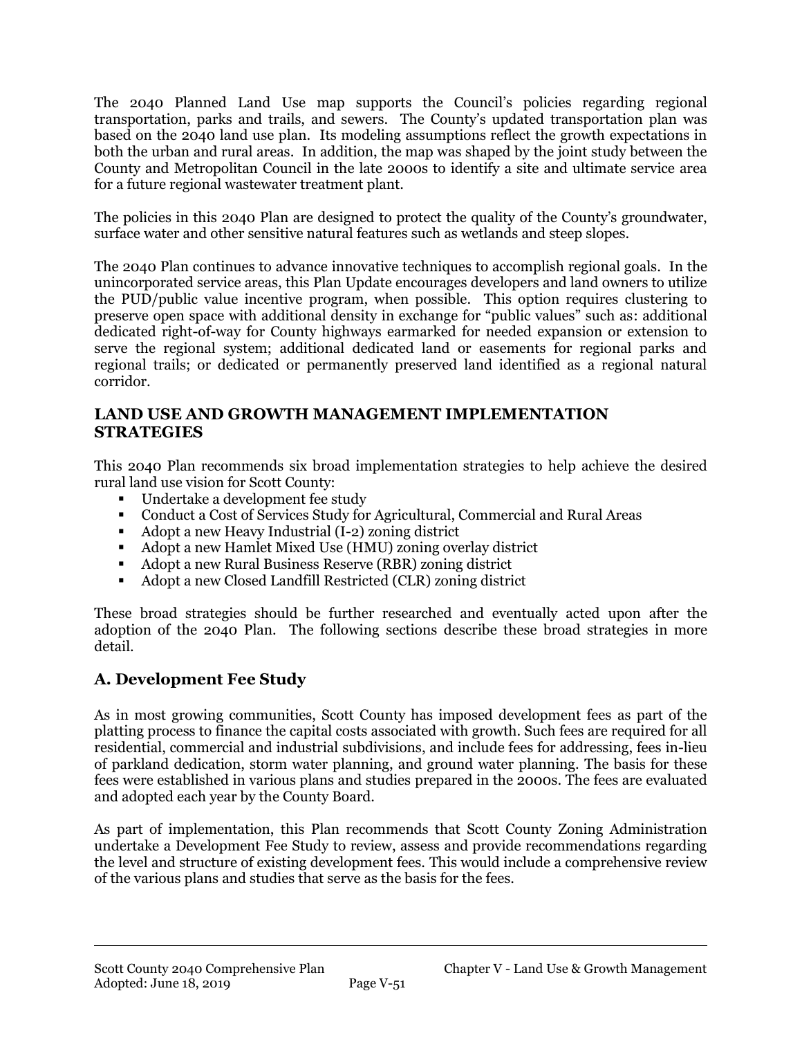The 2040 Planned Land Use map supports the Council's policies regarding regional transportation, parks and trails, and sewers. The County's updated transportation plan was based on the 2040 land use plan. Its modeling assumptions reflect the growth expectations in both the urban and rural areas. In addition, the map was shaped by the joint study between the County and Metropolitan Council in the late 2000s to identify a site and ultimate service area for a future regional wastewater treatment plant.

The policies in this 2040 Plan are designed to protect the quality of the County's groundwater, surface water and other sensitive natural features such as wetlands and steep slopes.

The 2040 Plan continues to advance innovative techniques to accomplish regional goals. In the unincorporated service areas, this Plan Update encourages developers and land owners to utilize the PUD/public value incentive program, when possible. This option requires clustering to preserve open space with additional density in exchange for "public values" such as: additional dedicated right-of-way for County highways earmarked for needed expansion or extension to serve the regional system; additional dedicated land or easements for regional parks and regional trails; or dedicated or permanently preserved land identified as a regional natural corridor.

## LAND USE AND GROWTH MANAGEMENT IMPLEMENTATION STRATEGIES

This 2040 Plan recommends six broad implementation strategies to help achieve the desired rural land use vision for Scott County:

- Undertake a development fee study
- Conduct a Cost of Services Study for Agricultural, Commercial and Rural Areas
- Adopt a new Heavy Industrial (I-2) zoning district
- Adopt a new Hamlet Mixed Use (HMU) zoning overlay district
- Adopt a new Rural Business Reserve (RBR) zoning district
- Adopt a new Closed Landfill Restricted (CLR) zoning district

These broad strategies should be further researched and eventually acted upon after the adoption of the 2040 Plan. The following sections describe these broad strategies in more detail.

### A. Development Fee Study

As in most growing communities, Scott County has imposed development fees as part of the platting process to finance the capital costs associated with growth. Such fees are required for all residential, commercial and industrial subdivisions, and include fees for addressing, fees in-lieu of parkland dedication, storm water planning, and ground water planning. The basis for these fees were established in various plans and studies prepared in the 2000s. The fees are evaluated and adopted each year by the County Board.

As part of implementation, this Plan recommends that Scott County Zoning Administration undertake a Development Fee Study to review, assess and provide recommendations regarding the level and structure of existing development fees. This would include a comprehensive review of the various plans and studies that serve as the basis for the fees.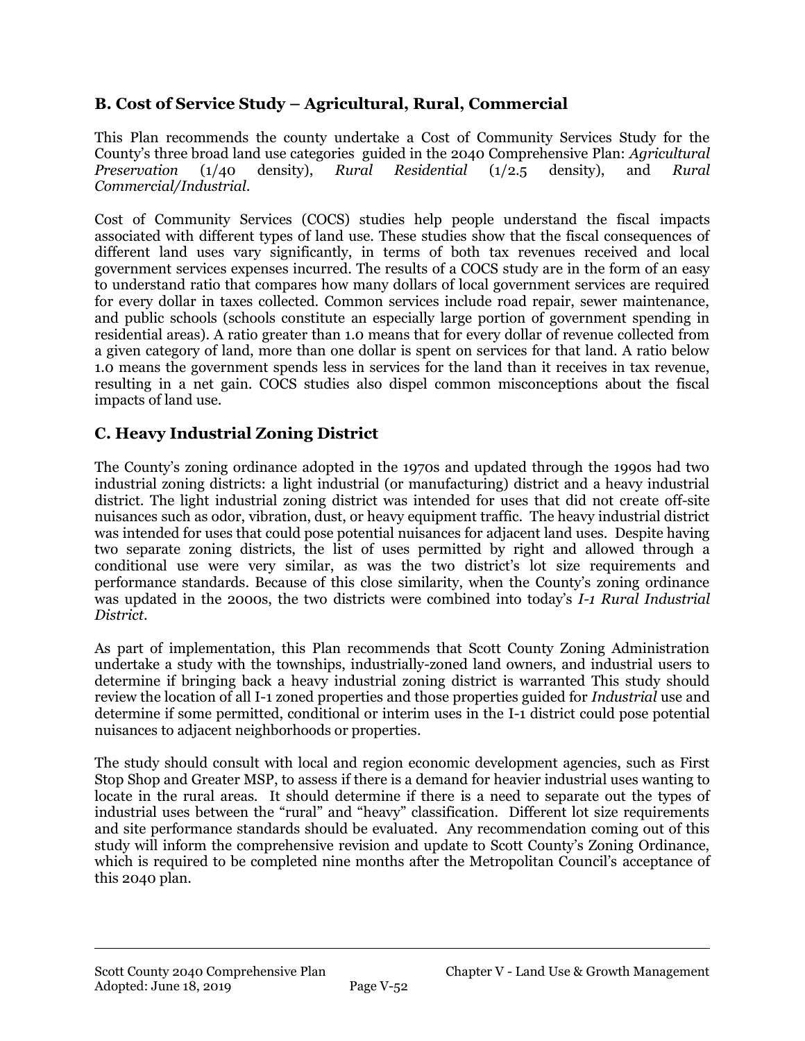## B. Cost of Service Study – Agricultural, Rural, Commercial

This Plan recommends the county undertake a Cost of Community Services Study for the County's three broad land use categories guided in the 2040 Comprehensive Plan: *Agricultural Preservation* (1/40 density), *Rural Residential* (1/2.5 density), and *Rural Commercial/Industrial*.

Cost of Community Services (COCS) studies help people understand the fiscal impacts associated with different types of land use. These studies show that the fiscal consequences of different land uses vary significantly, in terms of both tax revenues received and local government services expenses incurred. The results of a COCS study are in the form of an easy to understand ratio that compares how many dollars of local government services are required for every dollar in taxes collected. Common services include road repair, sewer maintenance, and public schools (schools constitute an especially large portion of government spending in residential areas). A ratio greater than 1.0 means that for every dollar of revenue collected from a given category of land, more than one dollar is spent on services for that land. A ratio below 1.0 means the government spends less in services for the land than it receives in tax revenue, resulting in a net gain. COCS studies also dispel common misconceptions about the fiscal impacts of land use.

## C. Heavy Industrial Zoning District

The County's zoning ordinance adopted in the 1970s and updated through the 1990s had two industrial zoning districts: a light industrial (or manufacturing) district and a heavy industrial district. The light industrial zoning district was intended for uses that did not create off-site nuisances such as odor, vibration, dust, or heavy equipment traffic. The heavy industrial district was intended for uses that could pose potential nuisances for adjacent land uses. Despite having two separate zoning districts, the list of uses permitted by right and allowed through a conditional use were very similar, as was the two district's lot size requirements and performance standards. Because of this close similarity, when the County's zoning ordinance was updated in the 2000s, the two districts were combined into today's *I-1 Rural Industrial District*.

As part of implementation, this Plan recommends that Scott County Zoning Administration undertake a study with the townships, industrially-zoned land owners, and industrial users to determine if bringing back a heavy industrial zoning district is warranted This study should review the location of all I-1 zoned properties and those properties guided for *Industrial* use and determine if some permitted, conditional or interim uses in the I-1 district could pose potential nuisances to adjacent neighborhoods or properties.

The study should consult with local and region economic development agencies, such as First Stop Shop and Greater MSP, to assess if there is a demand for heavier industrial uses wanting to locate in the rural areas. It should determine if there is a need to separate out the types of industrial uses between the "rural" and "heavy" classification. Different lot size requirements and site performance standards should be evaluated. Any recommendation coming out of this study will inform the comprehensive revision and update to Scott County's Zoning Ordinance, which is required to be completed nine months after the Metropolitan Council's acceptance of this 2040 plan.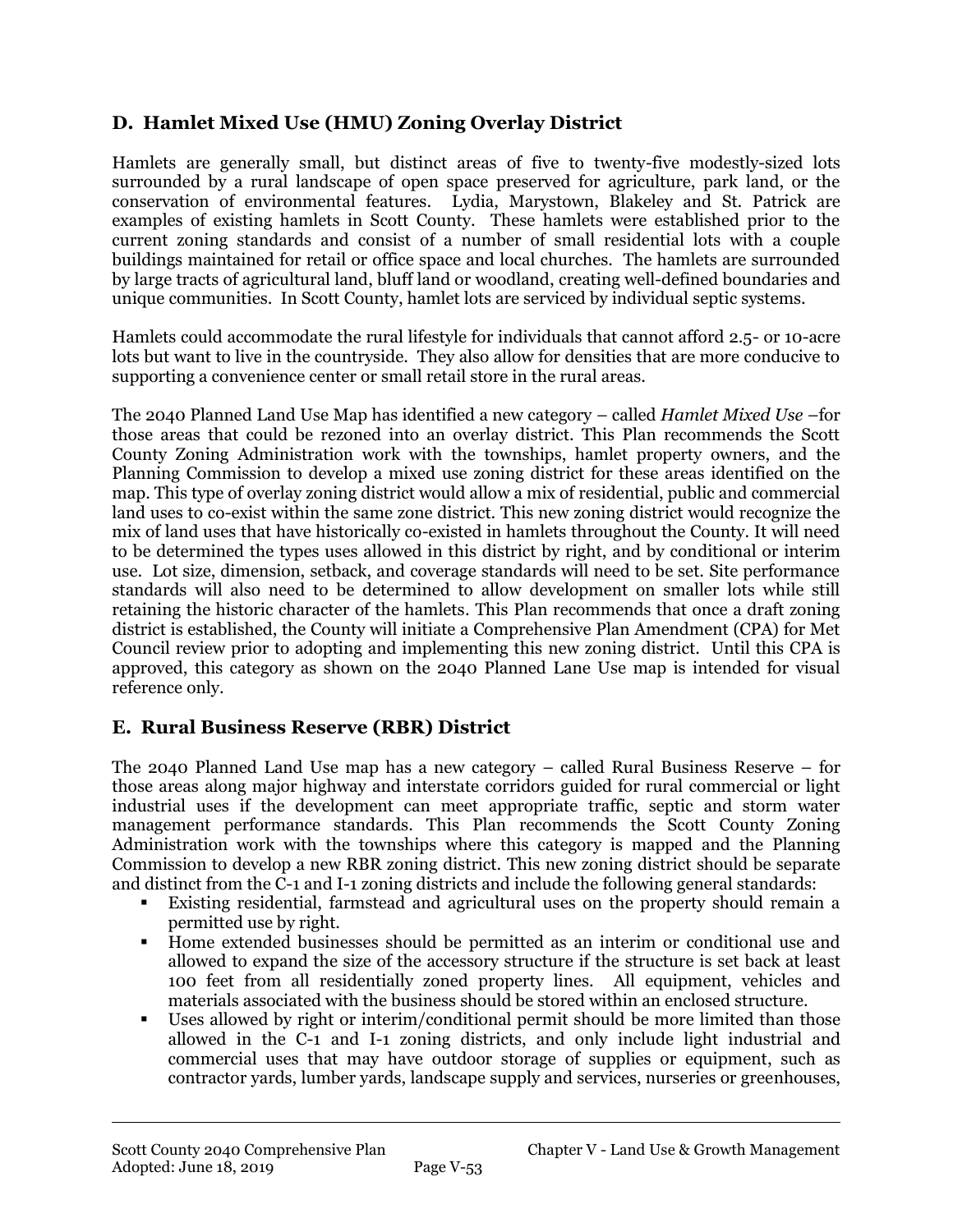## D. Hamlet Mixed Use (HMU) Zoning Overlay District

Hamlets are generally small, but distinct areas of five to twenty-five modestly-sized lots surrounded by a rural landscape of open space preserved for agriculture, park land, or the conservation of environmental features. Lydia, Marystown, Blakeley and St. Patrick are examples of existing hamlets in Scott County. These hamlets were established prior to the current zoning standards and consist of a number of small residential lots with a couple buildings maintained for retail or office space and local churches. The hamlets are surrounded by large tracts of agricultural land, bluff land or woodland, creating well-defined boundaries and unique communities. In Scott County, hamlet lots are serviced by individual septic systems.

Hamlets could accommodate the rural lifestyle for individuals that cannot afford 2.5- or 10-acre lots but want to live in the countryside. They also allow for densities that are more conducive to supporting a convenience center or small retail store in the rural areas.

The 2040 Planned Land Use Map has identified a new category – called *Hamlet Mixed Use* –for those areas that could be rezoned into an overlay district. This Plan recommends the Scott County Zoning Administration work with the townships, hamlet property owners, and the Planning Commission to develop a mixed use zoning district for these areas identified on the map. This type of overlay zoning district would allow a mix of residential, public and commercial land uses to co-exist within the same zone district. This new zoning district would recognize the mix of land uses that have historically co-existed in hamlets throughout the County. It will need to be determined the types uses allowed in this district by right, and by conditional or interim use. Lot size, dimension, setback, and coverage standards will need to be set. Site performance standards will also need to be determined to allow development on smaller lots while still retaining the historic character of the hamlets. This Plan recommends that once a draft zoning district is established, the County will initiate a Comprehensive Plan Amendment (CPA) for Met Council review prior to adopting and implementing this new zoning district. Until this CPA is approved, this category as shown on the 2040 Planned Lane Use map is intended for visual reference only.

## E. Rural Business Reserve (RBR) District

The 2040 Planned Land Use map has a new category – called Rural Business Reserve – for those areas along major highway and interstate corridors guided for rural commercial or light industrial uses if the development can meet appropriate traffic, septic and storm water management performance standards. This Plan recommends the Scott County Zoning Administration work with the townships where this category is mapped and the Planning Commission to develop a new RBR zoning district. This new zoning district should be separate and distinct from the C-1 and I-1 zoning districts and include the following general standards:

- Existing residential, farmstead and agricultural uses on the property should remain a permitted use by right.
- Home extended businesses should be permitted as an interim or conditional use and allowed to expand the size of the accessory structure if the structure is set back at least 100 feet from all residentially zoned property lines. All equipment, vehicles and materials associated with the business should be stored within an enclosed structure.
- Uses allowed by right or interim/conditional permit should be more limited than those allowed in the C-1 and I-1 zoning districts, and only include light industrial and commercial uses that may have outdoor storage of supplies or equipment, such as contractor yards, lumber yards, landscape supply and services, nurseries or greenhouses,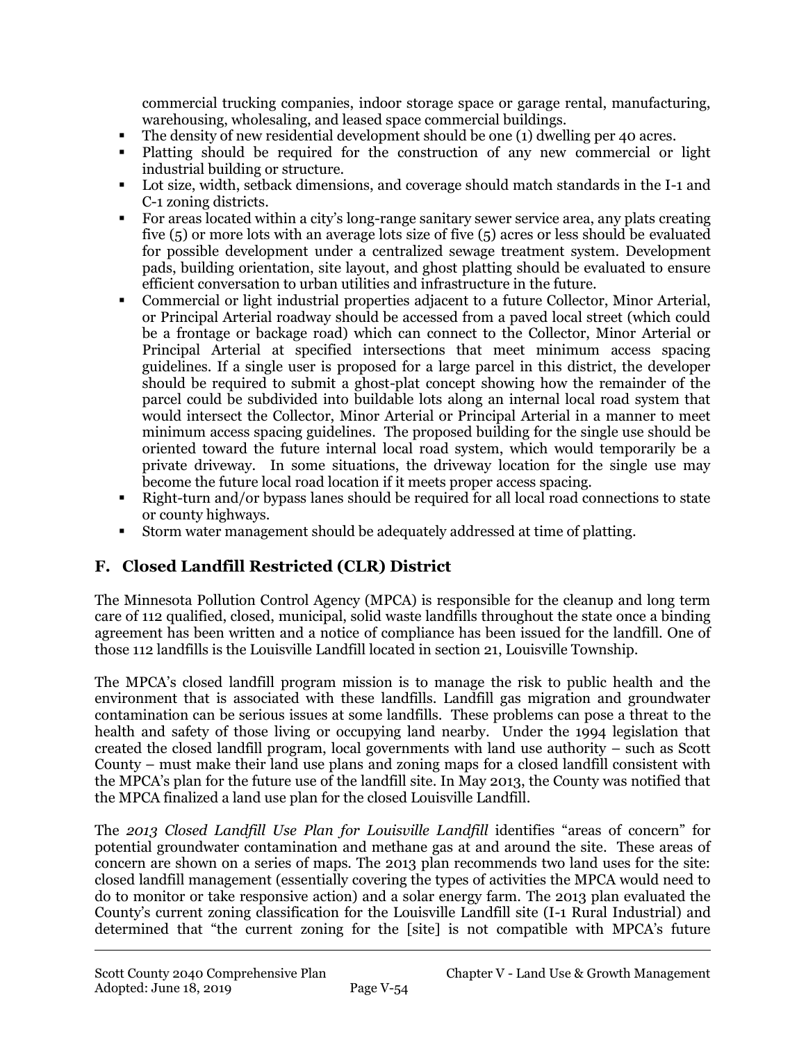commercial trucking companies, indoor storage space or garage rental, manufacturing, warehousing, wholesaling, and leased space commercial buildings.

- The density of new residential development should be one (1) dwelling per 40 acres.
- Platting should be required for the construction of any new commercial or light industrial building or structure.
- Lot size, width, setback dimensions, and coverage should match standards in the I-1 and C-1 zoning districts.
- For areas located within a city's long-range sanitary sewer service area, any plats creating five (5) or more lots with an average lots size of five (5) acres or less should be evaluated for possible development under a centralized sewage treatment system. Development pads, building orientation, site layout, and ghost platting should be evaluated to ensure efficient conversation to urban utilities and infrastructure in the future.
- Commercial or light industrial properties adjacent to a future Collector, Minor Arterial, or Principal Arterial roadway should be accessed from a paved local street (which could be a frontage or backage road) which can connect to the Collector, Minor Arterial or Principal Arterial at specified intersections that meet minimum access spacing guidelines. If a single user is proposed for a large parcel in this district, the developer should be required to submit a ghost-plat concept showing how the remainder of the parcel could be subdivided into buildable lots along an internal local road system that would intersect the Collector, Minor Arterial or Principal Arterial in a manner to meet minimum access spacing guidelines. The proposed building for the single use should be oriented toward the future internal local road system, which would temporarily be a private driveway. In some situations, the driveway location for the single use may become the future local road location if it meets proper access spacing.
- Right-turn and/or bypass lanes should be required for all local road connections to state or county highways.
- Storm water management should be adequately addressed at time of platting.

## F. Closed Landfill Restricted (CLR) District

The Minnesota Pollution Control Agency (MPCA) is responsible for the cleanup and long term care of 112 qualified, closed, municipal, solid waste landfills throughout the state once a binding agreement has been written and a notice of compliance has been issued for the landfill. One of those 112 landfills is the Louisville Landfill located in section 21, Louisville Township.

The MPCA's closed landfill program mission is to manage the risk to public health and the environment that is associated with these landfills. Landfill gas migration and groundwater contamination can be serious issues at some landfills. These problems can pose a threat to the health and safety of those living or occupying land nearby. Under the 1994 legislation that created the closed landfill program, local governments with land use authority – such as Scott County – must make their land use plans and zoning maps for a closed landfill consistent with the MPCA's plan for the future use of the landfill site. In May 2013, the County was notified that the MPCA finalized a land use plan for the closed Louisville Landfill.

The *2013 Closed Landfill Use Plan for Louisville Landfill* identifies "areas of concern" for potential groundwater contamination and methane gas at and around the site. These areas of concern are shown on a series of maps. The 2013 plan recommends two land uses for the site: closed landfill management (essentially covering the types of activities the MPCA would need to do to monitor or take responsive action) and a solar energy farm. The 2013 plan evaluated the County's current zoning classification for the Louisville Landfill site (I-1 Rural Industrial) and determined that "the current zoning for the [site] is not compatible with MPCA's future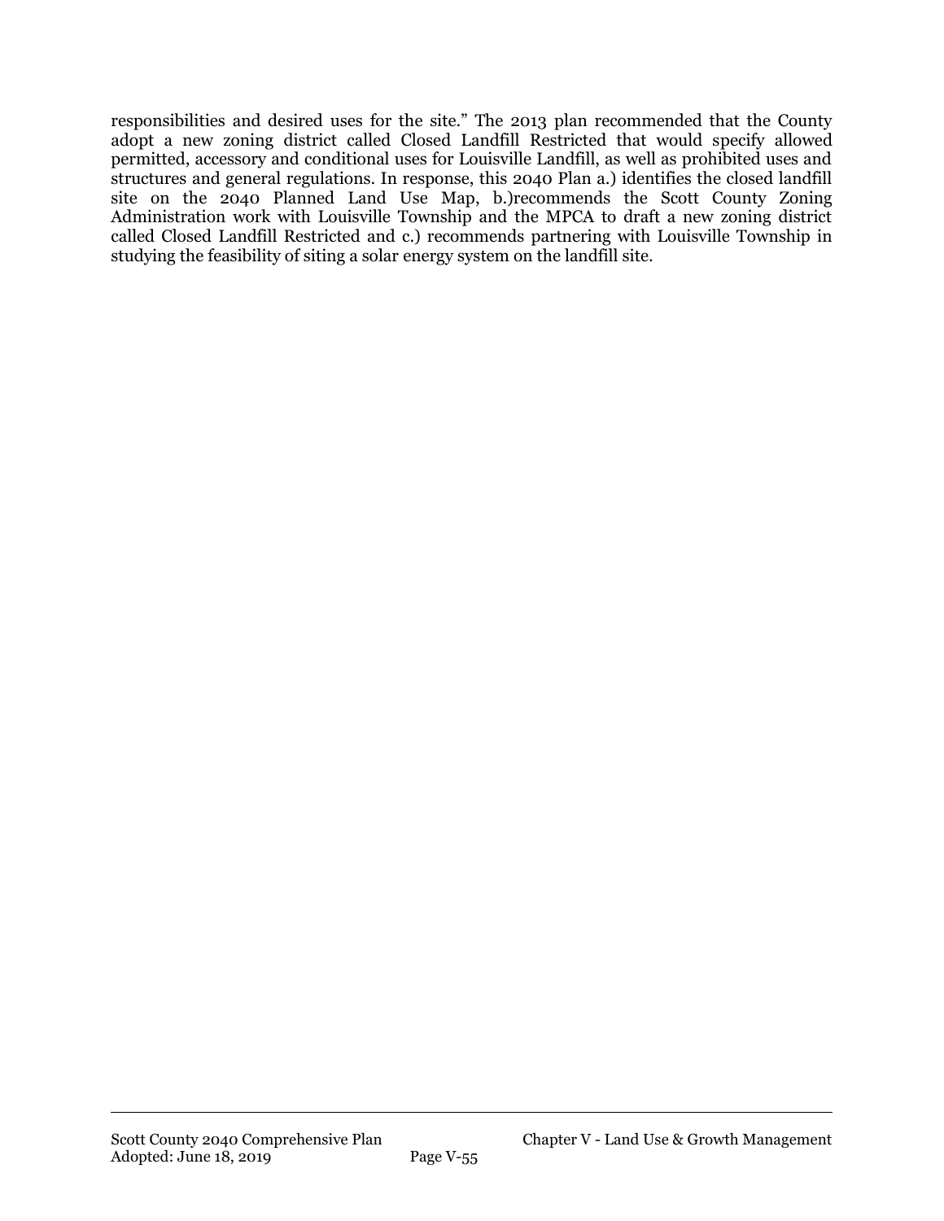responsibilities and desired uses for the site." The 2013 plan recommended that the County adopt a new zoning district called Closed Landfill Restricted that would specify allowed permitted, accessory and conditional uses for Louisville Landfill, as well as prohibited uses and structures and general regulations. In response, this 2040 Plan a.) identifies the closed landfill site on the 2040 Planned Land Use Map, b.)recommends the Scott County Zoning Administration work with Louisville Township and the MPCA to draft a new zoning district called Closed Landfill Restricted and c.) recommends partnering with Louisville Township in studying the feasibility of siting a solar energy system on the landfill site.